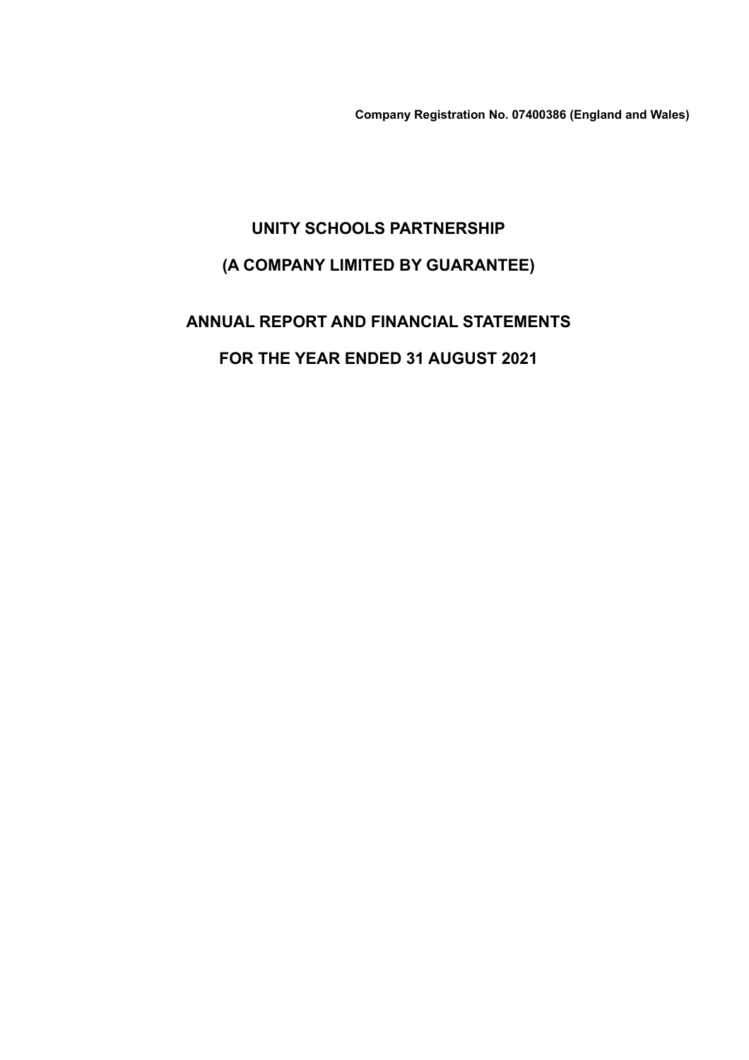**Company Registration No. 07400386 (England and Wales)**

# UNITY SCHOOLS PARTNERSHIP

# (A COMPANY LIMITED BY GUARANTEE)

# ANNUAL REPORT AND FINANCIAL STATEMENTS

# FOR THE YEAR ENDED 31 AUGUST 2021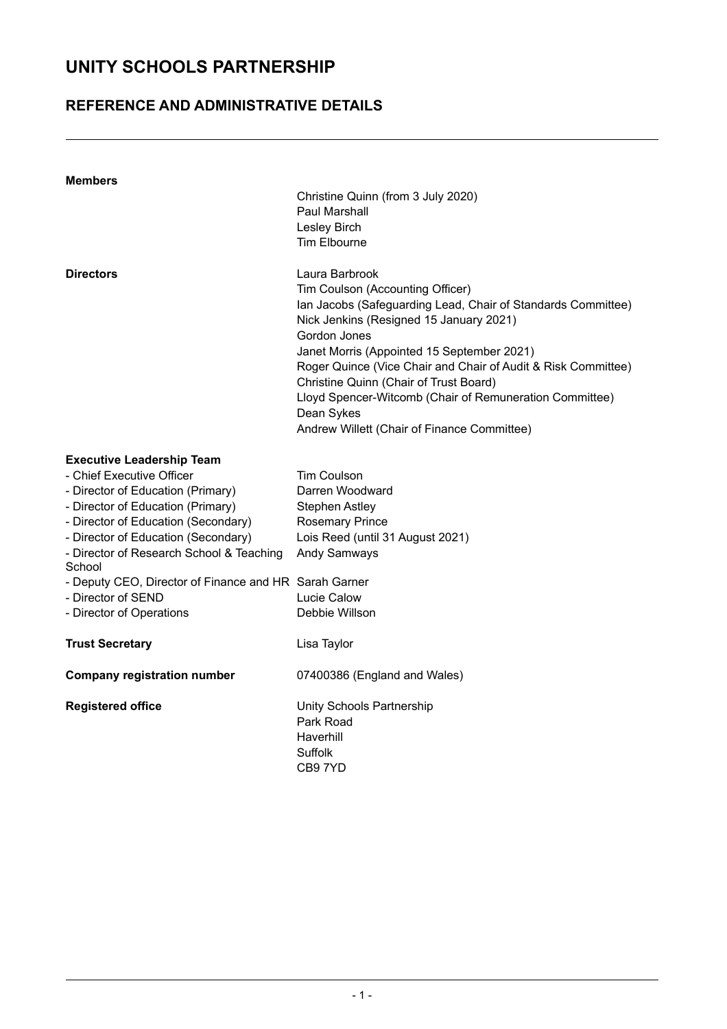# UNITY SCHOOLS PARTNERSHIP

## REFERENCE AND ADMINISTRATIVE DETAILS

| | |
|---|---|
| **Members** | Christine Quinn (from 3 July 2020) |
| | Paul Marshall |
| | Lesley Birch |
| | Tim Elbourne |
| **Directors** | Laura Barbrook |
| | Tim Coulson (Accounting Officer) |
| | Ian Jacobs (Safeguarding Lead, Chair of Standards Committee) |
| | Nick Jenkins (Resigned 15 January 2021) |
| | Gordon Jones |
| | Janet Morris (Appointed 15 September 2021) |
| | Roger Quince (Vice Chair and Chair of Audit & Risk Committee) |
| | Christine Quinn (Chair of Trust Board) |
| | Lloyd Spencer-Witcomb (Chair of Remuneration Committee) |
| | Dean Sykes |
| | Andrew Willett (Chair of Finance Committee) |
| **Executive Leadership Team** | |
| - Chief Executive Officer | Tim Coulson |
| - Director of Education (Primary) | Darren Woodward |
| - Director of Education (Primary) | Stephen Astley |
| - Director of Education (Secondary) | Rosemary Prince |
| - Director of Education (Secondary) | Lois Reed (until 31 August 2021) |
| - Director of Research School & Teaching School | Andy Samways |
| - Deputy CEO, Director of Finance and HR | Sarah Garner |
| - Director of SEND | Lucie Calow |
| - Director of Operations | Debbie Willson |
| **Trust Secretary** | Lisa Taylor |
| **Company registration number** | 07400386 (England and Wales) |
| **Registered office** | Unity Schools Partnership |
| | Park Road |
| | Haverhill |
| | Suffolk |
| | CB9 7YD |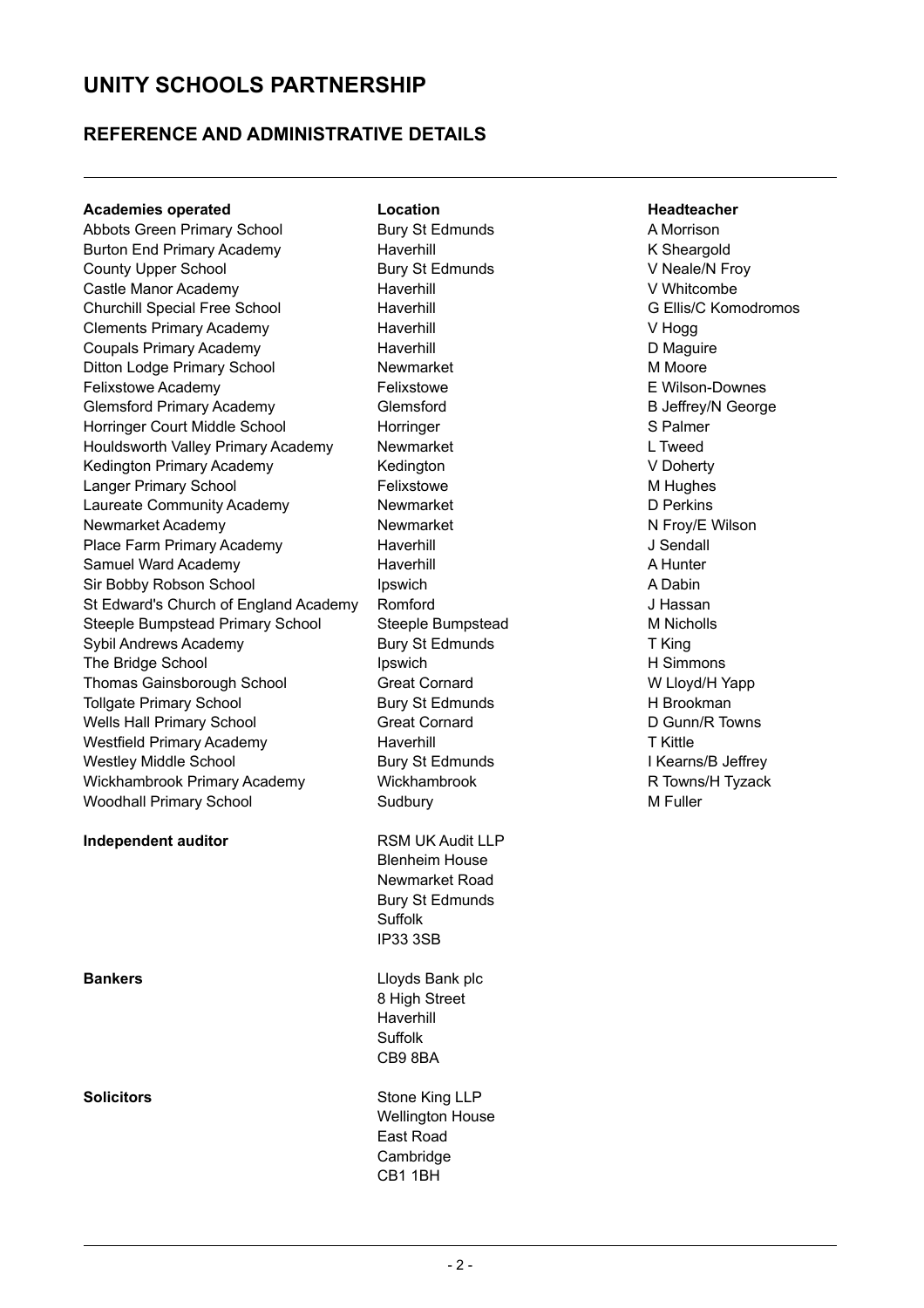# UNITY SCHOOLS PARTNERSHIP

## REFERENCE AND ADMINISTRATIVE DETAILS

| Academies operated | Location | Headteacher |
| --- | --- | --- |
| Abbots Green Primary School | Bury St Edmunds | A Morrison |
| Burton End Primary Academy | Haverhill | K Sheargold |
| County Upper School | Bury St Edmunds | V Neale/N Froy |
| Castle Manor Academy | Haverhill | V Whitcombe |
| Churchill Special Free School | Haverhill | G Ellis/C Komodromos |
| Clements Primary Academy | Haverhill | V Hogg |
| Coupals Primary Academy | Haverhill | D Maguire |
| Ditton Lodge Primary School | Newmarket | M Moore |
| Felixstowe Academy | Felixstowe | E Wilson-Downes |
| Glemsford Primary Academy | Glemsford | B Jeffrey/N George |
| Horringer Court Middle School | Horringer | S Palmer |
| Houldsworth Valley Primary Academy | Newmarket | L Tweed |
| Kedington Primary Academy | Kedington | V Doherty |
| Langer Primary School | Felixstowe | M Hughes |
| Laureate Community Academy | Newmarket | D Perkins |
| Newmarket Academy | Newmarket | N Froy/E Wilson |
| Place Farm Primary Academy | Haverhill | J Sendall |
| Samuel Ward Academy | Haverhill | A Hunter |
| Sir Bobby Robson School | Ipswich | A Dabin |
| St Edward's Church of England Academy | Romford | J Hassan |
| Steeple Bumpstead Primary School | Steeple Bumpstead | M Nicholls |
| Sybil Andrews Academy | Bury St Edmunds | T King |
| The Bridge School | Ipswich | H Simmons |
| Thomas Gainsborough School | Great Cornard | W Lloyd/H Yapp |
| Tollgate Primary School | Bury St Edmunds | H Brookman |
| Wells Hall Primary School | Great Cornard | D Gunn/R Towns |
| Westfield Primary Academy | Haverhill | T Kittle |
| Westley Middle School | Bury St Edmunds | I Kearns/B Jeffrey |
| Wickhambrook Primary Academy | Wickhambrook | R Towns/H Tyzack |
| Woodhall Primary School | Sudbury | M Fuller |

**Independent auditor**

RSM UK Audit LLP
Blenheim House
Newmarket Road
Bury St Edmunds
Suffolk
IP33 3SB

**Bankers**

Lloyds Bank plc
8 High Street
Haverhill
Suffolk
CB9 8BA

**Solicitors**

Stone King LLP
Wellington House
East Road
Cambridge
CB1 1BH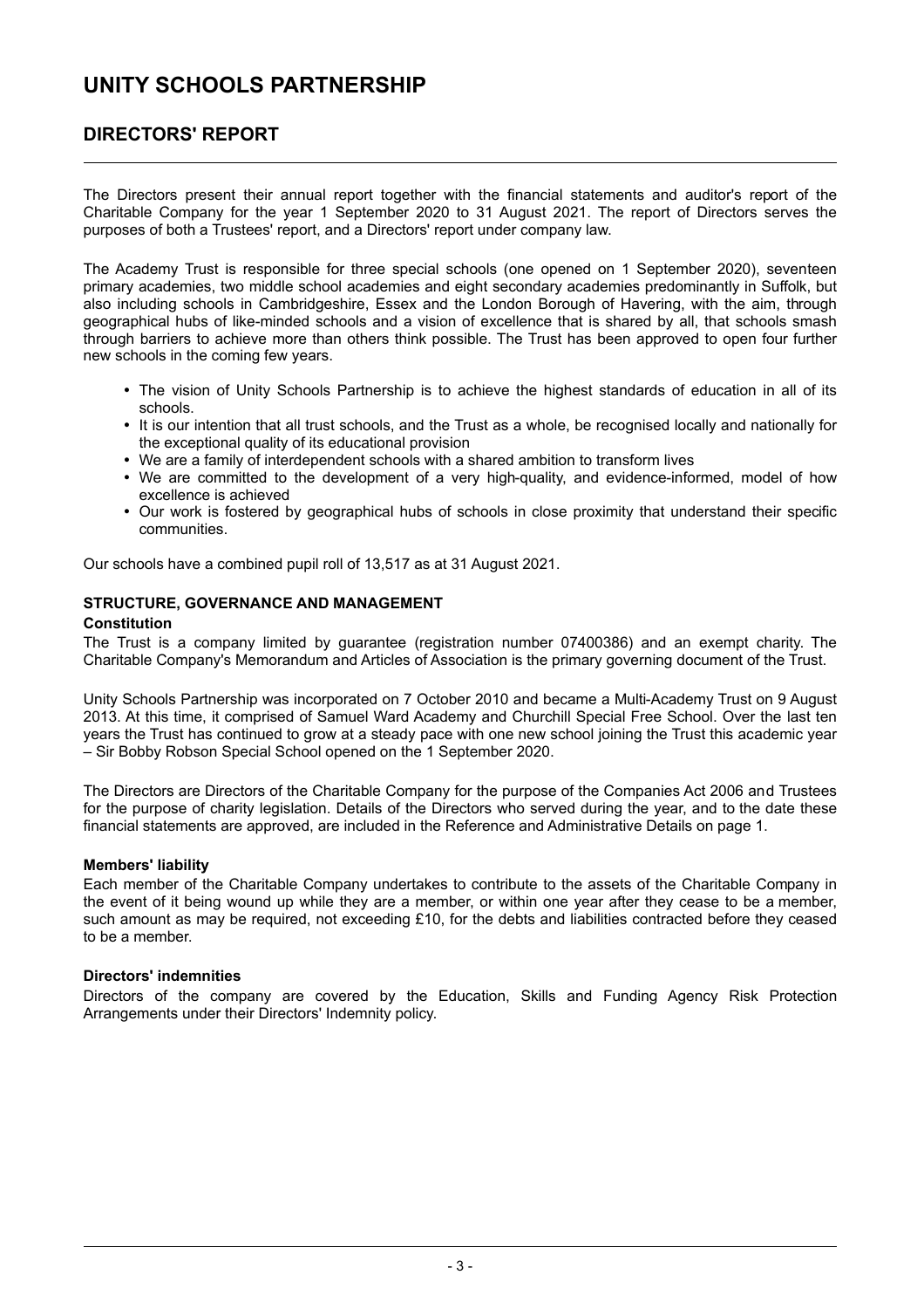# UNITY SCHOOLS PARTNERSHIP

## DIRECTORS' REPORT

The Directors present their annual report together with the financial statements and auditor's report of the Charitable Company for the year 1 September 2020 to 31 August 2021. The report of Directors serves the purposes of both a Trustees' report, and a Directors' report under company law.

The Academy Trust is responsible for three special schools (one opened on 1 September 2020), seventeen primary academies, two middle school academies and eight secondary academies predominantly in Suffolk, but also including schools in Cambridgeshire, Essex and the London Borough of Havering, with the aim, through geographical hubs of like-minded schools and a vision of excellence that is shared by all, that schools smash through barriers to achieve more than others think possible. The Trust has been approved to open four further new schools in the coming few years.

- The vision of Unity Schools Partnership is to achieve the highest standards of education in all of its schools.
- It is our intention that all trust schools, and the Trust as a whole, be recognised locally and nationally for the exceptional quality of its educational provision
- We are a family of interdependent schools with a shared ambition to transform lives
- We are committed to the development of a very high-quality, and evidence-informed, model of how excellence is achieved
- Our work is fostered by geographical hubs of schools in close proximity that understand their specific communities.

Our schools have a combined pupil roll of 13,517 as at 31 August 2021.

### STRUCTURE, GOVERNANCE AND MANAGEMENT

**Constitution**

The Trust is a company limited by guarantee (registration number 07400386) and an exempt charity. The Charitable Company's Memorandum and Articles of Association is the primary governing document of the Trust.

Unity Schools Partnership was incorporated on 7 October 2010 and became a Multi-Academy Trust on 9 August 2013. At this time, it comprised of Samuel Ward Academy and Churchill Special Free School. Over the last ten years the Trust has continued to grow at a steady pace with one new school joining the Trust this academic year – Sir Bobby Robson Special School opened on the 1 September 2020.

The Directors are Directors of the Charitable Company for the purpose of the Companies Act 2006 and Trustees for the purpose of charity legislation. Details of the Directors who served during the year, and to the date these financial statements are approved, are included in the Reference and Administrative Details on page 1.

**Members' liability**

Each member of the Charitable Company undertakes to contribute to the assets of the Charitable Company in the event of it being wound up while they are a member, or within one year after they cease to be a member, such amount as may be required, not exceeding £10, for the debts and liabilities contracted before they ceased to be a member.

**Directors' indemnities**

Directors of the company are covered by the Education, Skills and Funding Agency Risk Protection Arrangements under their Directors' Indemnity policy.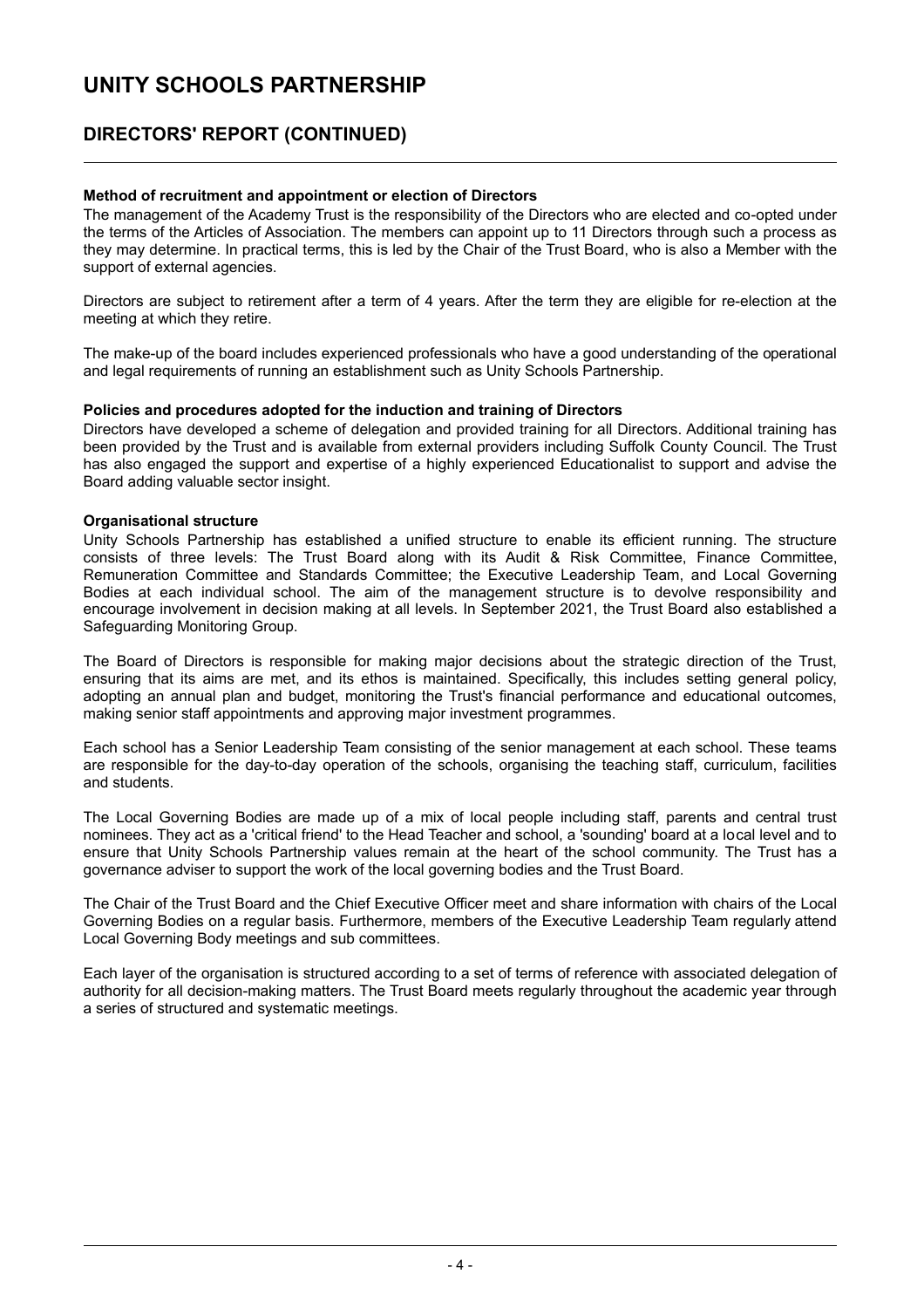# UNITY SCHOOLS PARTNERSHIP

## DIRECTORS' REPORT (CONTINUED)

**Method of recruitment and appointment or election of Directors**

The management of the Academy Trust is the responsibility of the Directors who are elected and co-opted under the terms of the Articles of Association. The members can appoint up to 11 Directors through such a process as they may determine. In practical terms, this is led by the Chair of the Trust Board, who is also a Member with the support of external agencies.

Directors are subject to retirement after a term of 4 years. After the term they are eligible for re-election at the meeting at which they retire.

The make-up of the board includes experienced professionals who have a good understanding of the operational and legal requirements of running an establishment such as Unity Schools Partnership.

**Policies and procedures adopted for the induction and training of Directors**

Directors have developed a scheme of delegation and provided training for all Directors. Additional training has been provided by the Trust and is available from external providers including Suffolk County Council. The Trust has also engaged the support and expertise of a highly experienced Educationalist to support and advise the Board adding valuable sector insight.

**Organisational structure**

Unity Schools Partnership has established a unified structure to enable its efficient running. The structure consists of three levels: The Trust Board along with its Audit & Risk Committee, Finance Committee, Remuneration Committee and Standards Committee; the Executive Leadership Team, and Local Governing Bodies at each individual school. The aim of the management structure is to devolve responsibility and encourage involvement in decision making at all levels. In September 2021, the Trust Board also established a Safeguarding Monitoring Group.

The Board of Directors is responsible for making major decisions about the strategic direction of the Trust, ensuring that its aims are met, and its ethos is maintained. Specifically, this includes setting general policy, adopting an annual plan and budget, monitoring the Trust's financial performance and educational outcomes, making senior staff appointments and approving major investment programmes.

Each school has a Senior Leadership Team consisting of the senior management at each school. These teams are responsible for the day-to-day operation of the schools, organising the teaching staff, curriculum, facilities and students.

The Local Governing Bodies are made up of a mix of local people including staff, parents and central trust nominees. They act as a 'critical friend' to the Head Teacher and school, a 'sounding' board at a local level and to ensure that Unity Schools Partnership values remain at the heart of the school community. The Trust has a governance adviser to support the work of the local governing bodies and the Trust Board.

The Chair of the Trust Board and the Chief Executive Officer meet and share information with chairs of the Local Governing Bodies on a regular basis. Furthermore, members of the Executive Leadership Team regularly attend Local Governing Body meetings and sub committees.

Each layer of the organisation is structured according to a set of terms of reference with associated delegation of authority for all decision-making matters. The Trust Board meets regularly throughout the academic year through a series of structured and systematic meetings.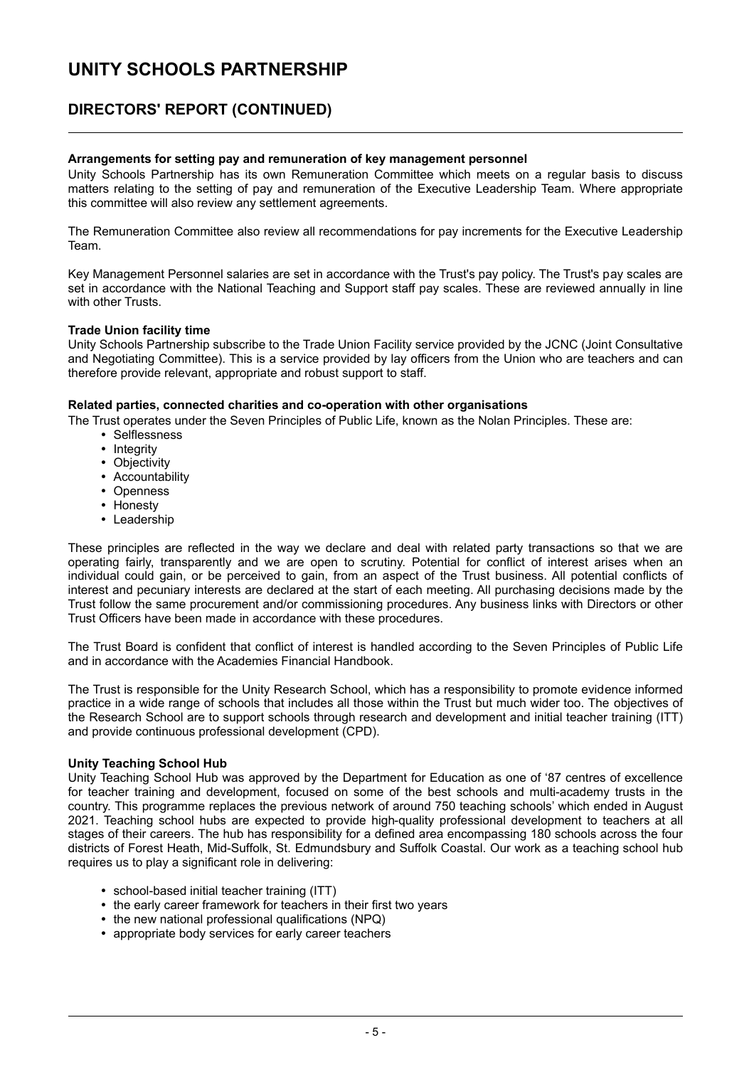# UNITY SCHOOLS PARTNERSHIP

## DIRECTORS' REPORT (CONTINUED)

**Arrangements for setting pay and remuneration of key management personnel**

Unity Schools Partnership has its own Remuneration Committee which meets on a regular basis to discuss matters relating to the setting of pay and remuneration of the Executive Leadership Team. Where appropriate this committee will also review any settlement agreements.

The Remuneration Committee also review all recommendations for pay increments for the Executive Leadership Team.

Key Management Personnel salaries are set in accordance with the Trust's pay policy. The Trust's pay scales are set in accordance with the National Teaching and Support staff pay scales. These are reviewed annually in line with other Trusts.

**Trade Union facility time**

Unity Schools Partnership subscribe to the Trade Union Facility service provided by the JCNC (Joint Consultative and Negotiating Committee). This is a service provided by lay officers from the Union who are teachers and can therefore provide relevant, appropriate and robust support to staff.

**Related parties, connected charities and co-operation with other organisations**

The Trust operates under the Seven Principles of Public Life, known as the Nolan Principles. These are:

- Selflessness
- Integrity
- Objectivity
- Accountability
- Openness
- Honesty
- Leadership

These principles are reflected in the way we declare and deal with related party transactions so that we are operating fairly, transparently and we are open to scrutiny. Potential for conflict of interest arises when an individual could gain, or be perceived to gain, from an aspect of the Trust business. All potential conflicts of interest and pecuniary interests are declared at the start of each meeting. All purchasing decisions made by the Trust follow the same procurement and/or commissioning procedures. Any business links with Directors or other Trust Officers have been made in accordance with these procedures.

The Trust Board is confident that conflict of interest is handled according to the Seven Principles of Public Life and in accordance with the Academies Financial Handbook.

The Trust is responsible for the Unity Research School, which has a responsibility to promote evidence informed practice in a wide range of schools that includes all those within the Trust but much wider too. The objectives of the Research School are to support schools through research and development and initial teacher training (ITT) and provide continuous professional development (CPD).

**Unity Teaching School Hub**

Unity Teaching School Hub was approved by the Department for Education as one of '87 centres of excellence for teacher training and development, focused on some of the best schools and multi-academy trusts in the country. This programme replaces the previous network of around 750 teaching schools' which ended in August 2021. Teaching school hubs are expected to provide high-quality professional development to teachers at all stages of their careers. The hub has responsibility for a defined area encompassing 180 schools across the four districts of Forest Heath, Mid-Suffolk, St. Edmundsbury and Suffolk Coastal. Our work as a teaching school hub requires us to play a significant role in delivering:

- school-based initial teacher training (ITT)
- the early career framework for teachers in their first two years
- the new national professional qualifications (NPQ)
- appropriate body services for early career teachers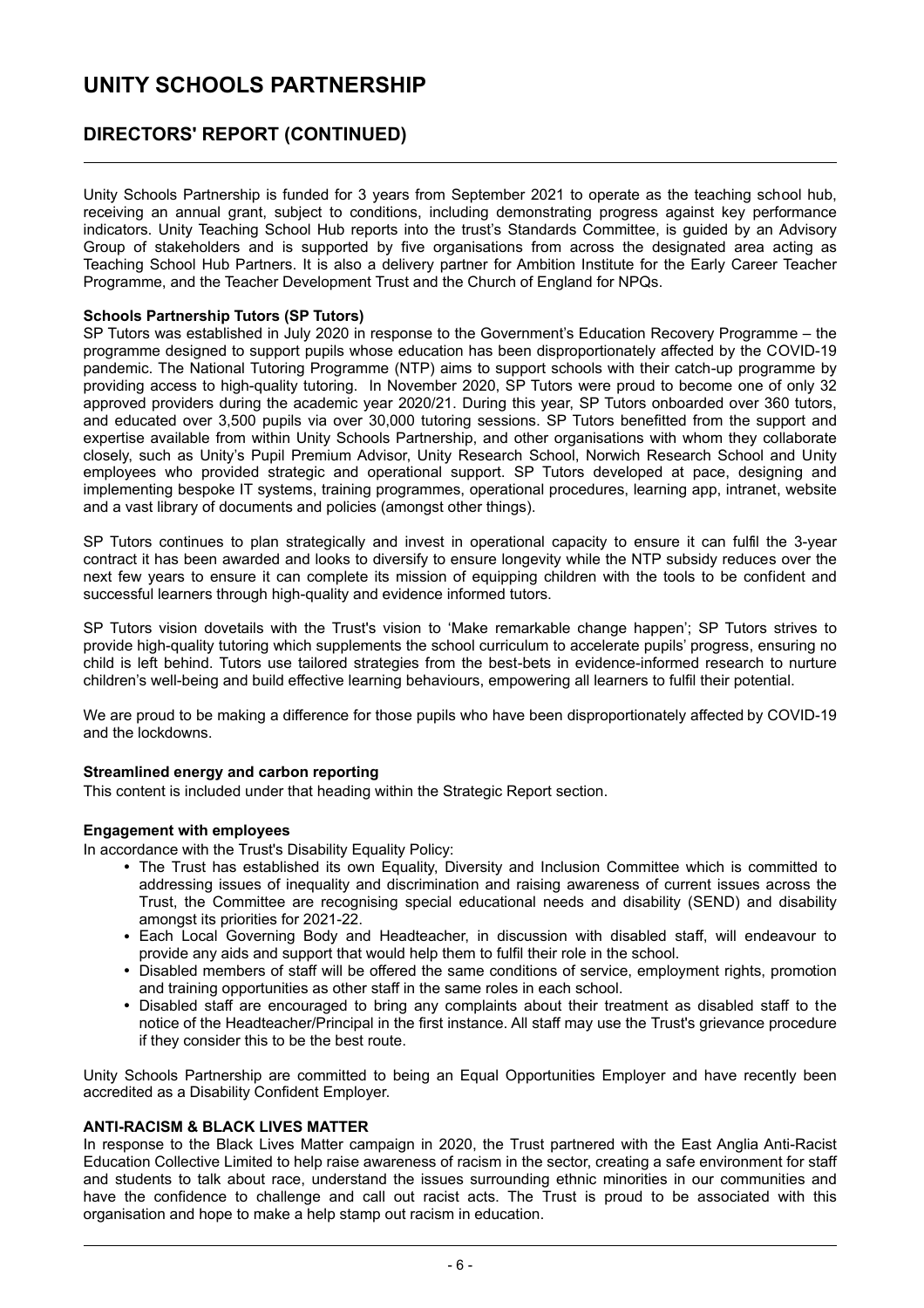# UNITY SCHOOLS PARTNERSHIP

## DIRECTORS' REPORT (CONTINUED)

Unity Schools Partnership is funded for 3 years from September 2021 to operate as the teaching school hub, receiving an annual grant, subject to conditions, including demonstrating progress against key performance indicators. Unity Teaching School Hub reports into the trust's Standards Committee, is guided by an Advisory Group of stakeholders and is supported by five organisations from across the designated area acting as Teaching School Hub Partners. It is also a delivery partner for Ambition Institute for the Early Career Teacher Programme, and the Teacher Development Trust and the Church of England for NPQs.

**Schools Partnership Tutors (SP Tutors)**

SP Tutors was established in July 2020 in response to the Government's Education Recovery Programme – the programme designed to support pupils whose education has been disproportionately affected by the COVID-19 pandemic. The National Tutoring Programme (NTP) aims to support schools with their catch-up programme by providing access to high-quality tutoring. In November 2020, SP Tutors were proud to become one of only 32 approved providers during the academic year 2020/21. During this year, SP Tutors onboarded over 360 tutors, and educated over 3,500 pupils via over 30,000 tutoring sessions. SP Tutors benefitted from the support and expertise available from within Unity Schools Partnership, and other organisations with whom they collaborate closely, such as Unity's Pupil Premium Advisor, Unity Research School, Norwich Research School and Unity employees who provided strategic and operational support. SP Tutors developed at pace, designing and implementing bespoke IT systems, training programmes, operational procedures, learning app, intranet, website and a vast library of documents and policies (amongst other things).

SP Tutors continues to plan strategically and invest in operational capacity to ensure it can fulfil the 3-year contract it has been awarded and looks to diversify to ensure longevity while the NTP subsidy reduces over the next few years to ensure it can complete its mission of equipping children with the tools to be confident and successful learners through high-quality and evidence informed tutors.

SP Tutors vision dovetails with the Trust's vision to 'Make remarkable change happen'; SP Tutors strives to provide high-quality tutoring which supplements the school curriculum to accelerate pupils' progress, ensuring no child is left behind. Tutors use tailored strategies from the best-bets in evidence-informed research to nurture children's well-being and build effective learning behaviours, empowering all learners to fulfil their potential.

We are proud to be making a difference for those pupils who have been disproportionately affected by COVID-19 and the lockdowns.

**Streamlined energy and carbon reporting**

This content is included under that heading within the Strategic Report section.

**Engagement with employees**

In accordance with the Trust's Disability Equality Policy:

- The Trust has established its own Equality, Diversity and Inclusion Committee which is committed to addressing issues of inequality and discrimination and raising awareness of current issues across the Trust, the Committee are recognising special educational needs and disability (SEND) and disability amongst its priorities for 2021-22.
- Each Local Governing Body and Headteacher, in discussion with disabled staff, will endeavour to provide any aids and support that would help them to fulfil their role in the school.
- Disabled members of staff will be offered the same conditions of service, employment rights, promotion and training opportunities as other staff in the same roles in each school.
- Disabled staff are encouraged to bring any complaints about their treatment as disabled staff to the notice of the Headteacher/Principal in the first instance. All staff may use the Trust's grievance procedure if they consider this to be the best route.

Unity Schools Partnership are committed to being an Equal Opportunities Employer and have recently been accredited as a Disability Confident Employer.

**ANTI-RACISM & BLACK LIVES MATTER**

In response to the Black Lives Matter campaign in 2020, the Trust partnered with the East Anglia Anti-Racist Education Collective Limited to help raise awareness of racism in the sector, creating a safe environment for staff and students to talk about race, understand the issues surrounding ethnic minorities in our communities and have the confidence to challenge and call out racist acts. The Trust is proud to be associated with this organisation and hope to make a help stamp out racism in education.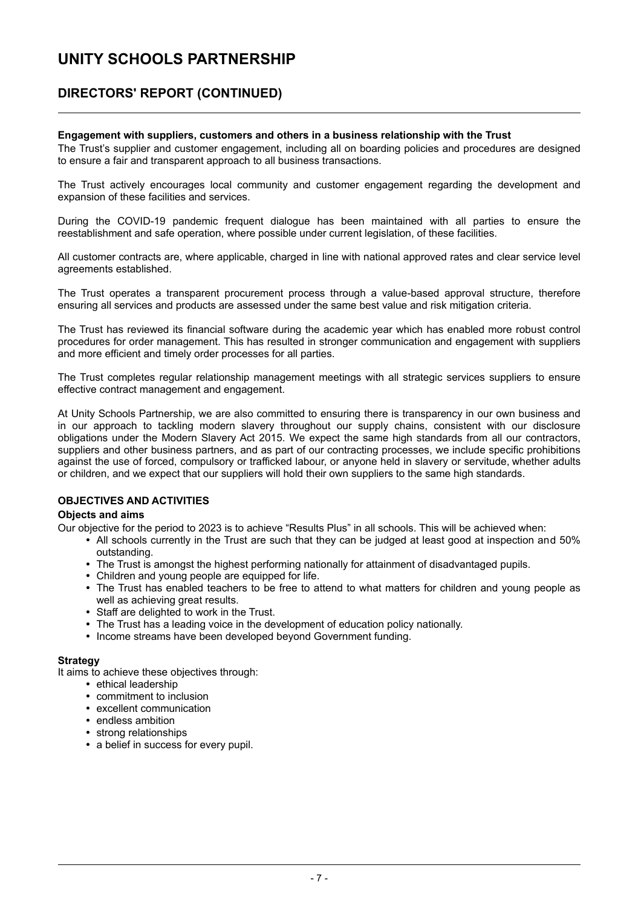## Engagement with suppliers, customers and others in a business relationship with the Trust

The Trust's supplier and customer engagement, including all on boarding policies and procedures are designed to ensure a fair and transparent approach to all business transactions.

The Trust actively encourages local community and customer engagement regarding the development and expansion of these facilities and services.

During the COVID-19 pandemic frequent dialogue has been maintained with all parties to ensure the reestablishment and safe operation, where possible under current legislation, of these facilities.

All customer contracts are, where applicable, charged in line with national approved rates and clear service level agreements established.

The Trust operates a transparent procurement process through a value-based approval structure, therefore ensuring all services and products are assessed under the same best value and risk mitigation criteria.

The Trust has reviewed its financial software during the academic year which has enabled more robust control procedures for order management. This has resulted in stronger communication and engagement with suppliers and more efficient and timely order processes for all parties.

The Trust completes regular relationship management meetings with all strategic services suppliers to ensure effective contract management and engagement.

At Unity Schools Partnership, we are also committed to ensuring there is transparency in our own business and in our approach to tackling modern slavery throughout our supply chains, consistent with our disclosure obligations under the Modern Slavery Act 2015. We expect the same high standards from all our contractors, suppliers and other business partners, and as part of our contracting processes, we include specific prohibitions against the use of forced, compulsory or trafficked labour, or anyone held in slavery or servitude, whether adults or children, and we expect that our suppliers will hold their own suppliers to the same high standards.

## OBJECTIVES AND ACTIVITIES

### Objects and aims

Our objective for the period to 2023 is to achieve "Results Plus" in all schools. This will be achieved when:

- All schools currently in the Trust are such that they can be judged at least good at inspection and 50% outstanding.
- The Trust is amongst the highest performing nationally for attainment of disadvantaged pupils.
- Children and young people are equipped for life.
- The Trust has enabled teachers to be free to attend to what matters for children and young people as well as achieving great results.
- Staff are delighted to work in the Trust.
- The Trust has a leading voice in the development of education policy nationally.
- Income streams have been developed beyond Government funding.

### Strategy

It aims to achieve these objectives through:

- ethical leadership
- commitment to inclusion
- excellent communication
- endless ambition
- strong relationships
- a belief in success for every pupil.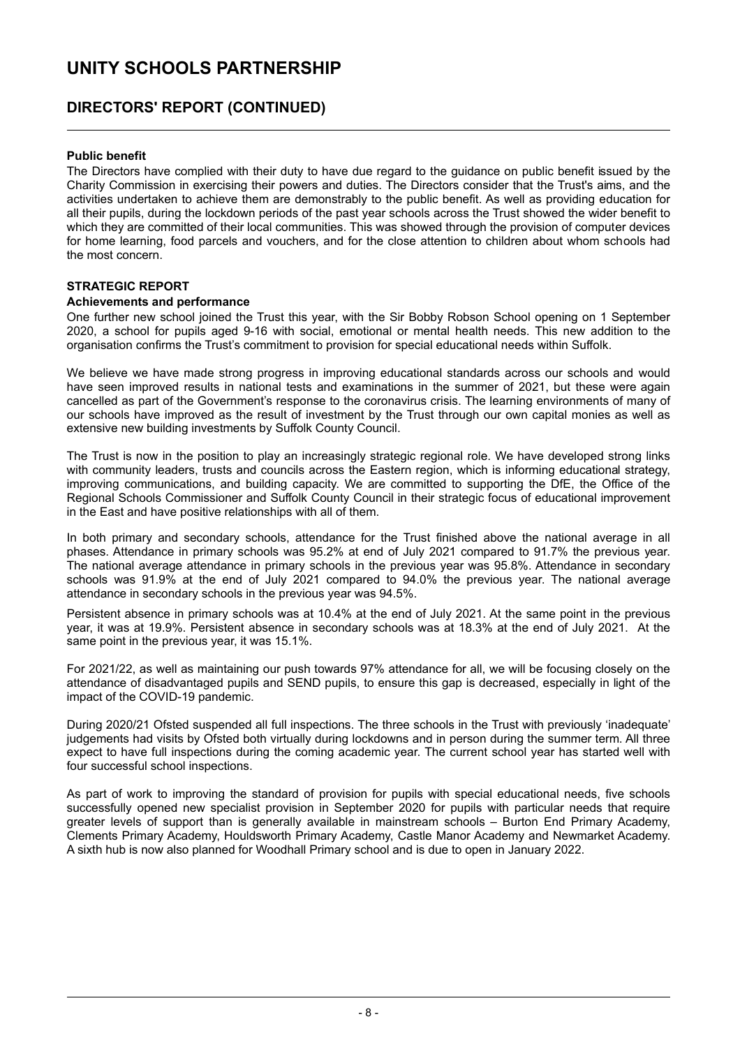# UNITY SCHOOLS PARTNERSHIP

## DIRECTORS' REPORT (CONTINUED)

**Public benefit**

The Directors have complied with their duty to have due regard to the guidance on public benefit issued by the Charity Commission in exercising their powers and duties. The Directors consider that the Trust's aims, and the activities undertaken to achieve them are demonstrably to the public benefit. As well as providing education for all their pupils, during the lockdown periods of the past year schools across the Trust showed the wider benefit to which they are committed of their local communities. This was showed through the provision of computer devices for home learning, food parcels and vouchers, and for the close attention to children about whom schools had the most concern.

**STRATEGIC REPORT**

**Achievements and performance**

One further new school joined the Trust this year, with the Sir Bobby Robson School opening on 1 September 2020, a school for pupils aged 9-16 with social, emotional or mental health needs. This new addition to the organisation confirms the Trust's commitment to provision for special educational needs within Suffolk.

We believe we have made strong progress in improving educational standards across our schools and would have seen improved results in national tests and examinations in the summer of 2021, but these were again cancelled as part of the Government's response to the coronavirus crisis. The learning environments of many of our schools have improved as the result of investment by the Trust through our own capital monies as well as extensive new building investments by Suffolk County Council.

The Trust is now in the position to play an increasingly strategic regional role. We have developed strong links with community leaders, trusts and councils across the Eastern region, which is informing educational strategy, improving communications, and building capacity. We are committed to supporting the DfE, the Office of the Regional Schools Commissioner and Suffolk County Council in their strategic focus of educational improvement in the East and have positive relationships with all of them.

In both primary and secondary schools, attendance for the Trust finished above the national average in all phases. Attendance in primary schools was 95.2% at end of July 2021 compared to 91.7% the previous year. The national average attendance in primary schools in the previous year was 95.8%. Attendance in secondary schools was 91.9% at the end of July 2021 compared to 94.0% the previous year. The national average attendance in secondary schools in the previous year was 94.5%.

Persistent absence in primary schools was at 10.4% at the end of July 2021. At the same point in the previous year, it was at 19.9%. Persistent absence in secondary schools was at 18.3% at the end of July 2021. At the same point in the previous year, it was 15.1%.

For 2021/22, as well as maintaining our push towards 97% attendance for all, we will be focusing closely on the attendance of disadvantaged pupils and SEND pupils, to ensure this gap is decreased, especially in light of the impact of the COVID-19 pandemic.

During 2020/21 Ofsted suspended all full inspections. The three schools in the Trust with previously 'inadequate' judgements had visits by Ofsted both virtually during lockdowns and in person during the summer term. All three expect to have full inspections during the coming academic year. The current school year has started well with four successful school inspections.

As part of work to improving the standard of provision for pupils with special educational needs, five schools successfully opened new specialist provision in September 2020 for pupils with particular needs that require greater levels of support than is generally available in mainstream schools – Burton End Primary Academy, Clements Primary Academy, Houldsworth Primary Academy, Castle Manor Academy and Newmarket Academy. A sixth hub is now also planned for Woodhall Primary school and is due to open in January 2022.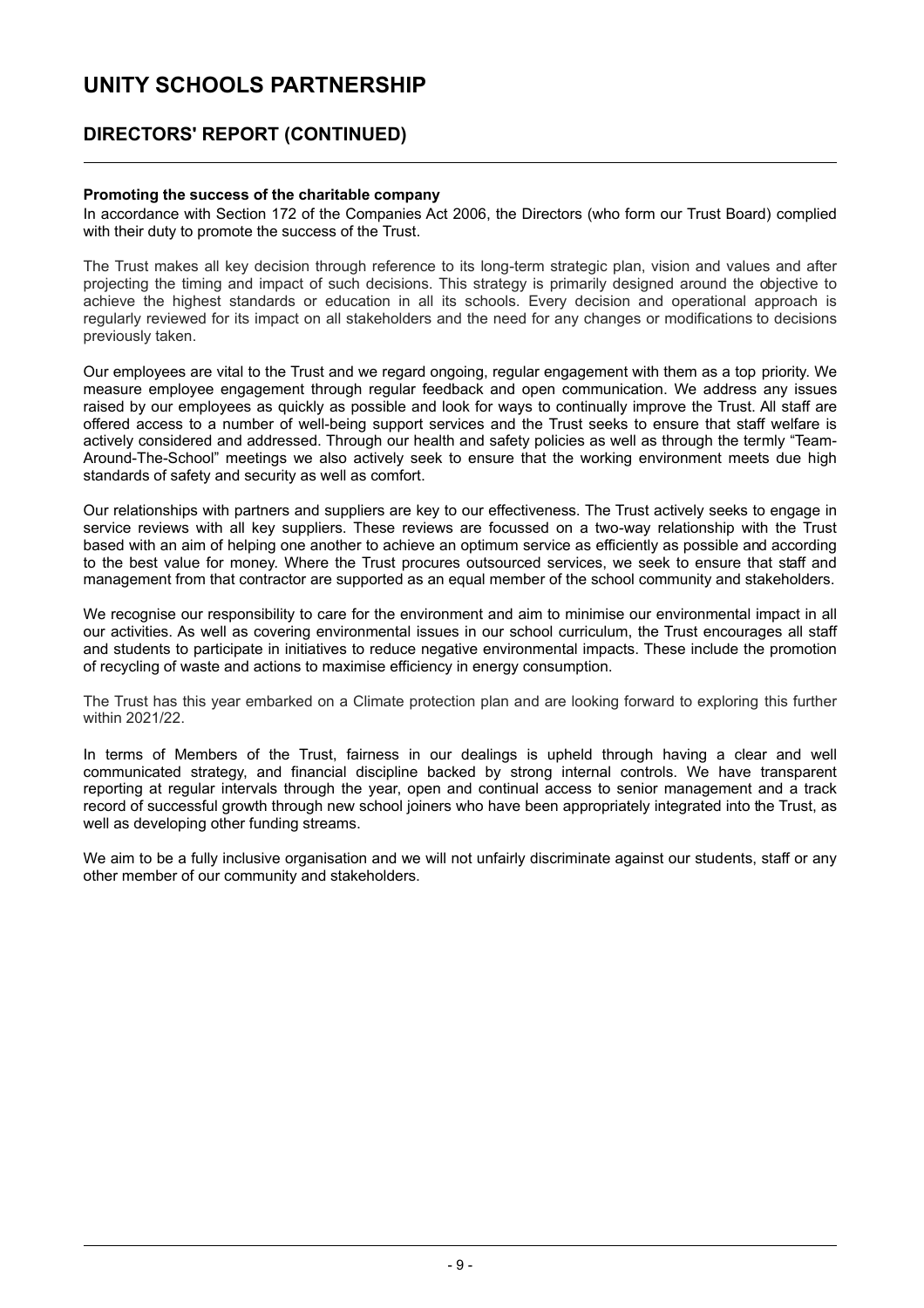# UNITY SCHOOLS PARTNERSHIP

## DIRECTORS' REPORT (CONTINUED)

**Promoting the success of the charitable company**

In accordance with Section 172 of the Companies Act 2006, the Directors (who form our Trust Board) complied with their duty to promote the success of the Trust.

The Trust makes all key decision through reference to its long-term strategic plan, vision and values and after projecting the timing and impact of such decisions. This strategy is primarily designed around the objective to achieve the highest standards or education in all its schools. Every decision and operational approach is regularly reviewed for its impact on all stakeholders and the need for any changes or modifications to decisions previously taken.

Our employees are vital to the Trust and we regard ongoing, regular engagement with them as a top priority. We measure employee engagement through regular feedback and open communication. We address any issues raised by our employees as quickly as possible and look for ways to continually improve the Trust. All staff are offered access to a number of well-being support services and the Trust seeks to ensure that staff welfare is actively considered and addressed. Through our health and safety policies as well as through the termly "Team-Around-The-School" meetings we also actively seek to ensure that the working environment meets due high standards of safety and security as well as comfort.

Our relationships with partners and suppliers are key to our effectiveness. The Trust actively seeks to engage in service reviews with all key suppliers. These reviews are focussed on a two-way relationship with the Trust based with an aim of helping one another to achieve an optimum service as efficiently as possible and according to the best value for money. Where the Trust procures outsourced services, we seek to ensure that staff and management from that contractor are supported as an equal member of the school community and stakeholders.

We recognise our responsibility to care for the environment and aim to minimise our environmental impact in all our activities. As well as covering environmental issues in our school curriculum, the Trust encourages all staff and students to participate in initiatives to reduce negative environmental impacts. These include the promotion of recycling of waste and actions to maximise efficiency in energy consumption.

The Trust has this year embarked on a Climate protection plan and are looking forward to exploring this further within 2021/22.

In terms of Members of the Trust, fairness in our dealings is upheld through having a clear and well communicated strategy, and financial discipline backed by strong internal controls. We have transparent reporting at regular intervals through the year, open and continual access to senior management and a track record of successful growth through new school joiners who have been appropriately integrated into the Trust, as well as developing other funding streams.

We aim to be a fully inclusive organisation and we will not unfairly discriminate against our students, staff or any other member of our community and stakeholders.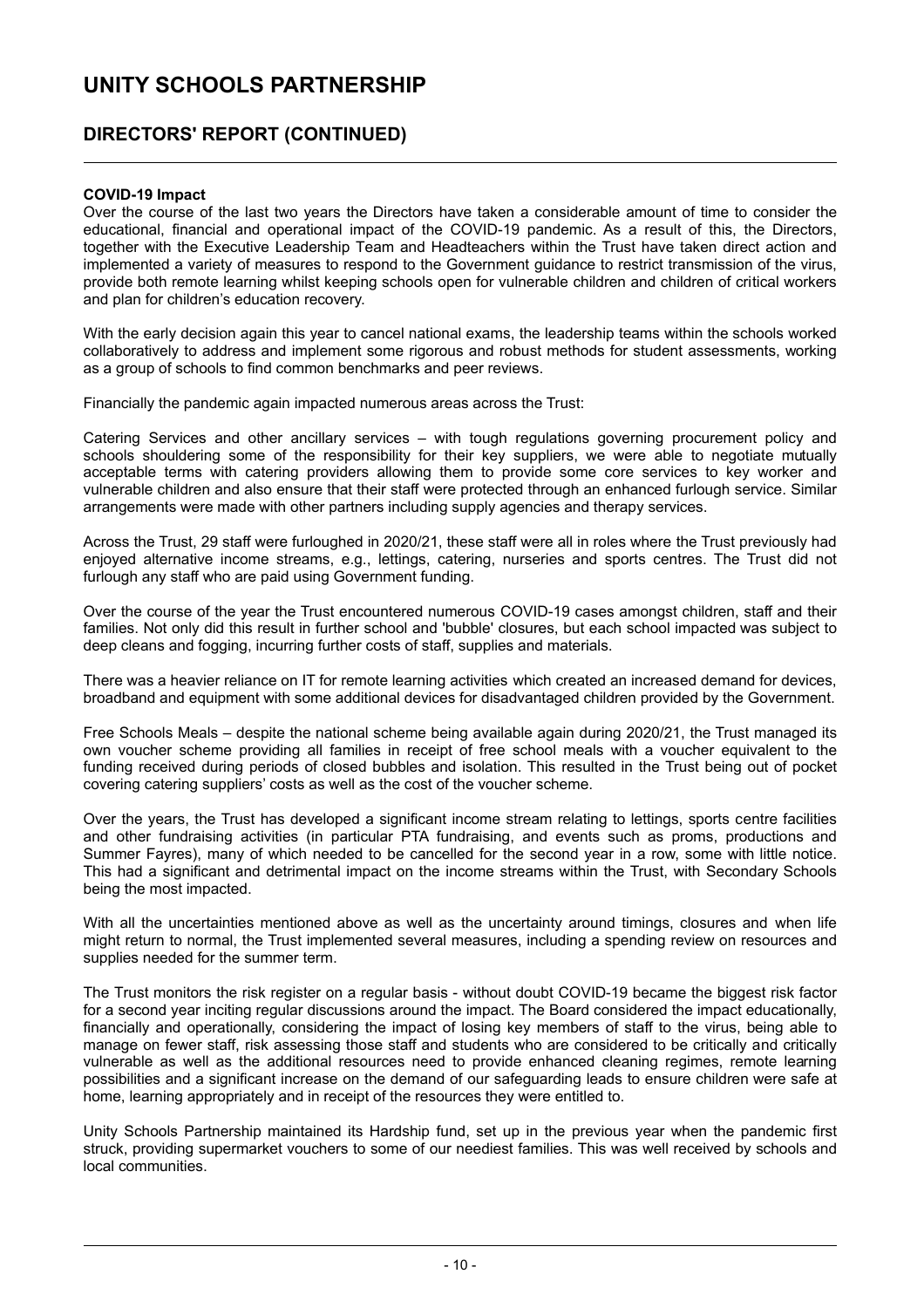# UNITY SCHOOLS PARTNERSHIP

## DIRECTORS' REPORT (CONTINUED)

**COVID-19 Impact**

Over the course of the last two years the Directors have taken a considerable amount of time to consider the educational, financial and operational impact of the COVID-19 pandemic. As a result of this, the Directors, together with the Executive Leadership Team and Headteachers within the Trust have taken direct action and implemented a variety of measures to respond to the Government guidance to restrict transmission of the virus, provide both remote learning whilst keeping schools open for vulnerable children and children of critical workers and plan for children's education recovery.

With the early decision again this year to cancel national exams, the leadership teams within the schools worked collaboratively to address and implement some rigorous and robust methods for student assessments, working as a group of schools to find common benchmarks and peer reviews.

Financially the pandemic again impacted numerous areas across the Trust:

Catering Services and other ancillary services – with tough regulations governing procurement policy and schools shouldering some of the responsibility for their key suppliers, we were able to negotiate mutually acceptable terms with catering providers allowing them to provide some core services to key worker and vulnerable children and also ensure that their staff were protected through an enhanced furlough service. Similar arrangements were made with other partners including supply agencies and therapy services.

Across the Trust, 29 staff were furloughed in 2020/21, these staff were all in roles where the Trust previously had enjoyed alternative income streams, e.g., lettings, catering, nurseries and sports centres. The Trust did not furlough any staff who are paid using Government funding.

Over the course of the year the Trust encountered numerous COVID-19 cases amongst children, staff and their families. Not only did this result in further school and 'bubble' closures, but each school impacted was subject to deep cleans and fogging, incurring further costs of staff, supplies and materials.

There was a heavier reliance on IT for remote learning activities which created an increased demand for devices, broadband and equipment with some additional devices for disadvantaged children provided by the Government.

Free Schools Meals – despite the national scheme being available again during 2020/21, the Trust managed its own voucher scheme providing all families in receipt of free school meals with a voucher equivalent to the funding received during periods of closed bubbles and isolation. This resulted in the Trust being out of pocket covering catering suppliers' costs as well as the cost of the voucher scheme.

Over the years, the Trust has developed a significant income stream relating to lettings, sports centre facilities and other fundraising activities (in particular PTA fundraising, and events such as proms, productions and Summer Fayres), many of which needed to be cancelled for the second year in a row, some with little notice. This had a significant and detrimental impact on the income streams within the Trust, with Secondary Schools being the most impacted.

With all the uncertainties mentioned above as well as the uncertainty around timings, closures and when life might return to normal, the Trust implemented several measures, including a spending review on resources and supplies needed for the summer term.

The Trust monitors the risk register on a regular basis - without doubt COVID-19 became the biggest risk factor for a second year inciting regular discussions around the impact. The Board considered the impact educationally, financially and operationally, considering the impact of losing key members of staff to the virus, being able to manage on fewer staff, risk assessing those staff and students who are considered to be critically and critically vulnerable as well as the additional resources need to provide enhanced cleaning regimes, remote learning possibilities and a significant increase on the demand of our safeguarding leads to ensure children were safe at home, learning appropriately and in receipt of the resources they were entitled to.

Unity Schools Partnership maintained its Hardship fund, set up in the previous year when the pandemic first struck, providing supermarket vouchers to some of our neediest families. This was well received by schools and local communities.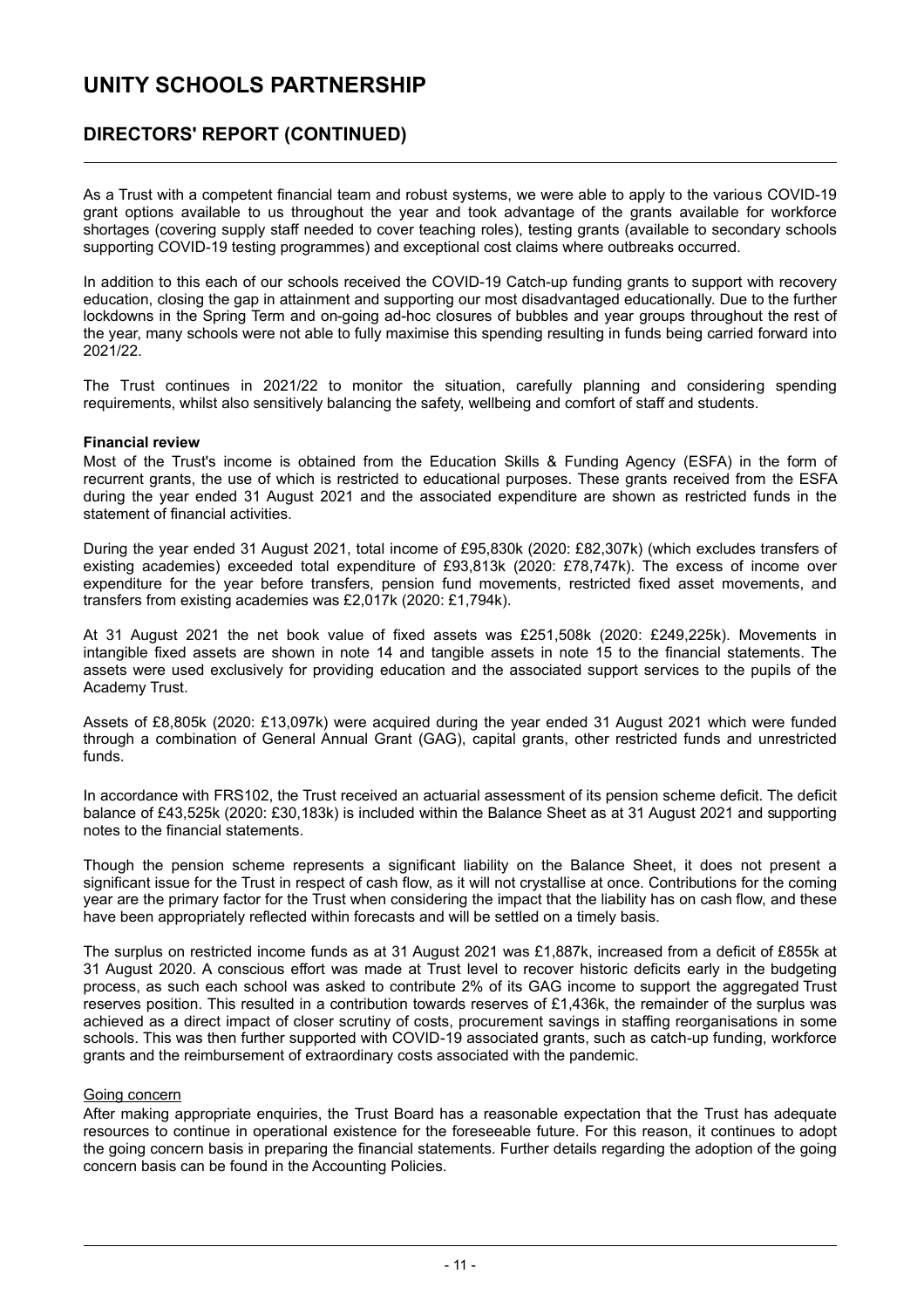## DIRECTORS' REPORT (CONTINUED)

As a Trust with a competent financial team and robust systems, we were able to apply to the various COVID-19 grant options available to us throughout the year and took advantage of the grants available for workforce shortages (covering supply staff needed to cover teaching roles), testing grants (available to secondary schools supporting COVID-19 testing programmes) and exceptional cost claims where outbreaks occurred.

In addition to this each of our schools received the COVID-19 Catch-up funding grants to support with recovery education, closing the gap in attainment and supporting our most disadvantaged educationally. Due to the further lockdowns in the Spring Term and on-going ad-hoc closures of bubbles and year groups throughout the rest of the year, many schools were not able to fully maximise this spending resulting in funds being carried forward into 2021/22.

The Trust continues in 2021/22 to monitor the situation, carefully planning and considering spending requirements, whilst also sensitively balancing the safety, wellbeing and comfort of staff and students.

**Financial review**

Most of the Trust's income is obtained from the Education Skills & Funding Agency (ESFA) in the form of recurrent grants, the use of which is restricted to educational purposes. These grants received from the ESFA during the year ended 31 August 2021 and the associated expenditure are shown as restricted funds in the statement of financial activities.

During the year ended 31 August 2021, total income of £95,830k (2020: £82,307k) (which excludes transfers of existing academies) exceeded total expenditure of £93,813k (2020: £78,747k). The excess of income over expenditure for the year before transfers, pension fund movements, restricted fixed asset movements, and transfers from existing academies was £2,017k (2020: £1,794k).

At 31 August 2021 the net book value of fixed assets was £251,508k (2020: £249,225k). Movements in intangible fixed assets are shown in note 14 and tangible assets in note 15 to the financial statements. The assets were used exclusively for providing education and the associated support services to the pupils of the Academy Trust.

Assets of £8,805k (2020: £13,097k) were acquired during the year ended 31 August 2021 which were funded through a combination of General Annual Grant (GAG), capital grants, other restricted funds and unrestricted funds.

In accordance with FRS102, the Trust received an actuarial assessment of its pension scheme deficit. The deficit balance of £43,525k (2020: £30,183k) is included within the Balance Sheet as at 31 August 2021 and supporting notes to the financial statements.

Though the pension scheme represents a significant liability on the Balance Sheet, it does not present a significant issue for the Trust in respect of cash flow, as it will not crystallise at once. Contributions for the coming year are the primary factor for the Trust when considering the impact that the liability has on cash flow, and these have been appropriately reflected within forecasts and will be settled on a timely basis.

The surplus on restricted income funds as at 31 August 2021 was £1,887k, increased from a deficit of £855k at 31 August 2020. A conscious effort was made at Trust level to recover historic deficits early in the budgeting process, as such each school was asked to contribute 2% of its GAG income to support the aggregated Trust reserves position. This resulted in a contribution towards reserves of £1,436k, the remainder of the surplus was achieved as a direct impact of closer scrutiny of costs, procurement savings in staffing reorganisations in some schools. This was then further supported with COVID-19 associated grants, such as catch-up funding, workforce grants and the reimbursement of extraordinary costs associated with the pandemic.

Going concern

After making appropriate enquiries, the Trust Board has a reasonable expectation that the Trust has adequate resources to continue in operational existence for the foreseeable future. For this reason, it continues to adopt the going concern basis in preparing the financial statements. Further details regarding the adoption of the going concern basis can be found in the Accounting Policies.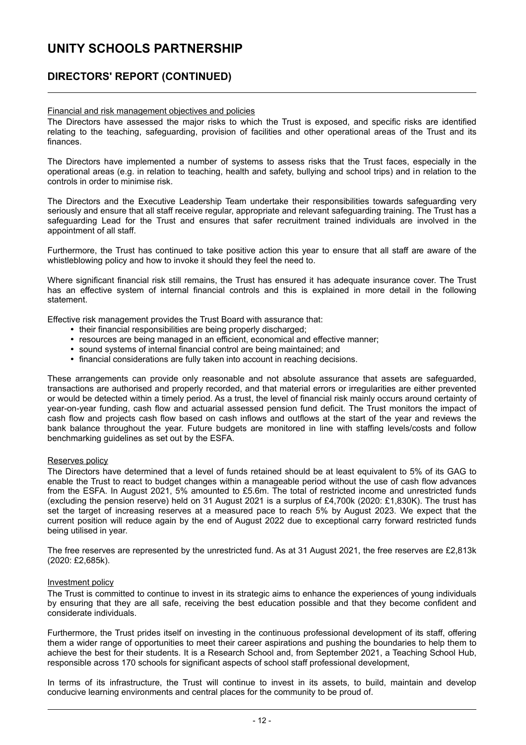# UNITY SCHOOLS PARTNERSHIP

## DIRECTORS' REPORT (CONTINUED)

### Financial and risk management objectives and policies

The Directors have assessed the major risks to which the Trust is exposed, and specific risks are identified relating to the teaching, safeguarding, provision of facilities and other operational areas of the Trust and its finances.

The Directors have implemented a number of systems to assess risks that the Trust faces, especially in the operational areas (e.g. in relation to teaching, health and safety, bullying and school trips) and in relation to the controls in order to minimise risk.

The Directors and the Executive Leadership Team undertake their responsibilities towards safeguarding very seriously and ensure that all staff receive regular, appropriate and relevant safeguarding training. The Trust has a safeguarding Lead for the Trust and ensures that safer recruitment trained individuals are involved in the appointment of all staff.

Furthermore, the Trust has continued to take positive action this year to ensure that all staff are aware of the whistleblowing policy and how to invoke it should they feel the need to.

Where significant financial risk still remains, the Trust has ensured it has adequate insurance cover. The Trust has an effective system of internal financial controls and this is explained in more detail in the following statement.

Effective risk management provides the Trust Board with assurance that:

- their financial responsibilities are being properly discharged;
- resources are being managed in an efficient, economical and effective manner;
- sound systems of internal financial control are being maintained; and
- financial considerations are fully taken into account in reaching decisions.

These arrangements can provide only reasonable and not absolute assurance that assets are safeguarded, transactions are authorised and properly recorded, and that material errors or irregularities are either prevented or would be detected within a timely period. As a trust, the level of financial risk mainly occurs around certainty of year-on-year funding, cash flow and actuarial assessed pension fund deficit. The Trust monitors the impact of cash flow and projects cash flow based on cash inflows and outflows at the start of the year and reviews the bank balance throughout the year. Future budgets are monitored in line with staffing levels/costs and follow benchmarking guidelines as set out by the ESFA.

### Reserves policy

The Directors have determined that a level of funds retained should be at least equivalent to 5% of its GAG to enable the Trust to react to budget changes within a manageable period without the use of cash flow advances from the ESFA. In August 2021, 5% amounted to £5.6m. The total of restricted income and unrestricted funds (excluding the pension reserve) held on 31 August 2021 is a surplus of £4,700k (2020: £1,830K). The trust has set the target of increasing reserves at a measured pace to reach 5% by August 2023. We expect that the current position will reduce again by the end of August 2022 due to exceptional carry forward restricted funds being utilised in year.

The free reserves are represented by the unrestricted fund. As at 31 August 2021, the free reserves are £2,813k (2020: £2,685k).

### Investment policy

The Trust is committed to continue to invest in its strategic aims to enhance the experiences of young individuals by ensuring that they are all safe, receiving the best education possible and that they become confident and considerate individuals.

Furthermore, the Trust prides itself on investing in the continuous professional development of its staff, offering them a wider range of opportunities to meet their career aspirations and pushing the boundaries to help them to achieve the best for their students. It is a Research School and, from September 2021, a Teaching School Hub, responsible across 170 schools for significant aspects of school staff professional development,

In terms of its infrastructure, the Trust will continue to invest in its assets, to build, maintain and develop conducive learning environments and central places for the community to be proud of.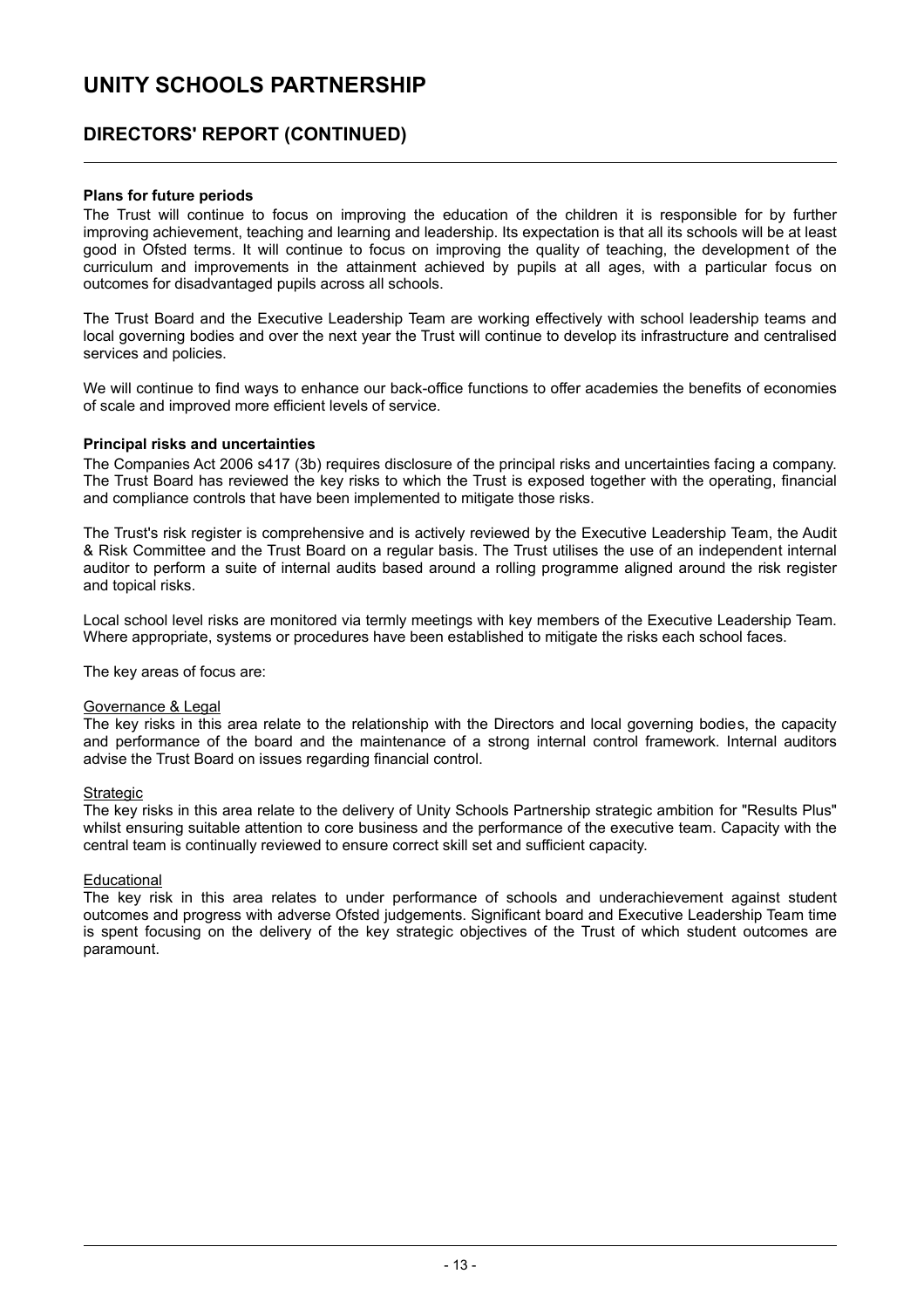# UNITY SCHOOLS PARTNERSHIP

## DIRECTORS' REPORT (CONTINUED)

**Plans for future periods**

The Trust will continue to focus on improving the education of the children it is responsible for by further improving achievement, teaching and learning and leadership. Its expectation is that all its schools will be at least good in Ofsted terms. It will continue to focus on improving the quality of teaching, the development of the curriculum and improvements in the attainment achieved by pupils at all ages, with a particular focus on outcomes for disadvantaged pupils across all schools.

The Trust Board and the Executive Leadership Team are working effectively with school leadership teams and local governing bodies and over the next year the Trust will continue to develop its infrastructure and centralised services and policies.

We will continue to find ways to enhance our back-office functions to offer academies the benefits of economies of scale and improved more efficient levels of service.

**Principal risks and uncertainties**

The Companies Act 2006 s417 (3b) requires disclosure of the principal risks and uncertainties facing a company. The Trust Board has reviewed the key risks to which the Trust is exposed together with the operating, financial and compliance controls that have been implemented to mitigate those risks.

The Trust's risk register is comprehensive and is actively reviewed by the Executive Leadership Team, the Audit & Risk Committee and the Trust Board on a regular basis. The Trust utilises the use of an independent internal auditor to perform a suite of internal audits based around a rolling programme aligned around the risk register and topical risks.

Local school level risks are monitored via termly meetings with key members of the Executive Leadership Team. Where appropriate, systems or procedures have been established to mitigate the risks each school faces.

The key areas of focus are:

Governance & Legal

The key risks in this area relate to the relationship with the Directors and local governing bodies, the capacity and performance of the board and the maintenance of a strong internal control framework. Internal auditors advise the Trust Board on issues regarding financial control.

Strategic

The key risks in this area relate to the delivery of Unity Schools Partnership strategic ambition for "Results Plus" whilst ensuring suitable attention to core business and the performance of the executive team. Capacity with the central team is continually reviewed to ensure correct skill set and sufficient capacity.

Educational

The key risk in this area relates to under performance of schools and underachievement against student outcomes and progress with adverse Ofsted judgements. Significant board and Executive Leadership Team time is spent focusing on the delivery of the key strategic objectives of the Trust of which student outcomes are paramount.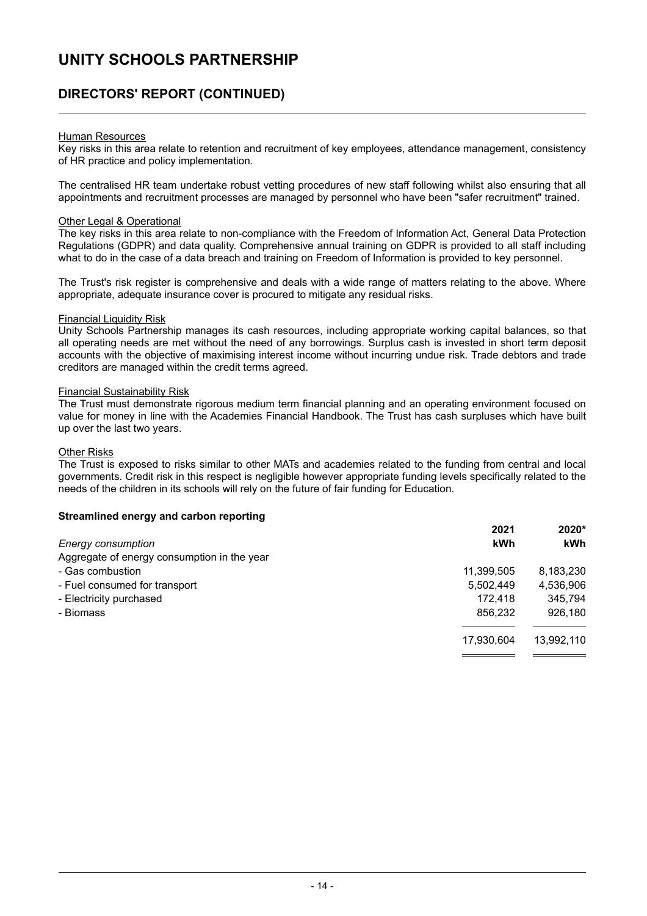# UNITY SCHOOLS PARTNERSHIP

## DIRECTORS' REPORT (CONTINUED)

Human Resources

Key risks in this area relate to retention and recruitment of key employees, attendance management, consistency of HR practice and policy implementation.

The centralised HR team undertake robust vetting procedures of new staff following whilst also ensuring that all appointments and recruitment processes are managed by personnel who have been "safer recruitment" trained.

Other Legal & Operational

The key risks in this area relate to non-compliance with the Freedom of Information Act, General Data Protection Regulations (GDPR) and data quality. Comprehensive annual training on GDPR is provided to all staff including what to do in the case of a data breach and training on Freedom of Information is provided to key personnel.

The Trust's risk register is comprehensive and deals with a wide range of matters relating to the above. Where appropriate, adequate insurance cover is procured to mitigate any residual risks.

Financial Liquidity Risk

Unity Schools Partnership manages its cash resources, including appropriate working capital balances, so that all operating needs are met without the need of any borrowings. Surplus cash is invested in short term deposit accounts with the objective of maximising interest income without incurring undue risk. Trade debtors and trade creditors are managed within the credit terms agreed.

Financial Sustainability Risk

The Trust must demonstrate rigorous medium term financial planning and an operating environment focused on value for money in line with the Academies Financial Handbook. The Trust has cash surpluses which have built up over the last two years.

Other Risks

The Trust is exposed to risks similar to other MATs and academies related to the funding from central and local governments. Credit risk in this respect is negligible however appropriate funding levels specifically related to the needs of the children in its schools will rely on the future of fair funding for Education.

**Streamlined energy and carbon reporting**

| *Energy consumption* | **2021** **kWh** | **2020*** **kWh** |
|---|---|---|
| Aggregate of energy consumption in the year | | |
| - Gas combustion | 11,399,505 | 8,183,230 |
| - Fuel consumed for transport | 5,502,449 | 4,536,906 |
| - Electricity purchased | 172,418 | 345,794 |
| - Biomass | 856,232 | 926,180 |
| | 17,930,604 | 13,992,110 |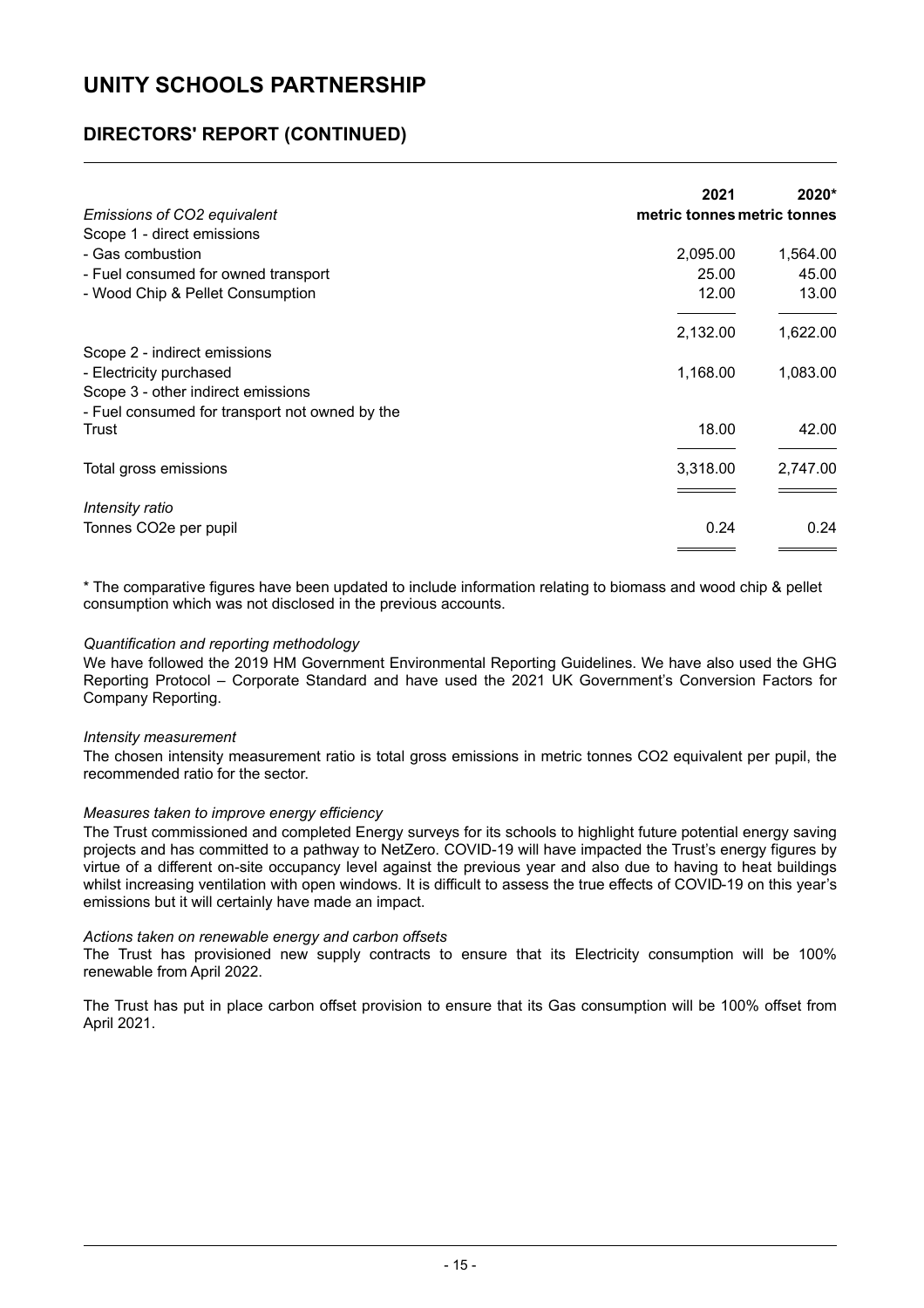# UNITY SCHOOLS PARTNERSHIP

## DIRECTORS' REPORT (CONTINUED)

| *Emissions of CO2 equivalent* | **2021 metric tonnes** | **2020* metric tonnes** |
|---|---|---|
| Scope 1 - direct emissions | | |
| - Gas combustion | 2,095.00 | 1,564.00 |
| - Fuel consumed for owned transport | 25.00 | 45.00 |
| - Wood Chip & Pellet Consumption | 12.00 | 13.00 |
| | 2,132.00 | 1,622.00 |
| Scope 2 - indirect emissions | | |
| - Electricity purchased | 1,168.00 | 1,083.00 |
| Scope 3 - other indirect emissions | | |
| - Fuel consumed for transport not owned by the Trust | 18.00 | 42.00 |
| Total gross emissions | 3,318.00 | 2,747.00 |
| *Intensity ratio* | | |
| Tonnes CO2e per pupil | 0.24 | 0.24 |

\* The comparative figures have been updated to include information relating to biomass and wood chip & pellet consumption which was not disclosed in the previous accounts.

*Quantification and reporting methodology*

We have followed the 2019 HM Government Environmental Reporting Guidelines. We have also used the GHG Reporting Protocol – Corporate Standard and have used the 2021 UK Government's Conversion Factors for Company Reporting.

*Intensity measurement*

The chosen intensity measurement ratio is total gross emissions in metric tonnes CO2 equivalent per pupil, the recommended ratio for the sector.

*Measures taken to improve energy efficiency*

The Trust commissioned and completed Energy surveys for its schools to highlight future potential energy saving projects and has committed to a pathway to NetZero. COVID-19 will have impacted the Trust's energy figures by virtue of a different on-site occupancy level against the previous year and also due to having to heat buildings whilst increasing ventilation with open windows. It is difficult to assess the true effects of COVID-19 on this year's emissions but it will certainly have made an impact.

*Actions taken on renewable energy and carbon offsets*

The Trust has provisioned new supply contracts to ensure that its Electricity consumption will be 100% renewable from April 2022.

The Trust has put in place carbon offset provision to ensure that its Gas consumption will be 100% offset from April 2021.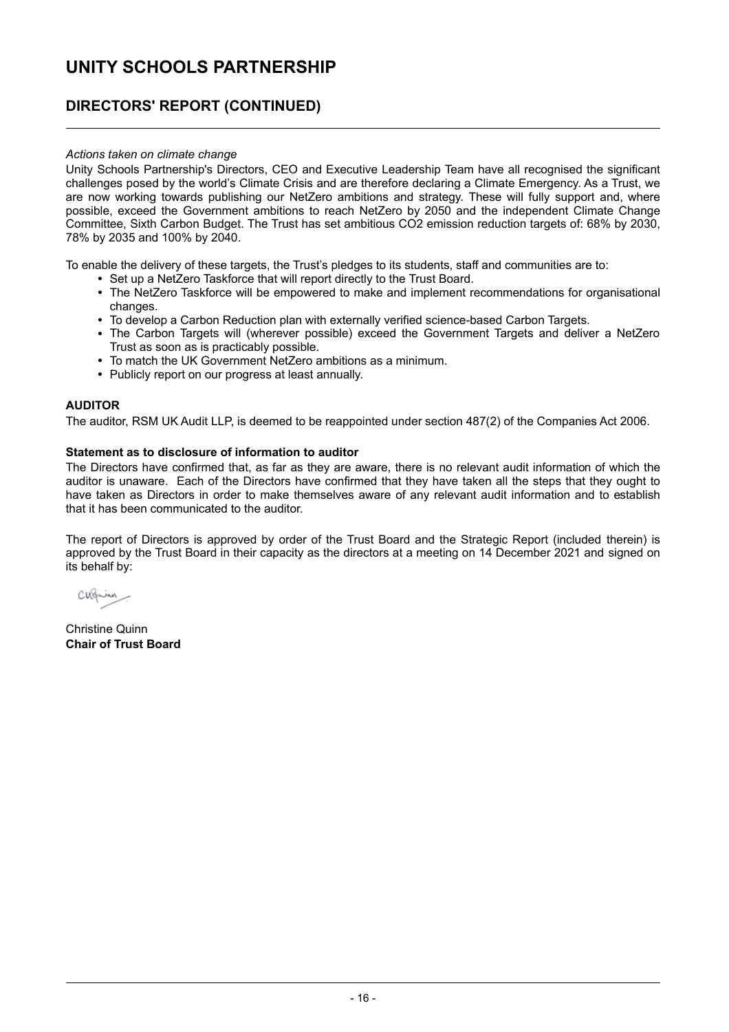# UNITY SCHOOLS PARTNERSHIP

## DIRECTORS' REPORT (CONTINUED)

*Actions taken on climate change*

Unity Schools Partnership's Directors, CEO and Executive Leadership Team have all recognised the significant challenges posed by the world's Climate Crisis and are therefore declaring a Climate Emergency. As a Trust, we are now working towards publishing our NetZero ambitions and strategy. These will fully support and, where possible, exceed the Government ambitions to reach NetZero by 2050 and the independent Climate Change Committee, Sixth Carbon Budget. The Trust has set ambitious CO2 emission reduction targets of: 68% by 2030, 78% by 2035 and 100% by 2040.

To enable the delivery of these targets, the Trust's pledges to its students, staff and communities are to:

- Set up a NetZero Taskforce that will report directly to the Trust Board.
- The NetZero Taskforce will be empowered to make and implement recommendations for organisational changes.
- To develop a Carbon Reduction plan with externally verified science-based Carbon Targets.
- The Carbon Targets will (wherever possible) exceed the Government Targets and deliver a NetZero Trust as soon as is practicably possible.
- To match the UK Government NetZero ambitions as a minimum.
- Publicly report on our progress at least annually.

**AUDITOR**

The auditor, RSM UK Audit LLP, is deemed to be reappointed under section 487(2) of the Companies Act 2006.

**Statement as to disclosure of information to auditor**

The Directors have confirmed that, as far as they are aware, there is no relevant audit information of which the auditor is unaware. Each of the Directors have confirmed that they have taken all the steps that they ought to have taken as Directors in order to make themselves aware of any relevant audit information and to establish that it has been communicated to the auditor.

The report of Directors is approved by order of the Trust Board and the Strategic Report (included therein) is approved by the Trust Board in their capacity as the directors at a meeting on 14 December 2021 and signed on its behalf by:

Christine Quinn
**Chair of Trust Board**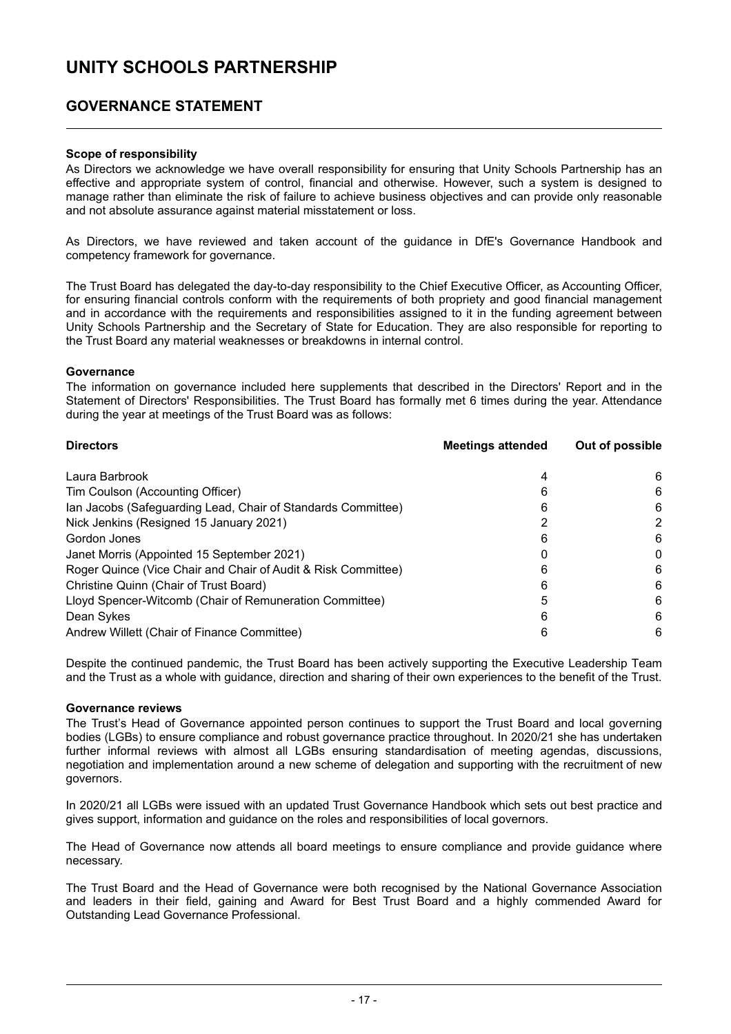# UNITY SCHOOLS PARTNERSHIP

## GOVERNANCE STATEMENT

**Scope of responsibility**

As Directors we acknowledge we have overall responsibility for ensuring that Unity Schools Partnership has an effective and appropriate system of control, financial and otherwise. However, such a system is designed to manage rather than eliminate the risk of failure to achieve business objectives and can provide only reasonable and not absolute assurance against material misstatement or loss.

As Directors, we have reviewed and taken account of the guidance in DfE's Governance Handbook and competency framework for governance.

The Trust Board has delegated the day-to-day responsibility to the Chief Executive Officer, as Accounting Officer, for ensuring financial controls conform with the requirements of both propriety and good financial management and in accordance with the requirements and responsibilities assigned to it in the funding agreement between Unity Schools Partnership and the Secretary of State for Education. They are also responsible for reporting to the Trust Board any material weaknesses or breakdowns in internal control.

**Governance**

The information on governance included here supplements that described in the Directors' Report and in the Statement of Directors' Responsibilities. The Trust Board has formally met 6 times during the year. Attendance during the year at meetings of the Trust Board was as follows:

| Directors | Meetings attended | Out of possible |
|---|---|---|
| Laura Barbrook | 4 | 6 |
| Tim Coulson (Accounting Officer) | 6 | 6 |
| Ian Jacobs (Safeguarding Lead, Chair of Standards Committee) | 6 | 6 |
| Nick Jenkins (Resigned 15 January 2021) | 2 | 2 |
| Gordon Jones | 6 | 6 |
| Janet Morris (Appointed 15 September 2021) | 0 | 0 |
| Roger Quince (Vice Chair and Chair of Audit & Risk Committee) | 6 | 6 |
| Christine Quinn (Chair of Trust Board) | 6 | 6 |
| Lloyd Spencer-Witcomb (Chair of Remuneration Committee) | 5 | 6 |
| Dean Sykes | 6 | 6 |
| Andrew Willett (Chair of Finance Committee) | 6 | 6 |

Despite the continued pandemic, the Trust Board has been actively supporting the Executive Leadership Team and the Trust as a whole with guidance, direction and sharing of their own experiences to the benefit of the Trust.

**Governance reviews**

The Trust's Head of Governance appointed person continues to support the Trust Board and local governing bodies (LGBs) to ensure compliance and robust governance practice throughout. In 2020/21 she has undertaken further informal reviews with almost all LGBs ensuring standardisation of meeting agendas, discussions, negotiation and implementation around a new scheme of delegation and supporting with the recruitment of new governors.

In 2020/21 all LGBs were issued with an updated Trust Governance Handbook which sets out best practice and gives support, information and guidance on the roles and responsibilities of local governors.

The Head of Governance now attends all board meetings to ensure compliance and provide guidance where necessary.

The Trust Board and the Head of Governance were both recognised by the National Governance Association and leaders in their field, gaining and Award for Best Trust Board and a highly commended Award for Outstanding Lead Governance Professional.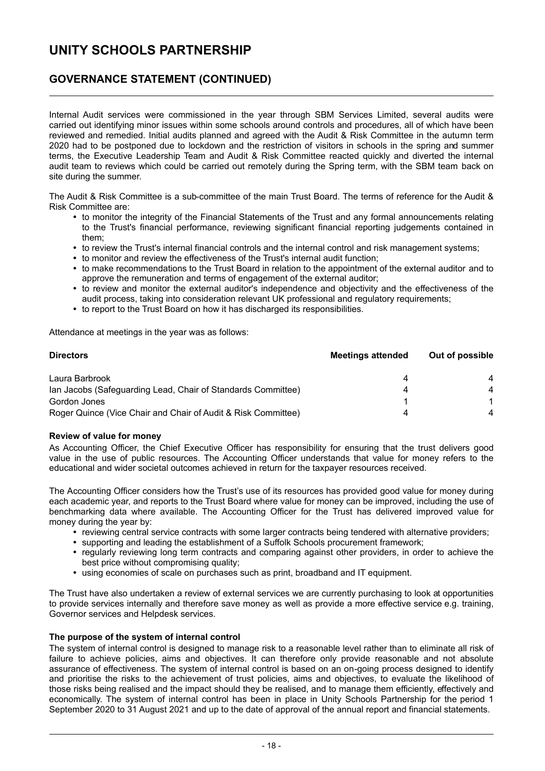# UNITY SCHOOLS PARTNERSHIP

## GOVERNANCE STATEMENT (CONTINUED)

Internal Audit services were commissioned in the year through SBM Services Limited, several audits were carried out identifying minor issues within some schools around controls and procedures, all of which have been reviewed and remedied. Initial audits planned and agreed with the Audit & Risk Committee in the autumn term 2020 had to be postponed due to lockdown and the restriction of visitors in schools in the spring and summer terms, the Executive Leadership Team and Audit & Risk Committee reacted quickly and diverted the internal audit team to reviews which could be carried out remotely during the Spring term, with the SBM team back on site during the summer.

The Audit & Risk Committee is a sub-committee of the main Trust Board. The terms of reference for the Audit & Risk Committee are:

- to monitor the integrity of the Financial Statements of the Trust and any formal announcements relating to the Trust's financial performance, reviewing significant financial reporting judgements contained in them;
- to review the Trust's internal financial controls and the internal control and risk management systems;
- to monitor and review the effectiveness of the Trust's internal audit function;
- to make recommendations to the Trust Board in relation to the appointment of the external auditor and to approve the remuneration and terms of engagement of the external auditor;
- to review and monitor the external auditor's independence and objectivity and the effectiveness of the audit process, taking into consideration relevant UK professional and regulatory requirements;
- to report to the Trust Board on how it has discharged its responsibilities.

Attendance at meetings in the year was as follows:

| Directors | Meetings attended | Out of possible |
|---|---|---|
| Laura Barbrook | 4 | 4 |
| Ian Jacobs (Safeguarding Lead, Chair of Standards Committee) | 4 | 4 |
| Gordon Jones | 1 | 1 |
| Roger Quince (Vice Chair and Chair of Audit & Risk Committee) | 4 | 4 |

**Review of value for money**

As Accounting Officer, the Chief Executive Officer has responsibility for ensuring that the trust delivers good value in the use of public resources. The Accounting Officer understands that value for money refers to the educational and wider societal outcomes achieved in return for the taxpayer resources received.

The Accounting Officer considers how the Trust's use of its resources has provided good value for money during each academic year, and reports to the Trust Board where value for money can be improved, including the use of benchmarking data where available. The Accounting Officer for the Trust has delivered improved value for money during the year by:

- reviewing central service contracts with some larger contracts being tendered with alternative providers;
- supporting and leading the establishment of a Suffolk Schools procurement framework;
- regularly reviewing long term contracts and comparing against other providers, in order to achieve the best price without compromising quality;
- using economies of scale on purchases such as print, broadband and IT equipment.

The Trust have also undertaken a review of external services we are currently purchasing to look at opportunities to provide services internally and therefore save money as well as provide a more effective service e.g. training, Governor services and Helpdesk services.

**The purpose of the system of internal control**

The system of internal control is designed to manage risk to a reasonable level rather than to eliminate all risk of failure to achieve policies, aims and objectives. It can therefore only provide reasonable and not absolute assurance of effectiveness. The system of internal control is based on an on-going process designed to identify and prioritise the risks to the achievement of trust policies, aims and objectives, to evaluate the likelihood of those risks being realised and the impact should they be realised, and to manage them efficiently, effectively and economically. The system of internal control has been in place in Unity Schools Partnership for the period 1 September 2020 to 31 August 2021 and up to the date of approval of the annual report and financial statements.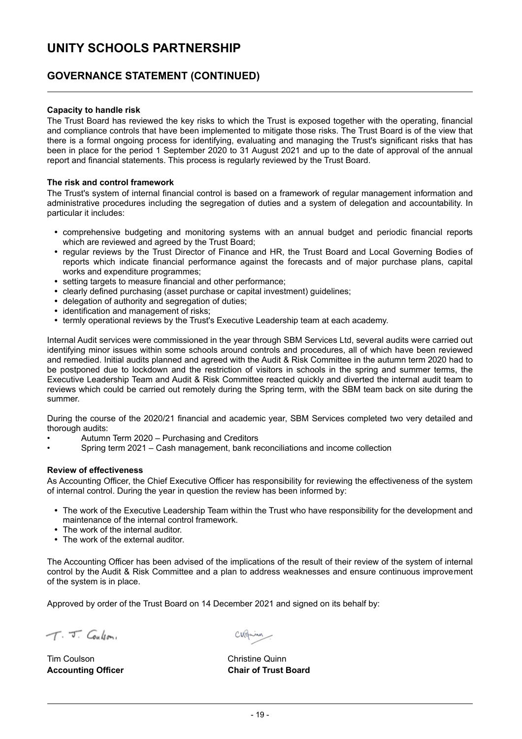# UNITY SCHOOLS PARTNERSHIP

## GOVERNANCE STATEMENT (CONTINUED)

**Capacity to handle risk**

The Trust Board has reviewed the key risks to which the Trust is exposed together with the operating, financial and compliance controls that have been implemented to mitigate those risks. The Trust Board is of the view that there is a formal ongoing process for identifying, evaluating and managing the Trust's significant risks that has been in place for the period 1 September 2020 to 31 August 2021 and up to the date of approval of the annual report and financial statements. This process is regularly reviewed by the Trust Board.

**The risk and control framework**

The Trust's system of internal financial control is based on a framework of regular management information and administrative procedures including the segregation of duties and a system of delegation and accountability. In particular it includes:

- comprehensive budgeting and monitoring systems with an annual budget and periodic financial reports which are reviewed and agreed by the Trust Board;
- regular reviews by the Trust Director of Finance and HR, the Trust Board and Local Governing Bodies of reports which indicate financial performance against the forecasts and of major purchase plans, capital works and expenditure programmes;
- setting targets to measure financial and other performance;
- clearly defined purchasing (asset purchase or capital investment) guidelines;
- delegation of authority and segregation of duties;
- identification and management of risks;
- termly operational reviews by the Trust's Executive Leadership team at each academy.

Internal Audit services were commissioned in the year through SBM Services Ltd, several audits were carried out identifying minor issues within some schools around controls and procedures, all of which have been reviewed and remedied. Initial audits planned and agreed with the Audit & Risk Committee in the autumn term 2020 had to be postponed due to lockdown and the restriction of visitors in schools in the spring and summer terms, the Executive Leadership Team and Audit & Risk Committee reacted quickly and diverted the internal audit team to reviews which could be carried out remotely during the Spring term, with the SBM team back on site during the summer.

During the course of the 2020/21 financial and academic year, SBM Services completed two very detailed and thorough audits:

- Autumn Term 2020 – Purchasing and Creditors
- Spring term 2021 – Cash management, bank reconciliations and income collection

**Review of effectiveness**

As Accounting Officer, the Chief Executive Officer has responsibility for reviewing the effectiveness of the system of internal control. During the year in question the review has been informed by:

- The work of the Executive Leadership Team within the Trust who have responsibility for the development and maintenance of the internal control framework.
- The work of the internal auditor.
- The work of the external auditor.

The Accounting Officer has been advised of the implications of the result of their review of the system of internal control by the Audit & Risk Committee and a plan to address weaknesses and ensure continuous improvement of the system is in place.

Approved by order of the Trust Board on 14 December 2021 and signed on its behalf by:

Tim Coulson
**Accounting Officer**

Christine Quinn
**Chair of Trust Board**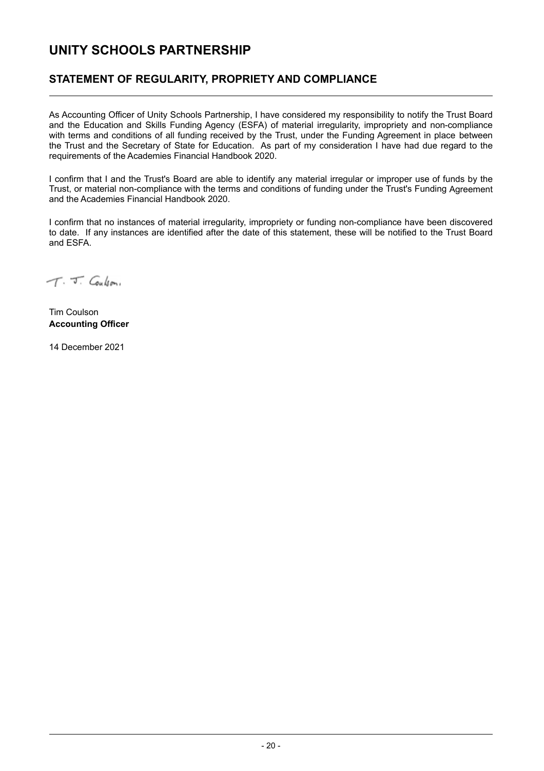# UNITY SCHOOLS PARTNERSHIP

## STATEMENT OF REGULARITY, PROPRIETY AND COMPLIANCE

As Accounting Officer of Unity Schools Partnership, I have considered my responsibility to notify the Trust Board and the Education and Skills Funding Agency (ESFA) of material irregularity, impropriety and non-compliance with terms and conditions of all funding received by the Trust, under the Funding Agreement in place between the Trust and the Secretary of State for Education. As part of my consideration I have had due regard to the requirements of the Academies Financial Handbook 2020.

I confirm that I and the Trust's Board are able to identify any material irregular or improper use of funds by the Trust, or material non-compliance with the terms and conditions of funding under the Trust's Funding Agreement and the Academies Financial Handbook 2020.

I confirm that no instances of material irregularity, impropriety or funding non-compliance have been discovered to date. If any instances are identified after the date of this statement, these will be notified to the Trust Board and ESFA.

T. J. Coulson

Tim Coulson
**Accounting Officer**

14 December 2021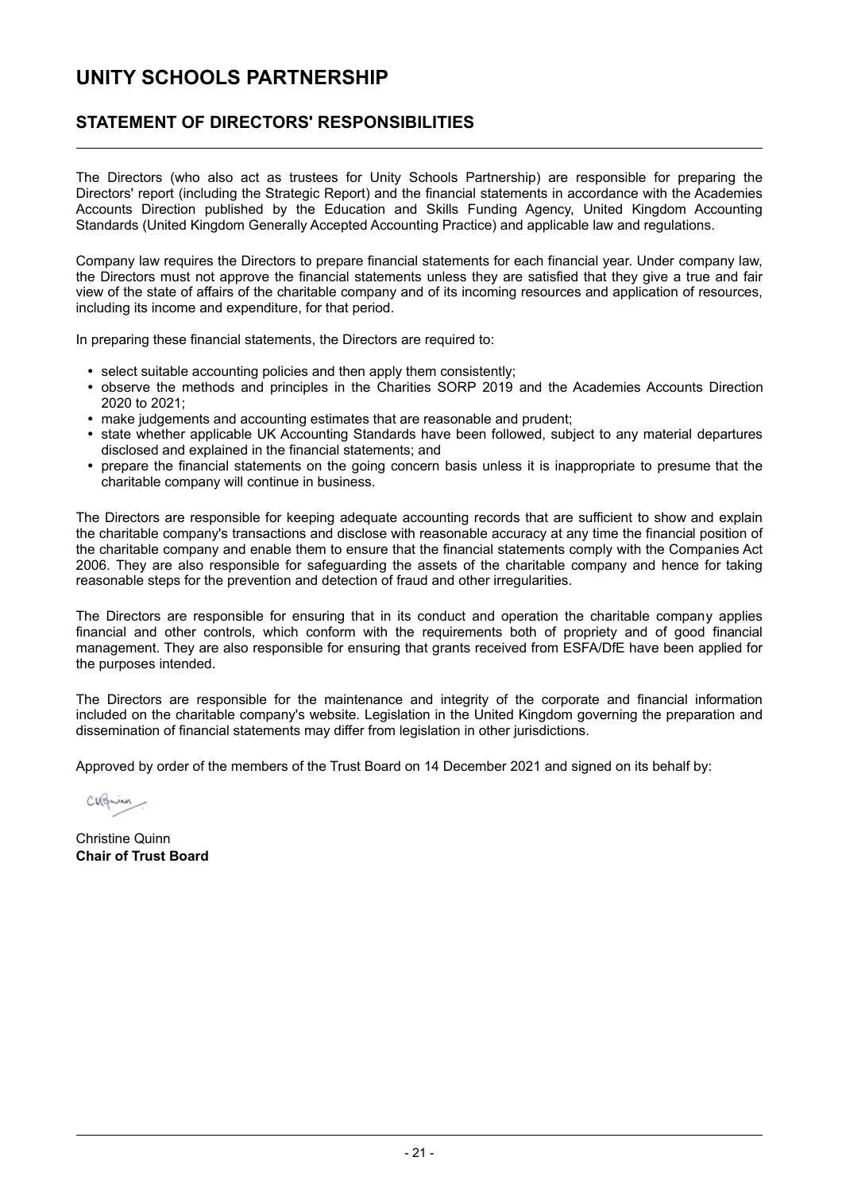# UNITY SCHOOLS PARTNERSHIP

## STATEMENT OF DIRECTORS' RESPONSIBILITIES

The Directors (who also act as trustees for Unity Schools Partnership) are responsible for preparing the Directors' report (including the Strategic Report) and the financial statements in accordance with the Academies Accounts Direction published by the Education and Skills Funding Agency, United Kingdom Accounting Standards (United Kingdom Generally Accepted Accounting Practice) and applicable law and regulations.

Company law requires the Directors to prepare financial statements for each financial year. Under company law, the Directors must not approve the financial statements unless they are satisfied that they give a true and fair view of the state of affairs of the charitable company and of its incoming resources and application of resources, including its income and expenditure, for that period.

In preparing these financial statements, the Directors are required to:

- select suitable accounting policies and then apply them consistently;
- observe the methods and principles in the Charities SORP 2019 and the Academies Accounts Direction 2020 to 2021;
- make judgements and accounting estimates that are reasonable and prudent;
- state whether applicable UK Accounting Standards have been followed, subject to any material departures disclosed and explained in the financial statements; and
- prepare the financial statements on the going concern basis unless it is inappropriate to presume that the charitable company will continue in business.

The Directors are responsible for keeping adequate accounting records that are sufficient to show and explain the charitable company's transactions and disclose with reasonable accuracy at any time the financial position of the charitable company and enable them to ensure that the financial statements comply with the Companies Act 2006. They are also responsible for safeguarding the assets of the charitable company and hence for taking reasonable steps for the prevention and detection of fraud and other irregularities.

The Directors are responsible for ensuring that in its conduct and operation the charitable company applies financial and other controls, which conform with the requirements both of propriety and of good financial management. They are also responsible for ensuring that grants received from ESFA/DfE have been applied for the purposes intended.

The Directors are responsible for the maintenance and integrity of the corporate and financial information included on the charitable company's website. Legislation in the United Kingdom governing the preparation and dissemination of financial statements may differ from legislation in other jurisdictions.

Approved by order of the members of the Trust Board on 14 December 2021 and signed on its behalf by:

Christine Quinn
**Chair of Trust Board**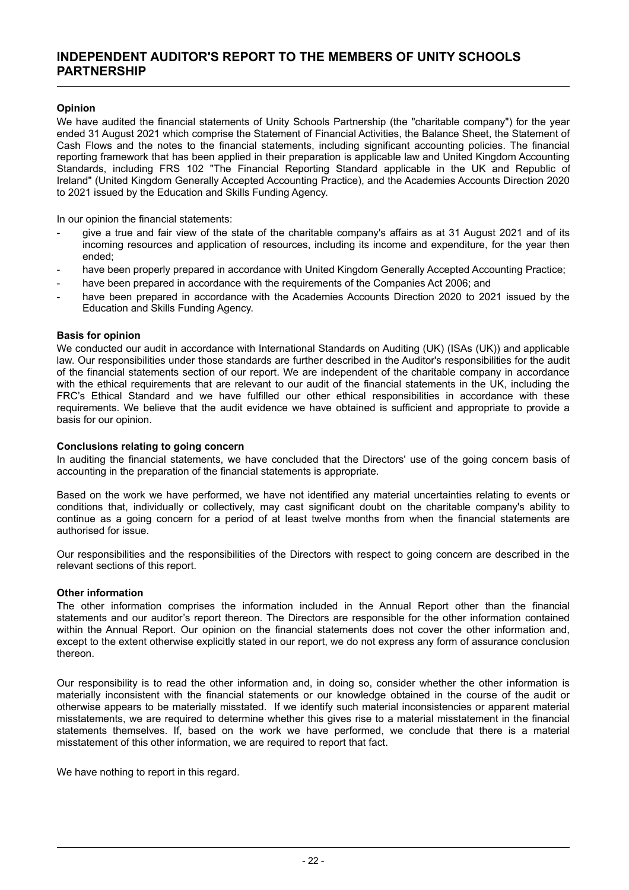# INDEPENDENT AUDITOR'S REPORT TO THE MEMBERS OF UNITY SCHOOLS PARTNERSHIP

**Opinion**

We have audited the financial statements of Unity Schools Partnership (the "charitable company") for the year ended 31 August 2021 which comprise the Statement of Financial Activities, the Balance Sheet, the Statement of Cash Flows and the notes to the financial statements, including significant accounting policies. The financial reporting framework that has been applied in their preparation is applicable law and United Kingdom Accounting Standards, including FRS 102 "The Financial Reporting Standard applicable in the UK and Republic of Ireland" (United Kingdom Generally Accepted Accounting Practice), and the Academies Accounts Direction 2020 to 2021 issued by the Education and Skills Funding Agency.

In our opinion the financial statements:

- give a true and fair view of the state of the charitable company's affairs as at 31 August 2021 and of its incoming resources and application of resources, including its income and expenditure, for the year then ended;
- have been properly prepared in accordance with United Kingdom Generally Accepted Accounting Practice;
- have been prepared in accordance with the requirements of the Companies Act 2006; and
- have been prepared in accordance with the Academies Accounts Direction 2020 to 2021 issued by the Education and Skills Funding Agency.

**Basis for opinion**

We conducted our audit in accordance with International Standards on Auditing (UK) (ISAs (UK)) and applicable law. Our responsibilities under those standards are further described in the Auditor's responsibilities for the audit of the financial statements section of our report. We are independent of the charitable company in accordance with the ethical requirements that are relevant to our audit of the financial statements in the UK, including the FRC's Ethical Standard and we have fulfilled our other ethical responsibilities in accordance with these requirements. We believe that the audit evidence we have obtained is sufficient and appropriate to provide a basis for our opinion.

**Conclusions relating to going concern**

In auditing the financial statements, we have concluded that the Directors' use of the going concern basis of accounting in the preparation of the financial statements is appropriate.

Based on the work we have performed, we have not identified any material uncertainties relating to events or conditions that, individually or collectively, may cast significant doubt on the charitable company's ability to continue as a going concern for a period of at least twelve months from when the financial statements are authorised for issue.

Our responsibilities and the responsibilities of the Directors with respect to going concern are described in the relevant sections of this report.

**Other information**

The other information comprises the information included in the Annual Report other than the financial statements and our auditor's report thereon. The Directors are responsible for the other information contained within the Annual Report. Our opinion on the financial statements does not cover the other information and, except to the extent otherwise explicitly stated in our report, we do not express any form of assurance conclusion thereon.

Our responsibility is to read the other information and, in doing so, consider whether the other information is materially inconsistent with the financial statements or our knowledge obtained in the course of the audit or otherwise appears to be materially misstated. If we identify such material inconsistencies or apparent material misstatements, we are required to determine whether this gives rise to a material misstatement in the financial statements themselves. If, based on the work we have performed, we conclude that there is a material misstatement of this other information, we are required to report that fact.

We have nothing to report in this regard.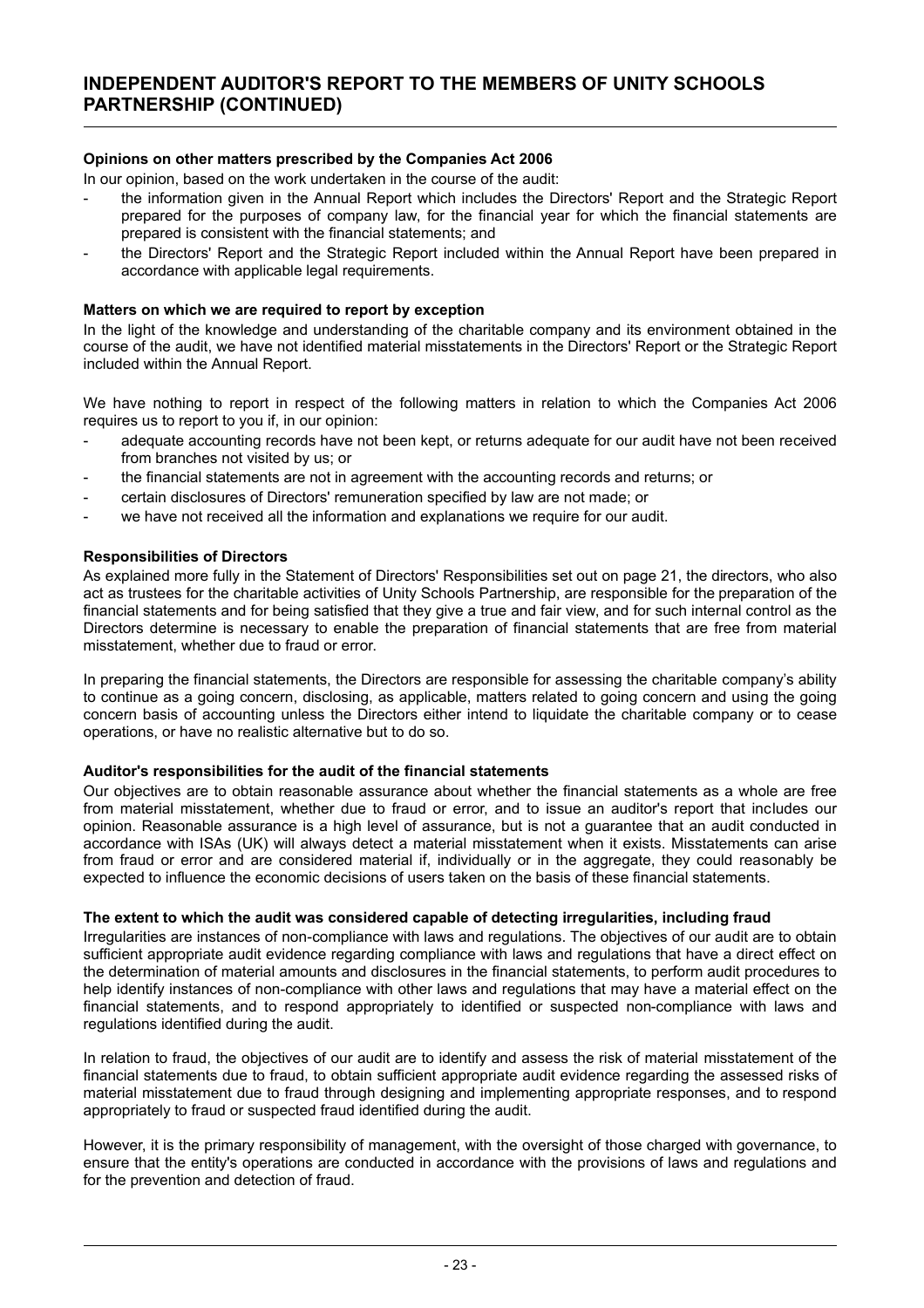# INDEPENDENT AUDITOR'S REPORT TO THE MEMBERS OF UNITY SCHOOLS PARTNERSHIP (CONTINUED)

**Opinions on other matters prescribed by the Companies Act 2006**

In our opinion, based on the work undertaken in the course of the audit:

- the information given in the Annual Report which includes the Directors' Report and the Strategic Report prepared for the purposes of company law, for the financial year for which the financial statements are prepared is consistent with the financial statements; and
- the Directors' Report and the Strategic Report included within the Annual Report have been prepared in accordance with applicable legal requirements.

**Matters on which we are required to report by exception**

In the light of the knowledge and understanding of the charitable company and its environment obtained in the course of the audit, we have not identified material misstatements in the Directors' Report or the Strategic Report included within the Annual Report.

We have nothing to report in respect of the following matters in relation to which the Companies Act 2006 requires us to report to you if, in our opinion:

- adequate accounting records have not been kept, or returns adequate for our audit have not been received from branches not visited by us; or
- the financial statements are not in agreement with the accounting records and returns; or
- certain disclosures of Directors' remuneration specified by law are not made; or
- we have not received all the information and explanations we require for our audit.

**Responsibilities of Directors**

As explained more fully in the Statement of Directors' Responsibilities set out on page 21, the directors, who also act as trustees for the charitable activities of Unity Schools Partnership, are responsible for the preparation of the financial statements and for being satisfied that they give a true and fair view, and for such internal control as the Directors determine is necessary to enable the preparation of financial statements that are free from material misstatement, whether due to fraud or error.

In preparing the financial statements, the Directors are responsible for assessing the charitable company's ability to continue as a going concern, disclosing, as applicable, matters related to going concern and using the going concern basis of accounting unless the Directors either intend to liquidate the charitable company or to cease operations, or have no realistic alternative but to do so.

**Auditor's responsibilities for the audit of the financial statements**

Our objectives are to obtain reasonable assurance about whether the financial statements as a whole are free from material misstatement, whether due to fraud or error, and to issue an auditor's report that includes our opinion. Reasonable assurance is a high level of assurance, but is not a guarantee that an audit conducted in accordance with ISAs (UK) will always detect a material misstatement when it exists. Misstatements can arise from fraud or error and are considered material if, individually or in the aggregate, they could reasonably be expected to influence the economic decisions of users taken on the basis of these financial statements.

**The extent to which the audit was considered capable of detecting irregularities, including fraud**

Irregularities are instances of non-compliance with laws and regulations. The objectives of our audit are to obtain sufficient appropriate audit evidence regarding compliance with laws and regulations that have a direct effect on the determination of material amounts and disclosures in the financial statements, to perform audit procedures to help identify instances of non-compliance with other laws and regulations that may have a material effect on the financial statements, and to respond appropriately to identified or suspected non-compliance with laws and regulations identified during the audit.

In relation to fraud, the objectives of our audit are to identify and assess the risk of material misstatement of the financial statements due to fraud, to obtain sufficient appropriate audit evidence regarding the assessed risks of material misstatement due to fraud through designing and implementing appropriate responses, and to respond appropriately to fraud or suspected fraud identified during the audit.

However, it is the primary responsibility of management, with the oversight of those charged with governance, to ensure that the entity's operations are conducted in accordance with the provisions of laws and regulations and for the prevention and detection of fraud.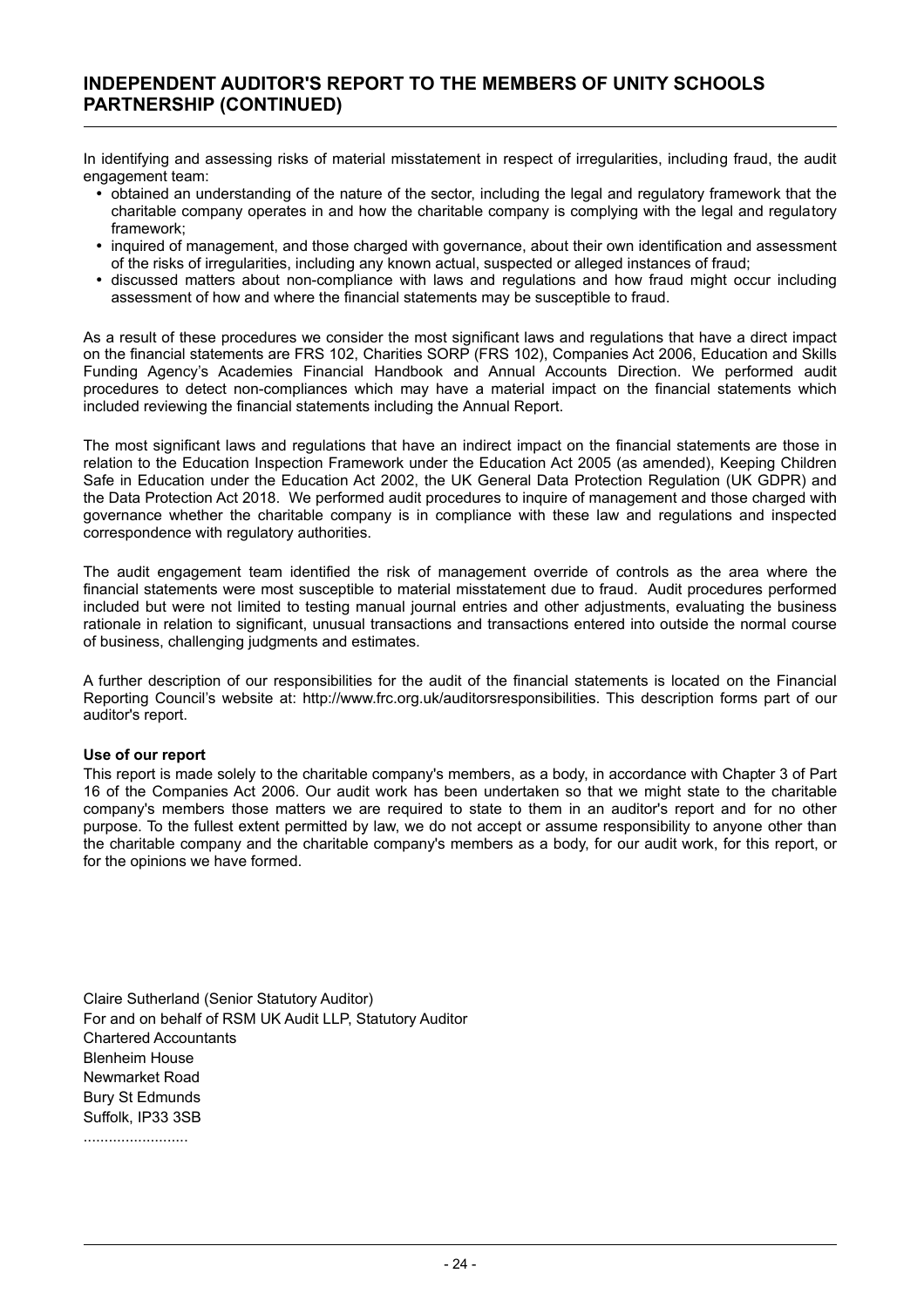## INDEPENDENT AUDITOR'S REPORT TO THE MEMBERS OF UNITY SCHOOLS PARTNERSHIP (CONTINUED)

In identifying and assessing risks of material misstatement in respect of irregularities, including fraud, the audit engagement team:

- obtained an understanding of the nature of the sector, including the legal and regulatory framework that the charitable company operates in and how the charitable company is complying with the legal and regulatory framework;
- inquired of management, and those charged with governance, about their own identification and assessment of the risks of irregularities, including any known actual, suspected or alleged instances of fraud;
- discussed matters about non-compliance with laws and regulations and how fraud might occur including assessment of how and where the financial statements may be susceptible to fraud.

As a result of these procedures we consider the most significant laws and regulations that have a direct impact on the financial statements are FRS 102, Charities SORP (FRS 102), Companies Act 2006, Education and Skills Funding Agency's Academies Financial Handbook and Annual Accounts Direction. We performed audit procedures to detect non-compliances which may have a material impact on the financial statements which included reviewing the financial statements including the Annual Report.

The most significant laws and regulations that have an indirect impact on the financial statements are those in relation to the Education Inspection Framework under the Education Act 2005 (as amended), Keeping Children Safe in Education under the Education Act 2002, the UK General Data Protection Regulation (UK GDPR) and the Data Protection Act 2018. We performed audit procedures to inquire of management and those charged with governance whether the charitable company is in compliance with these law and regulations and inspected correspondence with regulatory authorities.

The audit engagement team identified the risk of management override of controls as the area where the financial statements were most susceptible to material misstatement due to fraud. Audit procedures performed included but were not limited to testing manual journal entries and other adjustments, evaluating the business rationale in relation to significant, unusual transactions and transactions entered into outside the normal course of business, challenging judgments and estimates.

A further description of our responsibilities for the audit of the financial statements is located on the Financial Reporting Council's website at: http://www.frc.org.uk/auditorsresponsibilities. This description forms part of our auditor's report.

**Use of our report**

This report is made solely to the charitable company's members, as a body, in accordance with Chapter 3 of Part 16 of the Companies Act 2006. Our audit work has been undertaken so that we might state to the charitable company's members those matters we are required to state to them in an auditor's report and for no other purpose. To the fullest extent permitted by law, we do not accept or assume responsibility to anyone other than the charitable company and the charitable company's members as a body, for our audit work, for this report, or for the opinions we have formed.

Claire Sutherland (Senior Statutory Auditor)
For and on behalf of RSM UK Audit LLP, Statutory Auditor
Chartered Accountants
Blenheim House
Newmarket Road
Bury St Edmunds
Suffolk, IP33 3SB
.........................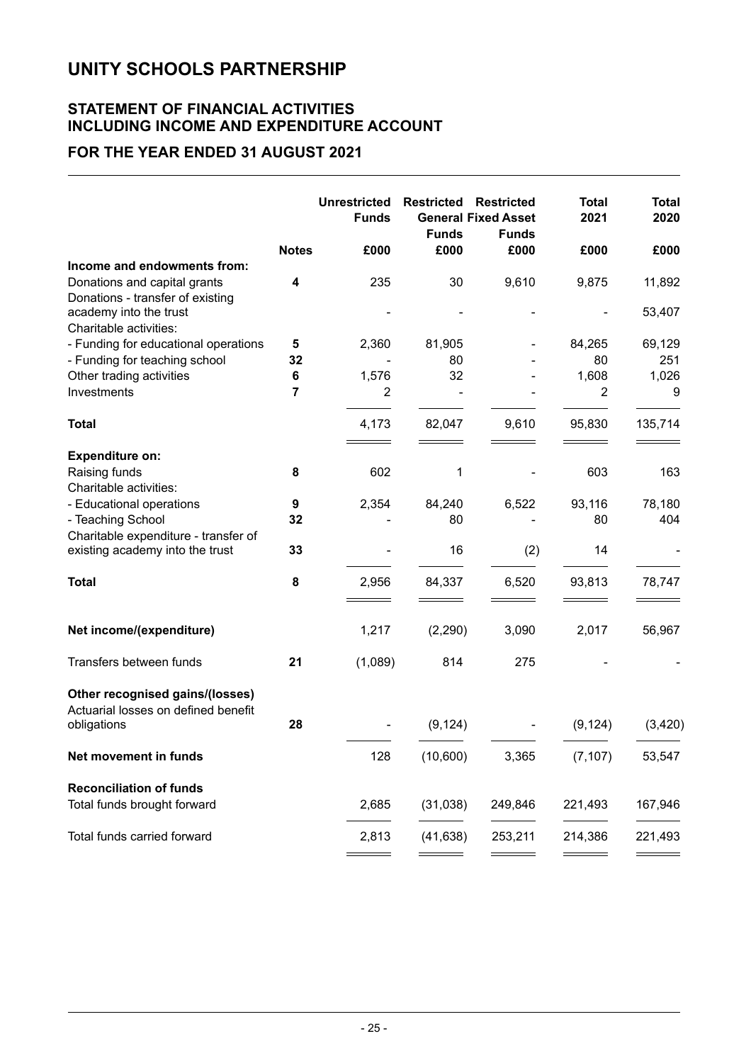# UNITY SCHOOLS PARTNERSHIP

## STATEMENT OF FINANCIAL ACTIVITIES INCLUDING INCOME AND EXPENDITURE ACCOUNT

## FOR THE YEAR ENDED 31 AUGUST 2021

| | Notes | Unrestricted Funds £000 | Restricted General Funds £000 | Restricted Fixed Asset Funds £000 | Total 2021 £000 | Total 2020 £000 |
|---|---|---|---|---|---|---|
| **Income and endowments from:** | | | | | | |
| Donations and capital grants | 4 | 235 | 30 | 9,610 | 9,875 | 11,892 |
| Donations - transfer of existing academy into the trust | | - | - | - | - | 53,407 |
| Charitable activities: | | | | | | |
| - Funding for educational operations | 5 | 2,360 | 81,905 | - | 84,265 | 69,129 |
| - Funding for teaching school | 32 | - | 80 | - | 80 | 251 |
| Other trading activities | 6 | 1,576 | 32 | - | 1,608 | 1,026 |
| Investments | 7 | 2 | - | - | 2 | 9 |
| **Total** | | 4,173 | 82,047 | 9,610 | 95,830 | 135,714 |
| **Expenditure on:** | | | | | | |
| Raising funds | 8 | 602 | 1 | - | 603 | 163 |
| Charitable activities: | | | | | | |
| - Educational operations | 9 | 2,354 | 84,240 | 6,522 | 93,116 | 78,180 |
| - Teaching School | 32 | - | 80 | - | 80 | 404 |
| Charitable expenditure - transfer of existing academy into the trust | 33 | - | 16 | (2) | 14 | - |
| **Total** | 8 | 2,956 | 84,337 | 6,520 | 93,813 | 78,747 |
| **Net income/(expenditure)** | | 1,217 | (2,290) | 3,090 | 2,017 | 56,967 |
| Transfers between funds | 21 | (1,089) | 814 | 275 | - | - |
| **Other recognised gains/(losses)** | | | | | | |
| Actuarial losses on defined benefit obligations | 28 | - | (9,124) | - | (9,124) | (3,420) |
| **Net movement in funds** | | 128 | (10,600) | 3,365 | (7,107) | 53,547 |
| **Reconciliation of funds** | | | | | | |
| Total funds brought forward | | 2,685 | (31,038) | 249,846 | 221,493 | 167,946 |
| Total funds carried forward | | 2,813 | (41,638) | 253,211 | 214,386 | 221,493 |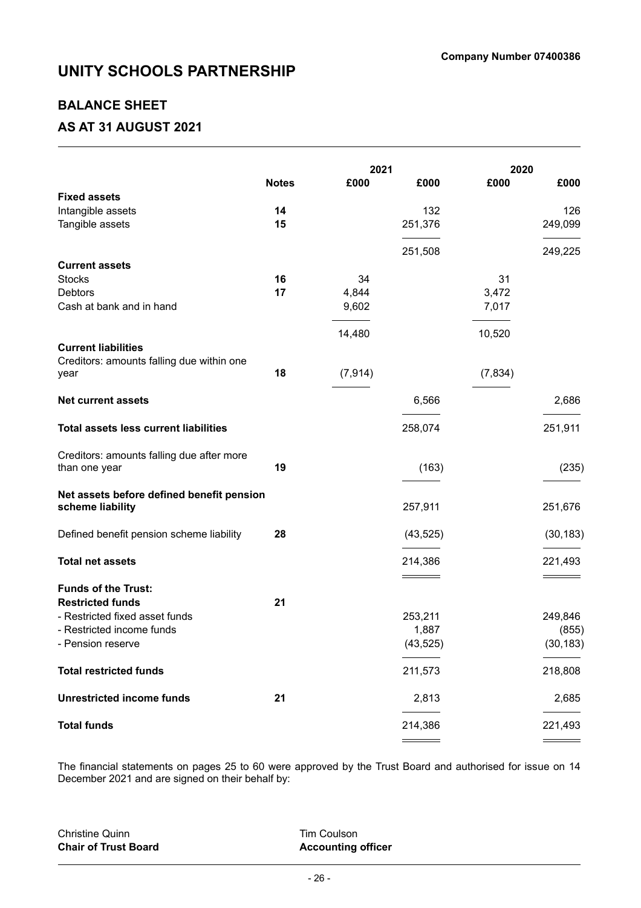**Company Number 07400386**

# UNITY SCHOOLS PARTNERSHIP

## BALANCE SHEET

## AS AT 31 AUGUST 2021

| | Notes | 2021 £000 | 2021 £000 | 2020 £000 | 2020 £000 |
|---|---|---|---|---|---|
| **Fixed assets** | | | | | |
| Intangible assets | 14 | | 132 | | 126 |
| Tangible assets | 15 | | 251,376 | | 249,099 |
| | | | 251,508 | | 249,225 |
| **Current assets** | | | | | |
| Stocks | 16 | 34 | | 31 | |
| Debtors | 17 | 4,844 | | 3,472 | |
| Cash at bank and in hand | | 9,602 | | 7,017 | |
| | | 14,480 | | 10,520 | |
| **Current liabilities** | | | | | |
| Creditors: amounts falling due within one year | 18 | (7,914) | | (7,834) | |
| **Net current assets** | | | 6,566 | | 2,686 |
| **Total assets less current liabilities** | | | 258,074 | | 251,911 |
| Creditors: amounts falling due after more than one year | 19 | | (163) | | (235) |
| **Net assets before defined benefit pension scheme liability** | | | 257,911 | | 251,676 |
| Defined benefit pension scheme liability | 28 | | (43,525) | | (30,183) |
| **Total net assets** | | | 214,386 | | 221,493 |
| **Funds of the Trust:** | | | | | |
| **Restricted funds** | 21 | | | | |
| - Restricted fixed asset funds | | | 253,211 | | 249,846 |
| - Restricted income funds | | | 1,887 | | (855) |
| - Pension reserve | | | (43,525) | | (30,183) |
| **Total restricted funds** | | | 211,573 | | 218,808 |
| **Unrestricted income funds** | 21 | | 2,813 | | 2,685 |
| **Total funds** | | | 214,386 | | 221,493 |

The financial statements on pages 25 to 60 were approved by the Trust Board and authorised for issue on 14 December 2021 and are signed on their behalf by:

Christine Quinn
**Chair of Trust Board**

Tim Coulson
**Accounting officer**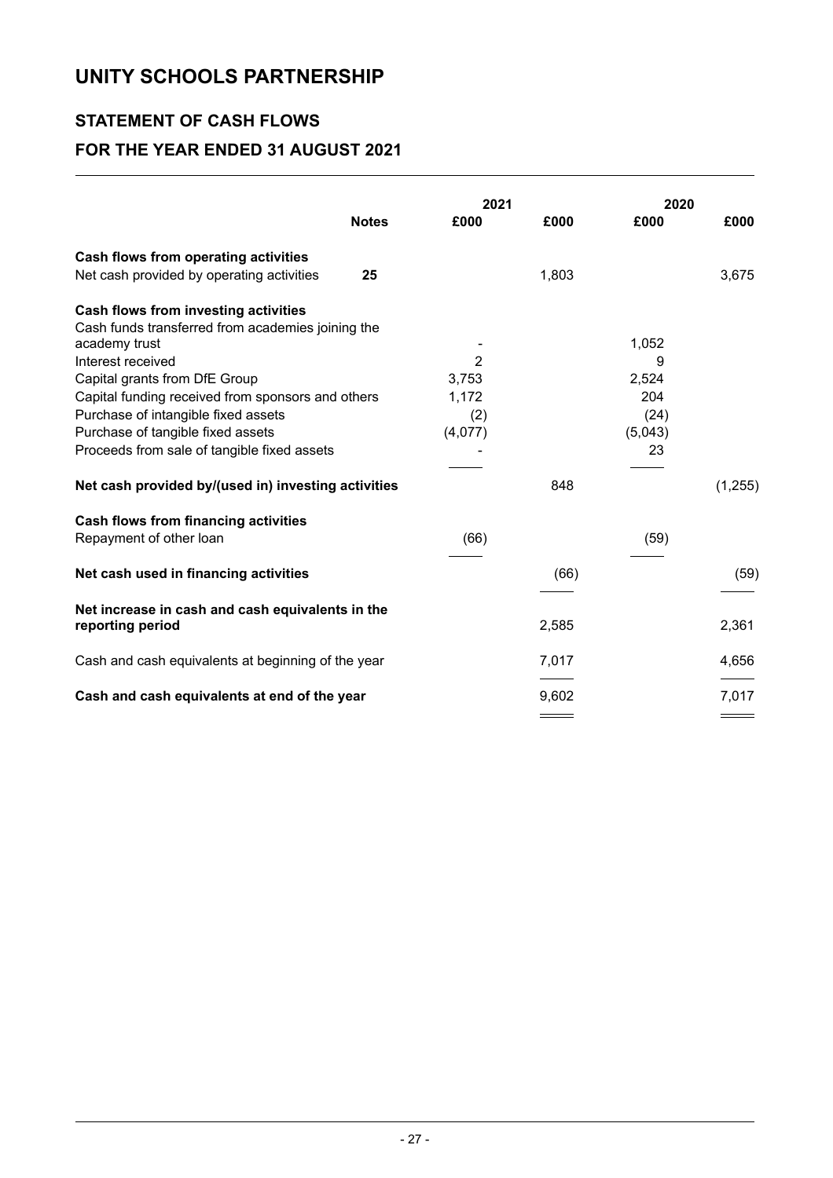# UNITY SCHOOLS PARTNERSHIP

## STATEMENT OF CASH FLOWS

## FOR THE YEAR ENDED 31 AUGUST 2021

| | Notes | 2021 £000 | 2021 £000 | 2020 £000 | 2020 £000 |
|---|---|---|---|---|---|
| **Cash flows from operating activities** | | | | | |
| Net cash provided by operating activities | 25 | | 1,803 | | 3,675 |
| **Cash flows from investing activities** | | | | | |
| Cash funds transferred from academies joining the academy trust | | - | | 1,052 | |
| Interest received | | 2 | | 9 | |
| Capital grants from DfE Group | | 3,753 | | 2,524 | |
| Capital funding received from sponsors and others | | 1,172 | | 204 | |
| Purchase of intangible fixed assets | | (2) | | (24) | |
| Purchase of tangible fixed assets | | (4,077) | | (5,043) | |
| Proceeds from sale of tangible fixed assets | | - | | 23 | |
| **Net cash provided by/(used in) investing activities** | | | 848 | | (1,255) |
| **Cash flows from financing activities** | | | | | |
| Repayment of other loan | | (66) | | (59) | |
| **Net cash used in financing activities** | | | (66) | | (59) |
| **Net increase in cash and cash equivalents in the reporting period** | | | 2,585 | | 2,361 |
| Cash and cash equivalents at beginning of the year | | | 7,017 | | 4,656 |
| **Cash and cash equivalents at end of the year** | | | 9,602 | | 7,017 |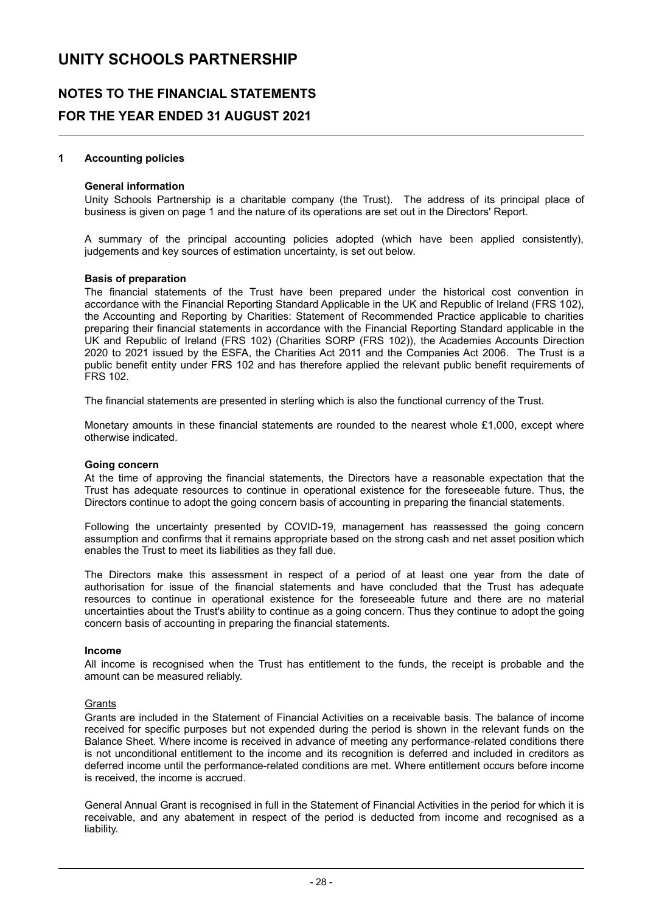# UNITY SCHOOLS PARTNERSHIP

## NOTES TO THE FINANCIAL STATEMENTS

## FOR THE YEAR ENDED 31 AUGUST 2021

### 1 Accounting policies

**General information**

Unity Schools Partnership is a charitable company (the Trust). The address of its principal place of business is given on page 1 and the nature of its operations are set out in the Directors' Report.

A summary of the principal accounting policies adopted (which have been applied consistently), judgements and key sources of estimation uncertainty, is set out below.

**Basis of preparation**

The financial statements of the Trust have been prepared under the historical cost convention in accordance with the Financial Reporting Standard Applicable in the UK and Republic of Ireland (FRS 102), the Accounting and Reporting by Charities: Statement of Recommended Practice applicable to charities preparing their financial statements in accordance with the Financial Reporting Standard applicable in the UK and Republic of Ireland (FRS 102) (Charities SORP (FRS 102)), the Academies Accounts Direction 2020 to 2021 issued by the ESFA, the Charities Act 2011 and the Companies Act 2006. The Trust is a public benefit entity under FRS 102 and has therefore applied the relevant public benefit requirements of FRS 102.

The financial statements are presented in sterling which is also the functional currency of the Trust.

Monetary amounts in these financial statements are rounded to the nearest whole £1,000, except where otherwise indicated.

**Going concern**

At the time of approving the financial statements, the Directors have a reasonable expectation that the Trust has adequate resources to continue in operational existence for the foreseeable future. Thus, the Directors continue to adopt the going concern basis of accounting in preparing the financial statements.

Following the uncertainty presented by COVID-19, management has reassessed the going concern assumption and confirms that it remains appropriate based on the strong cash and net asset position which enables the Trust to meet its liabilities as they fall due.

The Directors make this assessment in respect of a period of at least one year from the date of authorisation for issue of the financial statements and have concluded that the Trust has adequate resources to continue in operational existence for the foreseeable future and there are no material uncertainties about the Trust's ability to continue as a going concern. Thus they continue to adopt the going concern basis of accounting in preparing the financial statements.

**Income**

All income is recognised when the Trust has entitlement to the funds, the receipt is probable and the amount can be measured reliably.

Grants

Grants are included in the Statement of Financial Activities on a receivable basis. The balance of income received for specific purposes but not expended during the period is shown in the relevant funds on the Balance Sheet. Where income is received in advance of meeting any performance-related conditions there is not unconditional entitlement to the income and its recognition is deferred and included in creditors as deferred income until the performance-related conditions are met. Where entitlement occurs before income is received, the income is accrued.

General Annual Grant is recognised in full in the Statement of Financial Activities in the period for which it is receivable, and any abatement in respect of the period is deducted from income and recognised as a liability.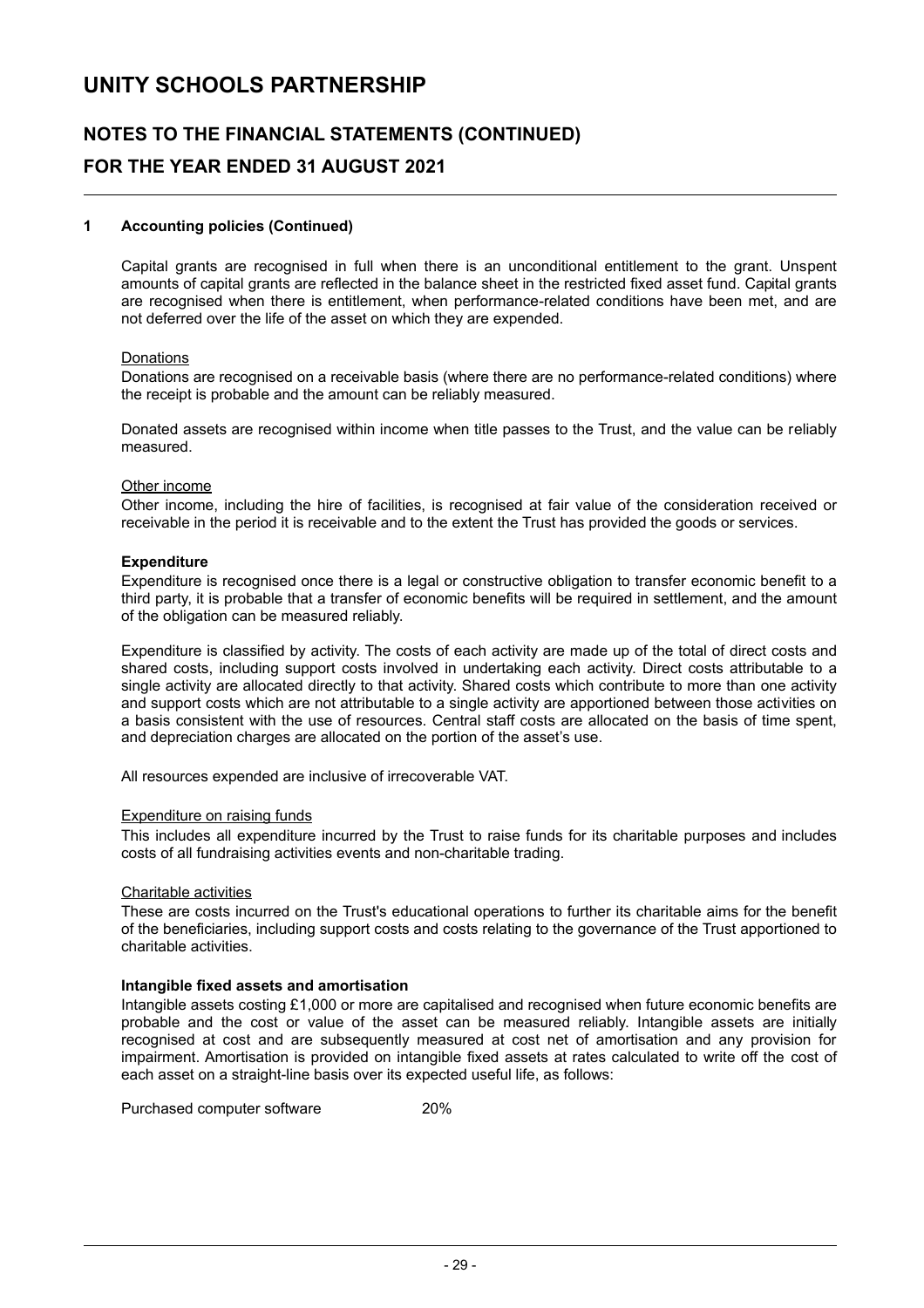## 1 Accounting policies (Continued)

Capital grants are recognised in full when there is an unconditional entitlement to the grant. Unspent amounts of capital grants are reflected in the balance sheet in the restricted fixed asset fund. Capital grants are recognised when there is entitlement, when performance-related conditions have been met, and are not deferred over the life of the asset on which they are expended.

Donations

Donations are recognised on a receivable basis (where there are no performance-related conditions) where the receipt is probable and the amount can be reliably measured.

Donated assets are recognised within income when title passes to the Trust, and the value can be reliably measured.

Other income

Other income, including the hire of facilities, is recognised at fair value of the consideration received or receivable in the period it is receivable and to the extent the Trust has provided the goods or services.

**Expenditure**

Expenditure is recognised once there is a legal or constructive obligation to transfer economic benefit to a third party, it is probable that a transfer of economic benefits will be required in settlement, and the amount of the obligation can be measured reliably.

Expenditure is classified by activity. The costs of each activity are made up of the total of direct costs and shared costs, including support costs involved in undertaking each activity. Direct costs attributable to a single activity are allocated directly to that activity. Shared costs which contribute to more than one activity and support costs which are not attributable to a single activity are apportioned between those activities on a basis consistent with the use of resources. Central staff costs are allocated on the basis of time spent, and depreciation charges are allocated on the portion of the asset's use.

All resources expended are inclusive of irrecoverable VAT.

Expenditure on raising funds

This includes all expenditure incurred by the Trust to raise funds for its charitable purposes and includes costs of all fundraising activities events and non-charitable trading.

Charitable activities

These are costs incurred on the Trust's educational operations to further its charitable aims for the benefit of the beneficiaries, including support costs and costs relating to the governance of the Trust apportioned to charitable activities.

**Intangible fixed assets and amortisation**

Intangible assets costing £1,000 or more are capitalised and recognised when future economic benefits are probable and the cost or value of the asset can be measured reliably. Intangible assets are initially recognised at cost and are subsequently measured at cost net of amortisation and any provision for impairment. Amortisation is provided on intangible fixed assets at rates calculated to write off the cost of each asset on a straight-line basis over its expected useful life, as follows:

| | |
|---|---|
| Purchased computer software | 20% |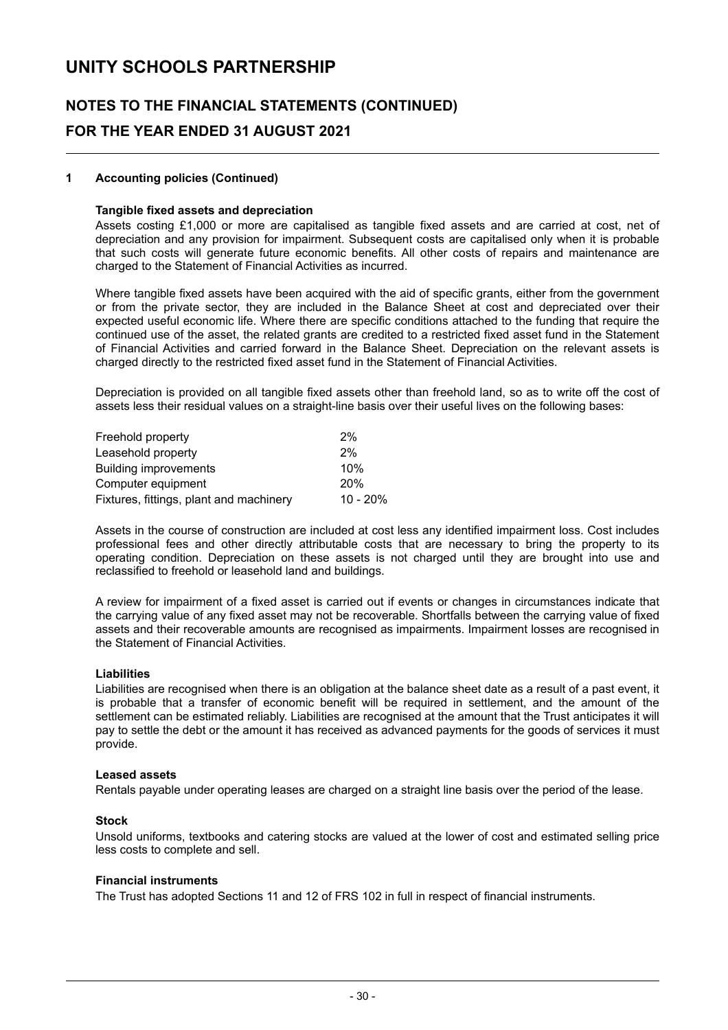# UNITY SCHOOLS PARTNERSHIP

## NOTES TO THE FINANCIAL STATEMENTS (CONTINUED)

## FOR THE YEAR ENDED 31 AUGUST 2021

### 1 Accounting policies (Continued)

**Tangible fixed assets and depreciation**

Assets costing £1,000 or more are capitalised as tangible fixed assets and are carried at cost, net of depreciation and any provision for impairment. Subsequent costs are capitalised only when it is probable that such costs will generate future economic benefits. All other costs of repairs and maintenance are charged to the Statement of Financial Activities as incurred.

Where tangible fixed assets have been acquired with the aid of specific grants, either from the government or from the private sector, they are included in the Balance Sheet at cost and depreciated over their expected useful economic life. Where there are specific conditions attached to the funding that require the continued use of the asset, the related grants are credited to a restricted fixed asset fund in the Statement of Financial Activities and carried forward in the Balance Sheet. Depreciation on the relevant assets is charged directly to the restricted fixed asset fund in the Statement of Financial Activities.

Depreciation is provided on all tangible fixed assets other than freehold land, so as to write off the cost of assets less their residual values on a straight-line basis over their useful lives on the following bases:

| | |
|---|---|
| Freehold property | 2% |
| Leasehold property | 2% |
| Building improvements | 10% |
| Computer equipment | 20% |
| Fixtures, fittings, plant and machinery | 10 - 20% |

Assets in the course of construction are included at cost less any identified impairment loss. Cost includes professional fees and other directly attributable costs that are necessary to bring the property to its operating condition. Depreciation on these assets is not charged until they are brought into use and reclassified to freehold or leasehold land and buildings.

A review for impairment of a fixed asset is carried out if events or changes in circumstances indicate that the carrying value of any fixed asset may not be recoverable. Shortfalls between the carrying value of fixed assets and their recoverable amounts are recognised as impairments. Impairment losses are recognised in the Statement of Financial Activities.

**Liabilities**

Liabilities are recognised when there is an obligation at the balance sheet date as a result of a past event, it is probable that a transfer of economic benefit will be required in settlement, and the amount of the settlement can be estimated reliably. Liabilities are recognised at the amount that the Trust anticipates it will pay to settle the debt or the amount it has received as advanced payments for the goods of services it must provide.

**Leased assets**

Rentals payable under operating leases are charged on a straight line basis over the period of the lease.

**Stock**

Unsold uniforms, textbooks and catering stocks are valued at the lower of cost and estimated selling price less costs to complete and sell.

**Financial instruments**

The Trust has adopted Sections 11 and 12 of FRS 102 in full in respect of financial instruments.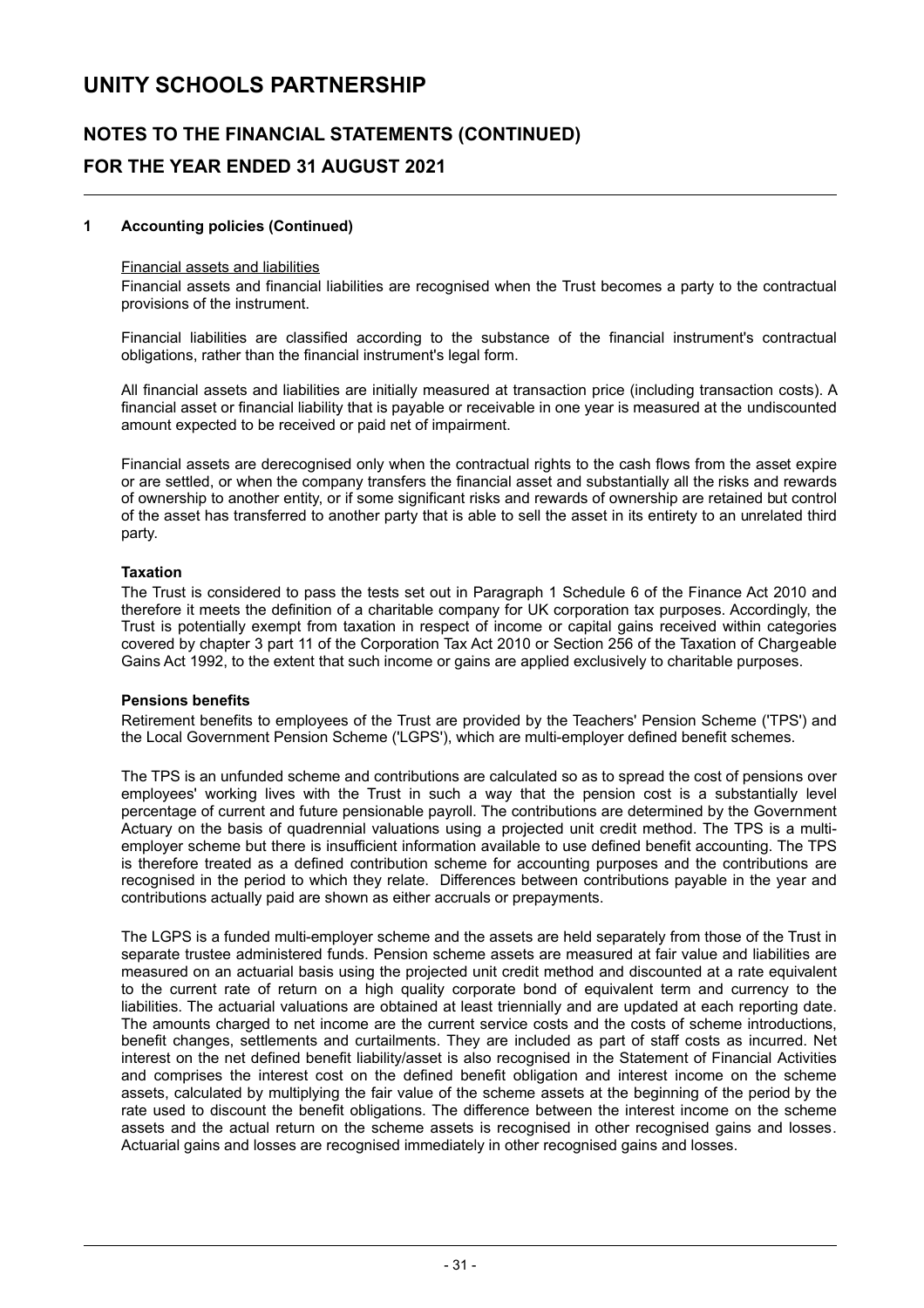# UNITY SCHOOLS PARTNERSHIP

## NOTES TO THE FINANCIAL STATEMENTS (CONTINUED)

## FOR THE YEAR ENDED 31 AUGUST 2021

### 1 Accounting policies (Continued)

Financial assets and liabilities

Financial assets and financial liabilities are recognised when the Trust becomes a party to the contractual provisions of the instrument.

Financial liabilities are classified according to the substance of the financial instrument's contractual obligations, rather than the financial instrument's legal form.

All financial assets and liabilities are initially measured at transaction price (including transaction costs). A financial asset or financial liability that is payable or receivable in one year is measured at the undiscounted amount expected to be received or paid net of impairment.

Financial assets are derecognised only when the contractual rights to the cash flows from the asset expire or are settled, or when the company transfers the financial asset and substantially all the risks and rewards of ownership to another entity, or if some significant risks and rewards of ownership are retained but control of the asset has transferred to another party that is able to sell the asset in its entirety to an unrelated third party.

**Taxation**

The Trust is considered to pass the tests set out in Paragraph 1 Schedule 6 of the Finance Act 2010 and therefore it meets the definition of a charitable company for UK corporation tax purposes. Accordingly, the Trust is potentially exempt from taxation in respect of income or capital gains received within categories covered by chapter 3 part 11 of the Corporation Tax Act 2010 or Section 256 of the Taxation of Chargeable Gains Act 1992, to the extent that such income or gains are applied exclusively to charitable purposes.

**Pensions benefits**

Retirement benefits to employees of the Trust are provided by the Teachers' Pension Scheme ('TPS') and the Local Government Pension Scheme ('LGPS'), which are multi-employer defined benefit schemes.

The TPS is an unfunded scheme and contributions are calculated so as to spread the cost of pensions over employees' working lives with the Trust in such a way that the pension cost is a substantially level percentage of current and future pensionable payroll. The contributions are determined by the Government Actuary on the basis of quadrennial valuations using a projected unit credit method. The TPS is a multi-employer scheme but there is insufficient information available to use defined benefit accounting. The TPS is therefore treated as a defined contribution scheme for accounting purposes and the contributions are recognised in the period to which they relate. Differences between contributions payable in the year and contributions actually paid are shown as either accruals or prepayments.

The LGPS is a funded multi-employer scheme and the assets are held separately from those of the Trust in separate trustee administered funds. Pension scheme assets are measured at fair value and liabilities are measured on an actuarial basis using the projected unit credit method and discounted at a rate equivalent to the current rate of return on a high quality corporate bond of equivalent term and currency to the liabilities. The actuarial valuations are obtained at least triennially and are updated at each reporting date. The amounts charged to net income are the current service costs and the costs of scheme introductions, benefit changes, settlements and curtailments. They are included as part of staff costs as incurred. Net interest on the net defined benefit liability/asset is also recognised in the Statement of Financial Activities and comprises the interest cost on the defined benefit obligation and interest income on the scheme assets, calculated by multiplying the fair value of the scheme assets at the beginning of the period by the rate used to discount the benefit obligations. The difference between the interest income on the scheme assets and the actual return on the scheme assets is recognised in other recognised gains and losses. Actuarial gains and losses are recognised immediately in other recognised gains and losses.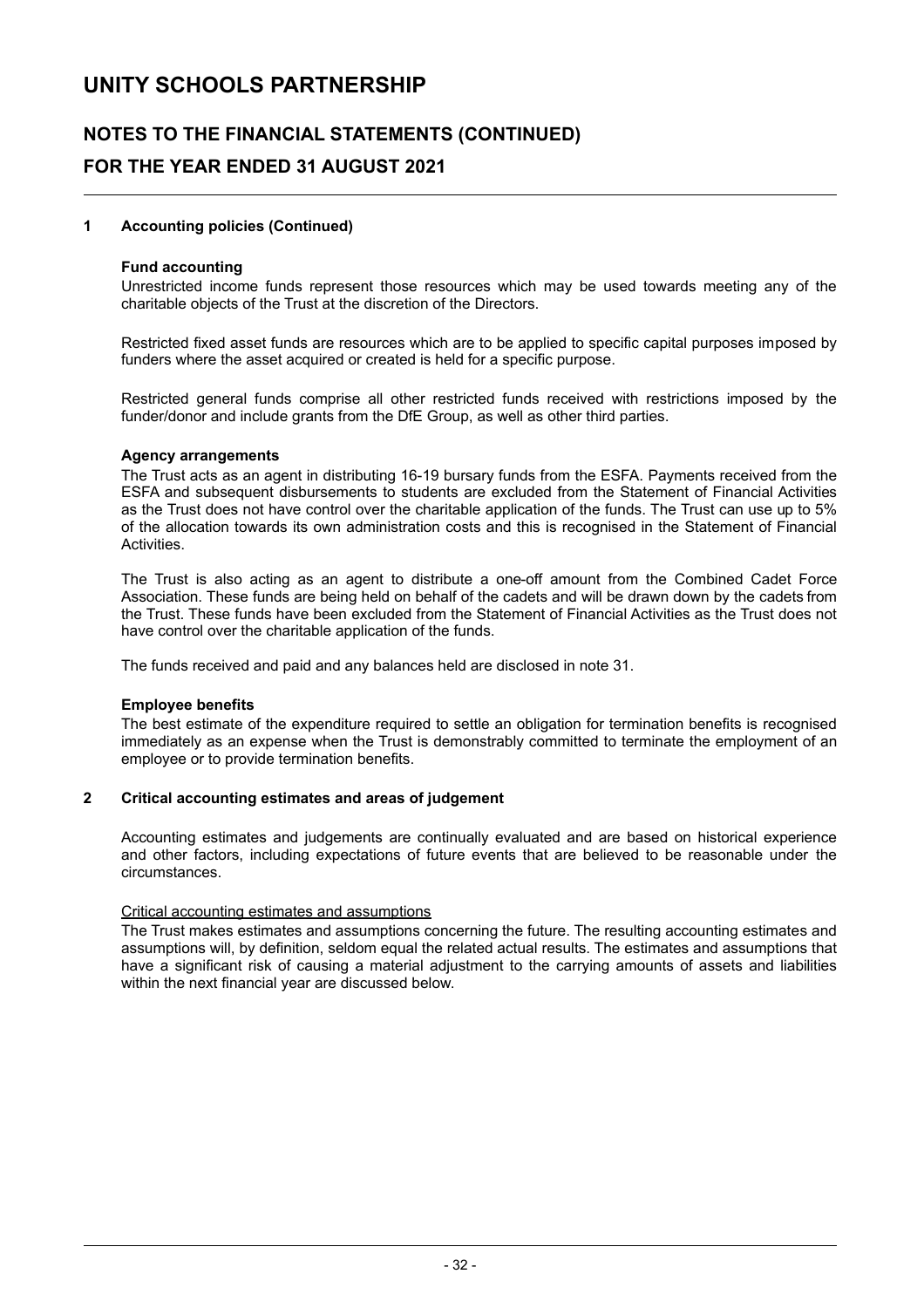## 1 Accounting policies (Continued)

### Fund accounting

Unrestricted income funds represent those resources which may be used towards meeting any of the charitable objects of the Trust at the discretion of the Directors.

Restricted fixed asset funds are resources which are to be applied to specific capital purposes imposed by funders where the asset acquired or created is held for a specific purpose.

Restricted general funds comprise all other restricted funds received with restrictions imposed by the funder/donor and include grants from the DfE Group, as well as other third parties.

### Agency arrangements

The Trust acts as an agent in distributing 16-19 bursary funds from the ESFA. Payments received from the ESFA and subsequent disbursements to students are excluded from the Statement of Financial Activities as the Trust does not have control over the charitable application of the funds. The Trust can use up to 5% of the allocation towards its own administration costs and this is recognised in the Statement of Financial Activities.

The Trust is also acting as an agent to distribute a one-off amount from the Combined Cadet Force Association. These funds are being held on behalf of the cadets and will be drawn down by the cadets from the Trust. These funds have been excluded from the Statement of Financial Activities as the Trust does not have control over the charitable application of the funds.

The funds received and paid and any balances held are disclosed in note 31.

### Employee benefits

The best estimate of the expenditure required to settle an obligation for termination benefits is recognised immediately as an expense when the Trust is demonstrably committed to terminate the employment of an employee or to provide termination benefits.

## 2 Critical accounting estimates and areas of judgement

Accounting estimates and judgements are continually evaluated and are based on historical experience and other factors, including expectations of future events that are believed to be reasonable under the circumstances.

Critical accounting estimates and assumptions

The Trust makes estimates and assumptions concerning the future. The resulting accounting estimates and assumptions will, by definition, seldom equal the related actual results. The estimates and assumptions that have a significant risk of causing a material adjustment to the carrying amounts of assets and liabilities within the next financial year are discussed below.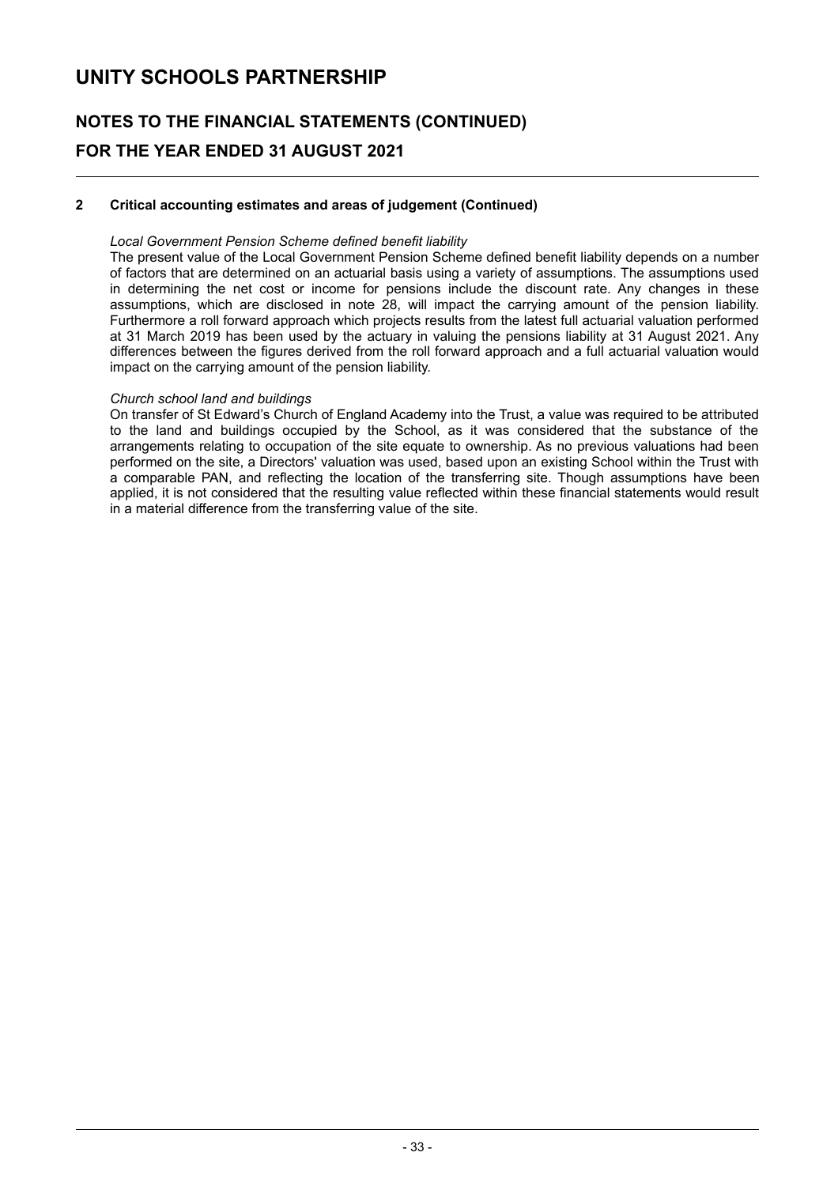# UNITY SCHOOLS PARTNERSHIP

## NOTES TO THE FINANCIAL STATEMENTS (CONTINUED)

## FOR THE YEAR ENDED 31 AUGUST 2021

### 2 Critical accounting estimates and areas of judgement (Continued)

*Local Government Pension Scheme defined benefit liability*

The present value of the Local Government Pension Scheme defined benefit liability depends on a number of factors that are determined on an actuarial basis using a variety of assumptions. The assumptions used in determining the net cost or income for pensions include the discount rate. Any changes in these assumptions, which are disclosed in note 28, will impact the carrying amount of the pension liability. Furthermore a roll forward approach which projects results from the latest full actuarial valuation performed at 31 March 2019 has been used by the actuary in valuing the pensions liability at 31 August 2021. Any differences between the figures derived from the roll forward approach and a full actuarial valuation would impact on the carrying amount of the pension liability.

*Church school land and buildings*

On transfer of St Edward's Church of England Academy into the Trust, a value was required to be attributed to the land and buildings occupied by the School, as it was considered that the substance of the arrangements relating to occupation of the site equate to ownership. As no previous valuations had been performed on the site, a Directors' valuation was used, based upon an existing School within the Trust with a comparable PAN, and reflecting the location of the transferring site. Though assumptions have been applied, it is not considered that the resulting value reflected within these financial statements would result in a material difference from the transferring value of the site.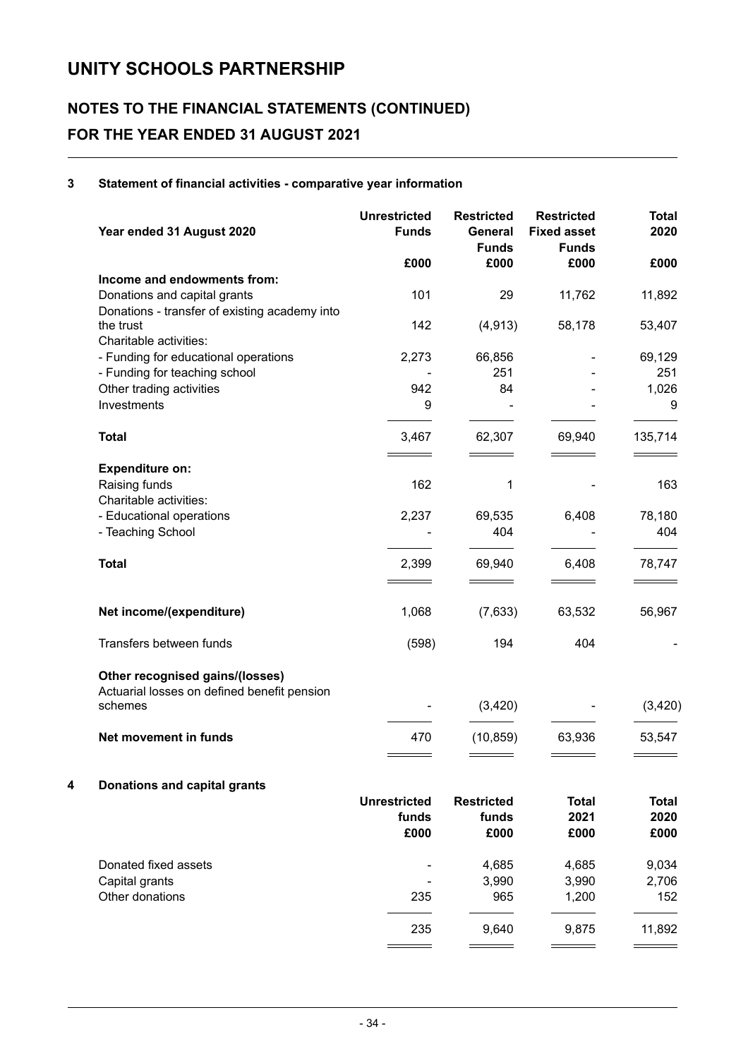# UNITY SCHOOLS PARTNERSHIP

## NOTES TO THE FINANCIAL STATEMENTS (CONTINUED)
## FOR THE YEAR ENDED 31 AUGUST 2021

### 3 Statement of financial activities - comparative year information

| Year ended 31 August 2020 | Unrestricted Funds | Restricted General Funds | Restricted Fixed asset Funds | Total 2020 |
|---|---|---|---|---|
| | £000 | £000 | £000 | £000 |
| **Income and endowments from:** | | | | |
| Donations and capital grants | 101 | 29 | 11,762 | 11,892 |
| Donations - transfer of existing academy into the trust | 142 | (4,913) | 58,178 | 53,407 |
| Charitable activities: | | | | |
| - Funding for educational operations | 2,273 | 66,856 | - | 69,129 |
| - Funding for teaching school | - | 251 | - | 251 |
| Other trading activities | 942 | 84 | - | 1,026 |
| Investments | 9 | - | - | 9 |
| **Total** | 3,467 | 62,307 | 69,940 | 135,714 |
| **Expenditure on:** | | | | |
| Raising funds | 162 | 1 | - | 163 |
| Charitable activities: | | | | |
| - Educational operations | 2,237 | 69,535 | 6,408 | 78,180 |
| - Teaching School | - | 404 | - | 404 |
| **Total** | 2,399 | 69,940 | 6,408 | 78,747 |
| **Net income/(expenditure)** | 1,068 | (7,633) | 63,532 | 56,967 |
| Transfers between funds | (598) | 194 | 404 | - |
| **Other recognised gains/(losses)** | | | | |
| Actuarial losses on defined benefit pension schemes | - | (3,420) | - | (3,420) |
| **Net movement in funds** | 470 | (10,859) | 63,936 | 53,547 |

### 4 Donations and capital grants

| | Unrestricted funds | Restricted funds | Total 2021 | Total 2020 |
|---|---|---|---|---|
| | £000 | £000 | £000 | £000 |
| Donated fixed assets | - | 4,685 | 4,685 | 9,034 |
| Capital grants | - | 3,990 | 3,990 | 2,706 |
| Other donations | 235 | 965 | 1,200 | 152 |
| | 235 | 9,640 | 9,875 | 11,892 |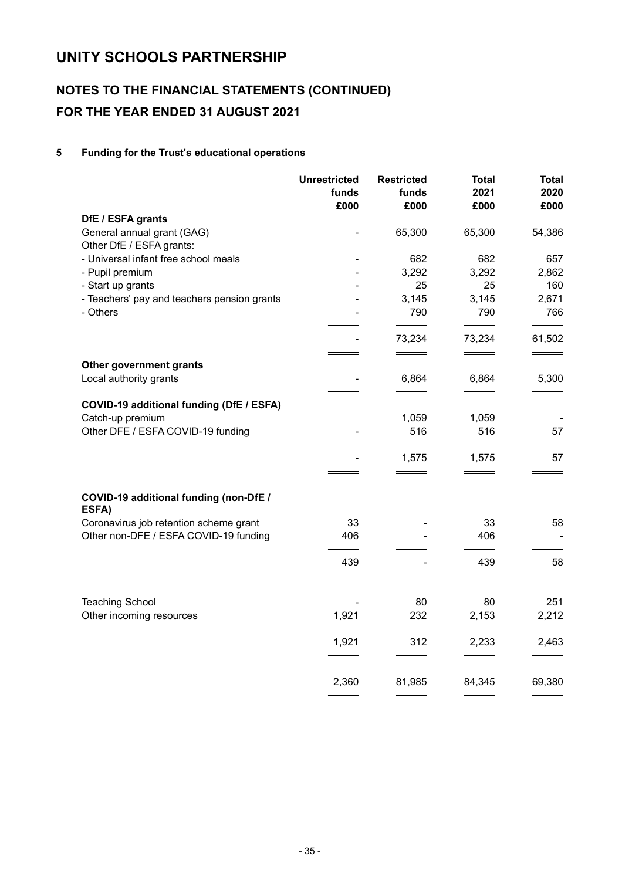# UNITY SCHOOLS PARTNERSHIP

## NOTES TO THE FINANCIAL STATEMENTS (CONTINUED)

## FOR THE YEAR ENDED 31 AUGUST 2021

### 5 Funding for the Trust's educational operations

| | Unrestricted funds £000 | Restricted funds £000 | Total 2021 £000 | Total 2020 £000 |
|---|---|---|---|---|
| **DfE / ESFA grants** | | | | |
| General annual grant (GAG) | - | 65,300 | 65,300 | 54,386 |
| Other DfE / ESFA grants: | | | | |
| - Universal infant free school meals | - | 682 | 682 | 657 |
| - Pupil premium | - | 3,292 | 3,292 | 2,862 |
| - Start up grants | - | 25 | 25 | 160 |
| - Teachers' pay and teachers pension grants | - | 3,145 | 3,145 | 2,671 |
| - Others | - | 790 | 790 | 766 |
| | - | 73,234 | 73,234 | 61,502 |
| **Other government grants** | | | | |
| Local authority grants | - | 6,864 | 6,864 | 5,300 |
| **COVID-19 additional funding (DfE / ESFA)** | | | | |
| Catch-up premium | | 1,059 | 1,059 | - |
| Other DFE / ESFA COVID-19 funding | - | 516 | 516 | 57 |
| | - | 1,575 | 1,575 | 57 |
| **COVID-19 additional funding (non-DfE / ESFA)** | | | | |
| Coronavirus job retention scheme grant | 33 | - | 33 | 58 |
| Other non-DFE / ESFA COVID-19 funding | 406 | - | 406 | - |
| | 439 | - | 439 | 58 |
| Teaching School | - | 80 | 80 | 251 |
| Other incoming resources | 1,921 | 232 | 2,153 | 2,212 |
| | 1,921 | 312 | 2,233 | 2,463 |
| | 2,360 | 81,985 | 84,345 | 69,380 |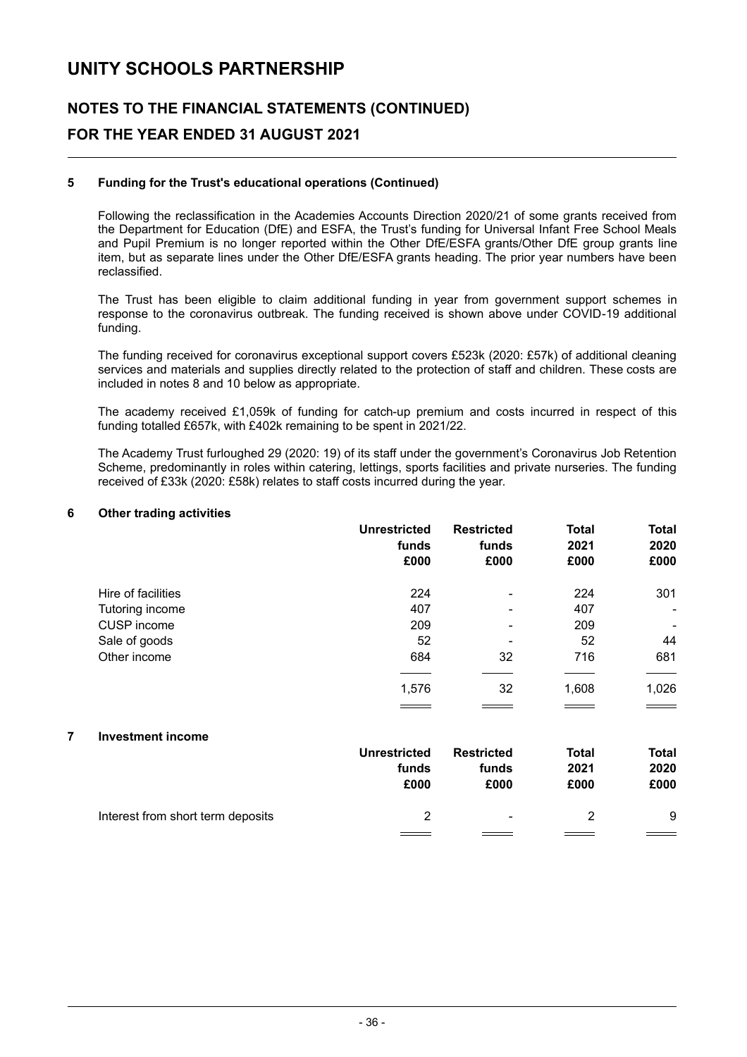## 5 Funding for the Trust's educational operations (Continued)

Following the reclassification in the Academies Accounts Direction 2020/21 of some grants received from the Department for Education (DfE) and ESFA, the Trust's funding for Universal Infant Free School Meals and Pupil Premium is no longer reported within the Other DfE/ESFA grants/Other DfE group grants line item, but as separate lines under the Other DfE/ESFA grants heading. The prior year numbers have been reclassified.

The Trust has been eligible to claim additional funding in year from government support schemes in response to the coronavirus outbreak. The funding received is shown above under COVID-19 additional funding.

The funding received for coronavirus exceptional support covers £523k (2020: £57k) of additional cleaning services and materials and supplies directly related to the protection of staff and children. These costs are included in notes 8 and 10 below as appropriate.

The academy received £1,059k of funding for catch-up premium and costs incurred in respect of this funding totalled £657k, with £402k remaining to be spent in 2021/22.

The Academy Trust furloughed 29 (2020: 19) of its staff under the government's Coronavirus Job Retention Scheme, predominantly in roles within catering, lettings, sports facilities and private nurseries. The funding received of £33k (2020: £58k) relates to staff costs incurred during the year.

## 6 Other trading activities

| | Unrestricted funds £000 | Restricted funds £000 | Total 2021 £000 | Total 2020 £000 |
|---|---|---|---|---|
| Hire of facilities | 224 | - | 224 | 301 |
| Tutoring income | 407 | - | 407 | - |
| CUSP income | 209 | - | 209 | - |
| Sale of goods | 52 | - | 52 | 44 |
| Other income | 684 | 32 | 716 | 681 |
| | 1,576 | 32 | 1,608 | 1,026 |

## 7 Investment income

| | Unrestricted funds £000 | Restricted funds £000 | Total 2021 £000 | Total 2020 £000 |
|---|---|---|---|---|
| Interest from short term deposits | 2 | - | 2 | 9 |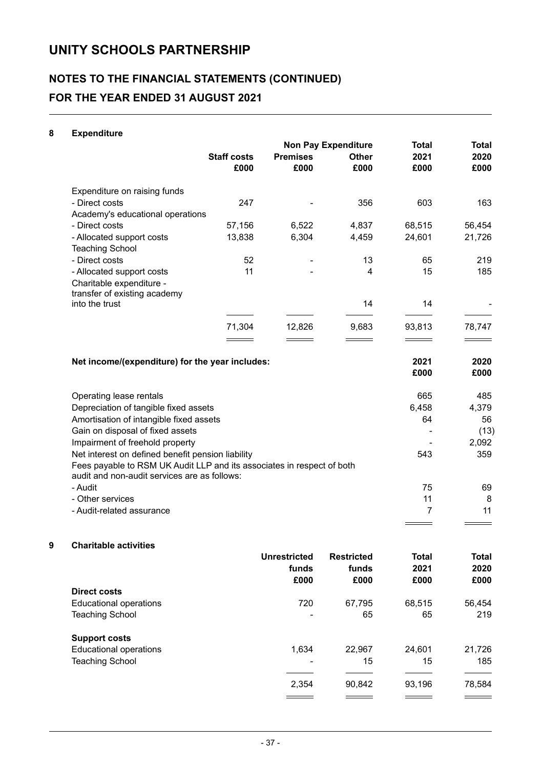# UNITY SCHOOLS PARTNERSHIP

## NOTES TO THE FINANCIAL STATEMENTS (CONTINUED)

## FOR THE YEAR ENDED 31 AUGUST 2021

### 8 Expenditure

| | Staff costs | Non Pay Expenditure Premises | Non Pay Expenditure Other | Total 2021 | Total 2020 |
|---|---|---|---|---|---|
| | £000 | £000 | £000 | £000 | £000 |
| Expenditure on raising funds | | | | | |
| - Direct costs | 247 | - | 356 | 603 | 163 |
| Academy's educational operations | | | | | |
| - Direct costs | 57,156 | 6,522 | 4,837 | 68,515 | 56,454 |
| - Allocated support costs | 13,838 | 6,304 | 4,459 | 24,601 | 21,726 |
| Teaching School | | | | | |
| - Direct costs | 52 | - | 13 | 65 | 219 |
| - Allocated support costs | 11 | - | 4 | 15 | 185 |
| Charitable expenditure - transfer of existing academy into the trust | | | 14 | 14 | - |
| | 71,304 | 12,826 | 9,683 | 93,813 | 78,747 |

| Net income/(expenditure) for the year includes: | 2021 | 2020 |
|---|---|---|
| | £000 | £000 |
| Operating lease rentals | 665 | 485 |
| Depreciation of tangible fixed assets | 6,458 | 4,379 |
| Amortisation of intangible fixed assets | 64 | 56 |
| Gain on disposal of fixed assets | - | (13) |
| Impairment of freehold property | - | 2,092 |
| Net interest on defined benefit pension liability | 543 | 359 |
| Fees payable to RSM UK Audit LLP and its associates in respect of both audit and non-audit services are as follows: | | |
| - Audit | 75 | 69 |
| - Other services | 11 | 8 |
| - Audit-related assurance | 7 | 11 |

### 9 Charitable activities

| | Unrestricted funds | Restricted funds | Total 2021 | Total 2020 |
|---|---|---|---|---|
| | £000 | £000 | £000 | £000 |
| **Direct costs** | | | | |
| Educational operations | 720 | 67,795 | 68,515 | 56,454 |
| Teaching School | - | 65 | 65 | 219 |
| **Support costs** | | | | |
| Educational operations | 1,634 | 22,967 | 24,601 | 21,726 |
| Teaching School | - | 15 | 15 | 185 |
| | 2,354 | 90,842 | 93,196 | 78,584 |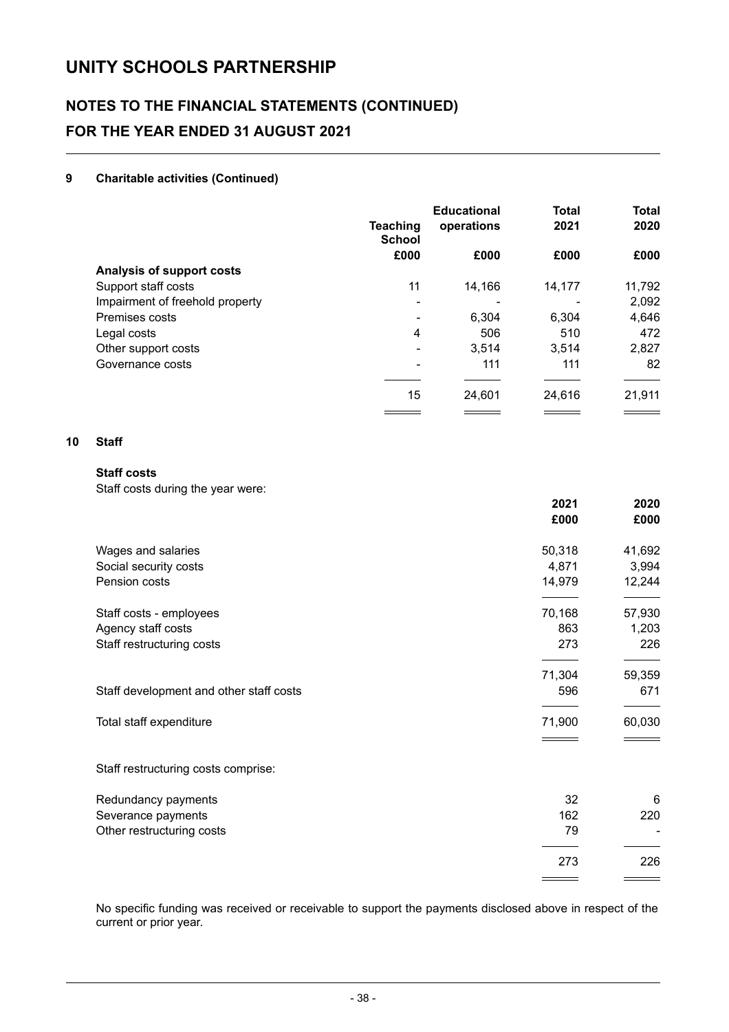# UNITY SCHOOLS PARTNERSHIP

## NOTES TO THE FINANCIAL STATEMENTS (CONTINUED)

## FOR THE YEAR ENDED 31 AUGUST 2021

### 9 Charitable activities (Continued)

| | Teaching School | Educational operations | Total 2021 | Total 2020 |
|---|---|---|---|---|
| | £000 | £000 | £000 | £000 |
| **Analysis of support costs** | | | | |
| Support staff costs | 11 | 14,166 | 14,177 | 11,792 |
| Impairment of freehold property | - | - | - | 2,092 |
| Premises costs | - | 6,304 | 6,304 | 4,646 |
| Legal costs | 4 | 506 | 510 | 472 |
| Other support costs | - | 3,514 | 3,514 | 2,827 |
| Governance costs | - | 111 | 111 | 82 |
| | 15 | 24,601 | 24,616 | 21,911 |

### 10 Staff

**Staff costs**

Staff costs during the year were:

| | 2021 | 2020 |
|---|---|---|
| | £000 | £000 |
| Wages and salaries | 50,318 | 41,692 |
| Social security costs | 4,871 | 3,994 |
| Pension costs | 14,979 | 12,244 |
| Staff costs - employees | 70,168 | 57,930 |
| Agency staff costs | 863 | 1,203 |
| Staff restructuring costs | 273 | 226 |
| | 71,304 | 59,359 |
| Staff development and other staff costs | 596 | 671 |
| Total staff expenditure | 71,900 | 60,030 |

Staff restructuring costs comprise:

| | 2021 | 2020 |
|---|---|---|
| Redundancy payments | 32 | 6 |
| Severance payments | 162 | 220 |
| Other restructuring costs | 79 | - |
| | 273 | 226 |

No specific funding was received or receivable to support the payments disclosed above in respect of the current or prior year.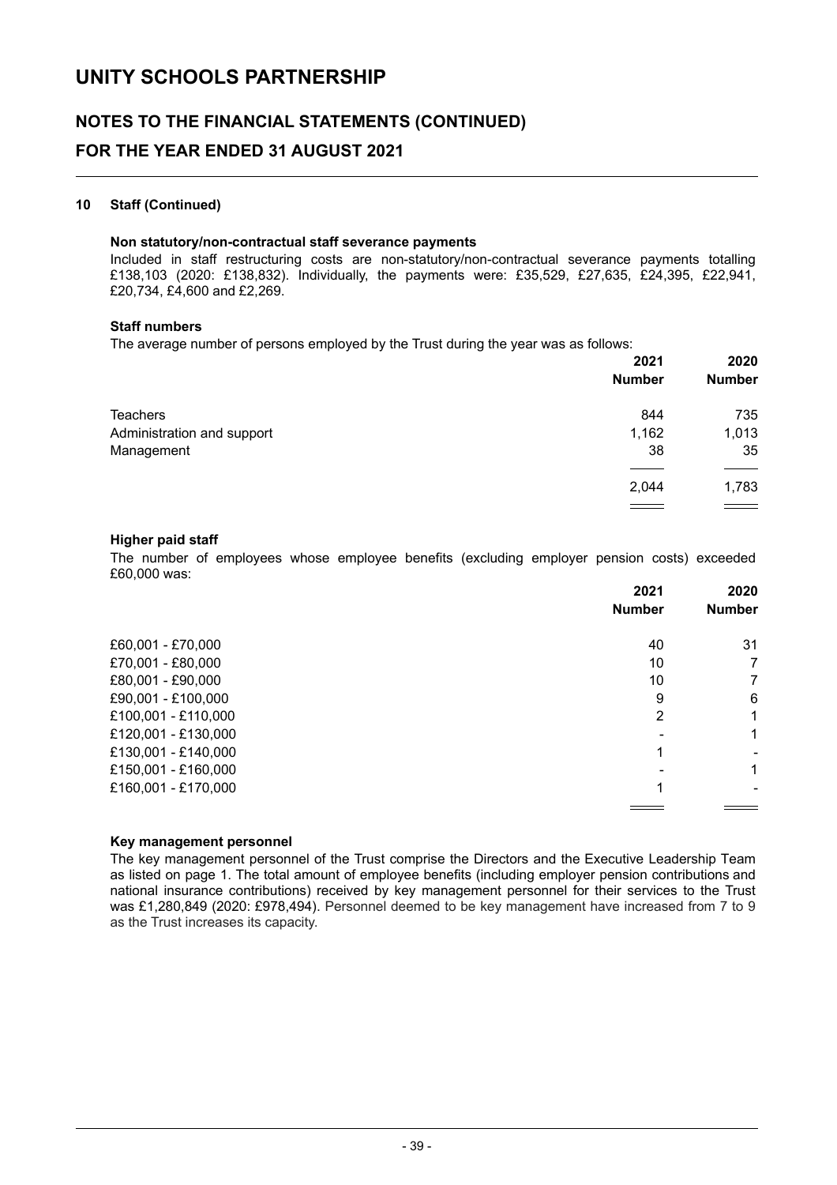# UNITY SCHOOLS PARTNERSHIP

## NOTES TO THE FINANCIAL STATEMENTS (CONTINUED)

## FOR THE YEAR ENDED 31 AUGUST 2021

### 10 Staff (Continued)

**Non statutory/non-contractual staff severance payments**

Included in staff restructuring costs are non-statutory/non-contractual severance payments totalling £138,103 (2020: £138,832). Individually, the payments were: £35,529, £27,635, £24,395, £22,941, £20,734, £4,600 and £2,269.

**Staff numbers**

The average number of persons employed by the Trust during the year was as follows:

| | 2021 Number | 2020 Number |
|---|---|---|
| Teachers | 844 | 735 |
| Administration and support | 1,162 | 1,013 |
| Management | 38 | 35 |
| | 2,044 | 1,783 |

**Higher paid staff**

The number of employees whose employee benefits (excluding employer pension costs) exceeded £60,000 was:

| | 2021 Number | 2020 Number |
|---|---|---|
| £60,001 - £70,000 | 40 | 31 |
| £70,001 - £80,000 | 10 | 7 |
| £80,001 - £90,000 | 10 | 7 |
| £90,001 - £100,000 | 9 | 6 |
| £100,001 - £110,000 | 2 | 1 |
| £120,001 - £130,000 | - | 1 |
| £130,001 - £140,000 | 1 | - |
| £150,001 - £160,000 | - | 1 |
| £160,001 - £170,000 | 1 | - |

**Key management personnel**

The key management personnel of the Trust comprise the Directors and the Executive Leadership Team as listed on page 1. The total amount of employee benefits (including employer pension contributions and national insurance contributions) received by key management personnel for their services to the Trust was £1,280,849 (2020: £978,494). Personnel deemed to be key management have increased from 7 to 9 as the Trust increases its capacity.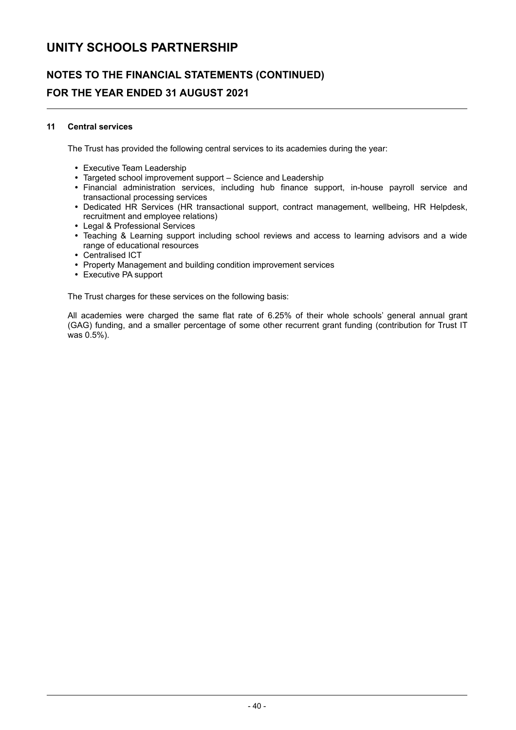## 11 Central services

The Trust has provided the following central services to its academies during the year:

- Executive Team Leadership
- Targeted school improvement support – Science and Leadership
- Financial administration services, including hub finance support, in-house payroll service and transactional processing services
- Dedicated HR Services (HR transactional support, contract management, wellbeing, HR Helpdesk, recruitment and employee relations)
- Legal & Professional Services
- Teaching & Learning support including school reviews and access to learning advisors and a wide range of educational resources
- Centralised ICT
- Property Management and building condition improvement services
- Executive PA support

The Trust charges for these services on the following basis:

All academies were charged the same flat rate of 6.25% of their whole schools' general annual grant (GAG) funding, and a smaller percentage of some other recurrent grant funding (contribution for Trust IT was 0.5%).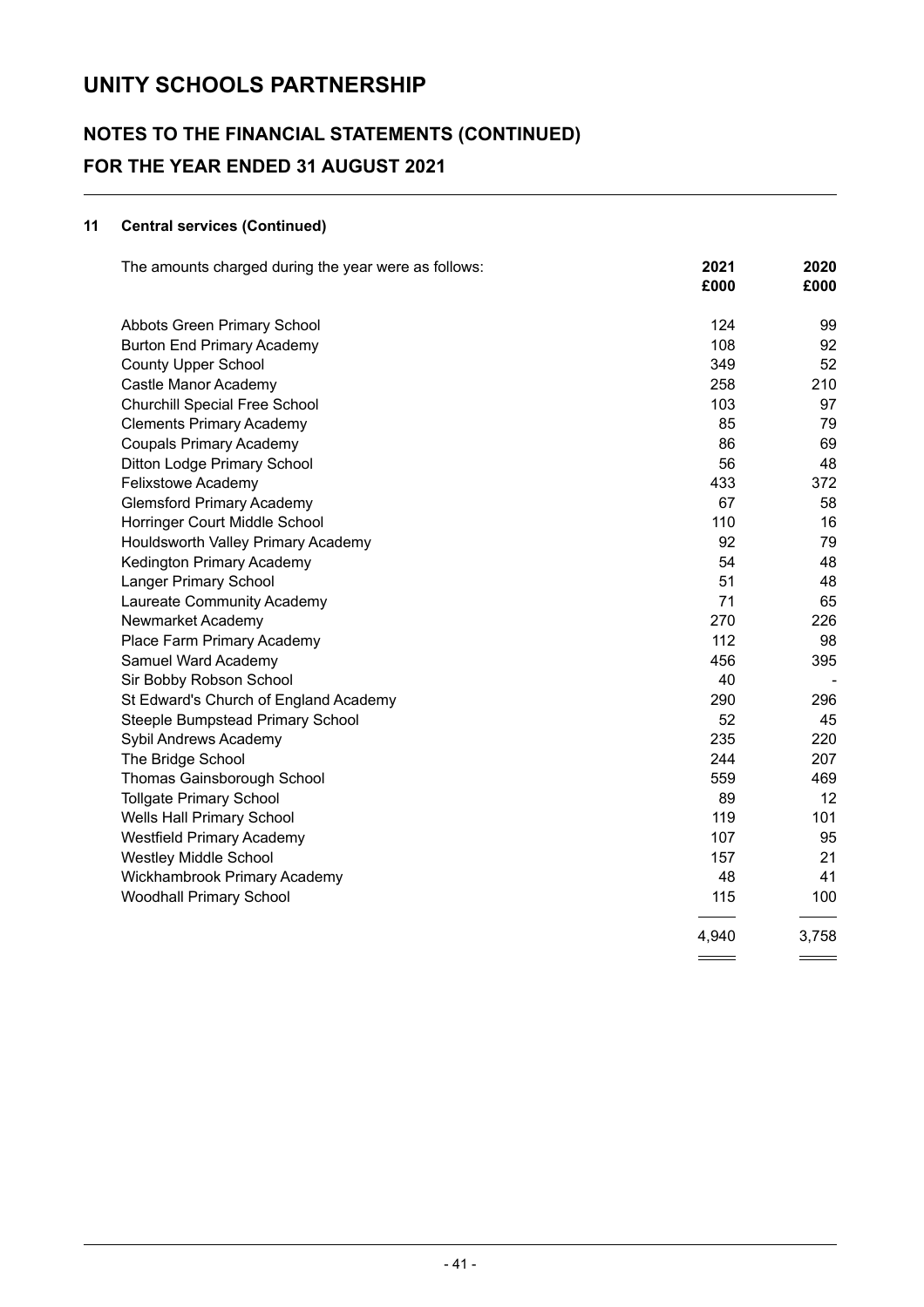# UNITY SCHOOLS PARTNERSHIP

## NOTES TO THE FINANCIAL STATEMENTS (CONTINUED)
## FOR THE YEAR ENDED 31 AUGUST 2021

### 11 Central services (Continued)

| The amounts charged during the year were as follows: | 2021 £000 | 2020 £000 |
|---|---|---|
| Abbots Green Primary School | 124 | 99 |
| Burton End Primary Academy | 108 | 92 |
| County Upper School | 349 | 52 |
| Castle Manor Academy | 258 | 210 |
| Churchill Special Free School | 103 | 97 |
| Clements Primary Academy | 85 | 79 |
| Coupals Primary Academy | 86 | 69 |
| Ditton Lodge Primary School | 56 | 48 |
| Felixstowe Academy | 433 | 372 |
| Glemsford Primary Academy | 67 | 58 |
| Horringer Court Middle School | 110 | 16 |
| Houldsworth Valley Primary Academy | 92 | 79 |
| Kedington Primary Academy | 54 | 48 |
| Langer Primary School | 51 | 48 |
| Laureate Community Academy | 71 | 65 |
| Newmarket Academy | 270 | 226 |
| Place Farm Primary Academy | 112 | 98 |
| Samuel Ward Academy | 456 | 395 |
| Sir Bobby Robson School | 40 | - |
| St Edward's Church of England Academy | 290 | 296 |
| Steeple Bumpstead Primary School | 52 | 45 |
| Sybil Andrews Academy | 235 | 220 |
| The Bridge School | 244 | 207 |
| Thomas Gainsborough School | 559 | 469 |
| Tollgate Primary School | 89 | 12 |
| Wells Hall Primary School | 119 | 101 |
| Westfield Primary Academy | 107 | 95 |
| Westley Middle School | 157 | 21 |
| Wickhambrook Primary Academy | 48 | 41 |
| Woodhall Primary School | 115 | 100 |
| | 4,940 | 3,758 |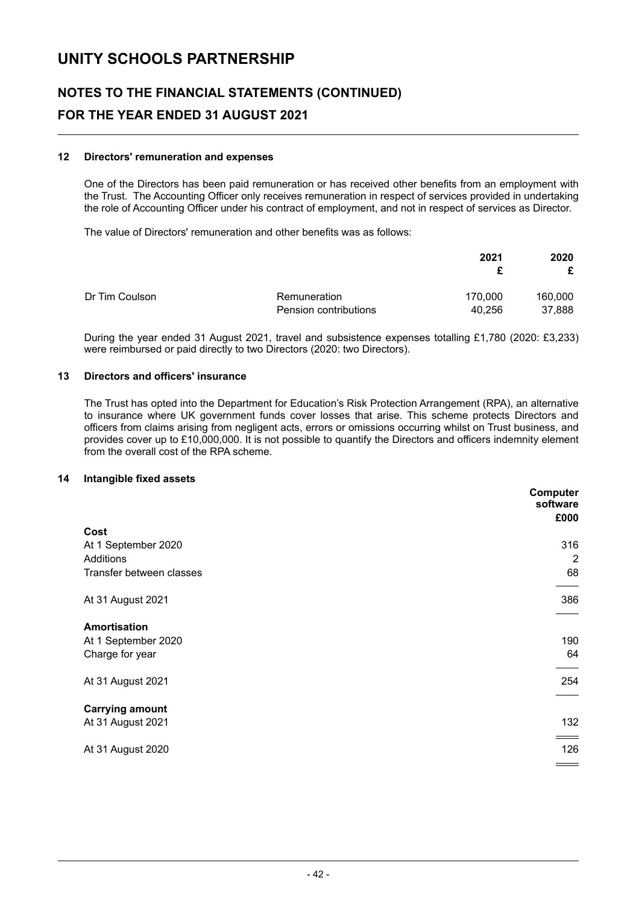# UNITY SCHOOLS PARTNERSHIP

## NOTES TO THE FINANCIAL STATEMENTS (CONTINUED)

## FOR THE YEAR ENDED 31 AUGUST 2021

### 12 Directors' remuneration and expenses

One of the Directors has been paid remuneration or has received other benefits from an employment with the Trust. The Accounting Officer only receives remuneration in respect of services provided in undertaking the role of Accounting Officer under his contract of employment, and not in respect of services as Director.

The value of Directors' remuneration and other benefits was as follows:

| | | 2021 £ | 2020 £ |
|---|---|---|---|
| Dr Tim Coulson | Remuneration | 170,000 | 160,000 |
| | Pension contributions | 40,256 | 37,888 |

During the year ended 31 August 2021, travel and subsistence expenses totalling £1,780 (2020: £3,233) were reimbursed or paid directly to two Directors (2020: two Directors).

### 13 Directors and officers' insurance

The Trust has opted into the Department for Education's Risk Protection Arrangement (RPA), an alternative to insurance where UK government funds cover losses that arise. This scheme protects Directors and officers from claims arising from negligent acts, errors or omissions occurring whilst on Trust business, and provides cover up to £10,000,000. It is not possible to quantify the Directors and officers indemnity element from the overall cost of the RPA scheme.

### 14 Intangible fixed assets

| | Computer software £000 |
|---|---|
| **Cost** | |
| At 1 September 2020 | 316 |
| Additions | 2 |
| Transfer between classes | 68 |
| At 31 August 2021 | 386 |
| **Amortisation** | |
| At 1 September 2020 | 190 |
| Charge for year | 64 |
| At 31 August 2021 | 254 |
| **Carrying amount** | |
| At 31 August 2021 | 132 |
| At 31 August 2020 | 126 |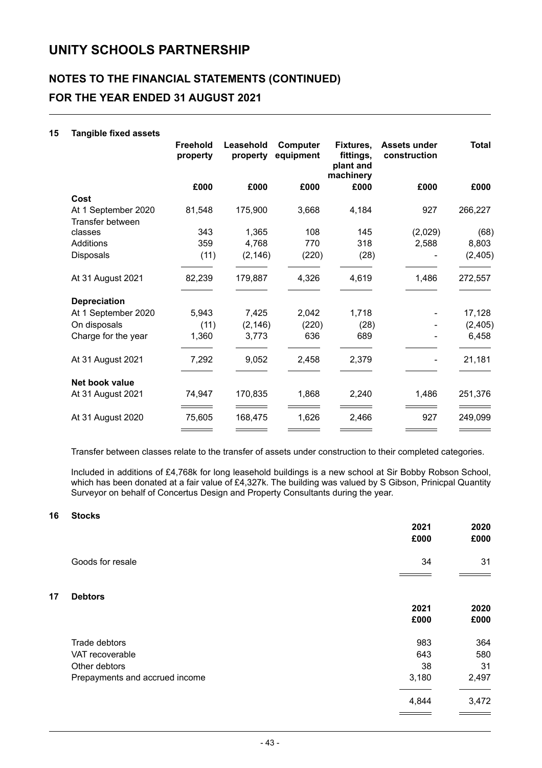# UNITY SCHOOLS PARTNERSHIP

## NOTES TO THE FINANCIAL STATEMENTS (CONTINUED)

## FOR THE YEAR ENDED 31 AUGUST 2021

### 15 Tangible fixed assets

| | Freehold property | Leasehold property | Computer equipment | Fixtures, fittings, plant and machinery | Assets under construction | Total |
|---|---|---|---|---|---|---|
| | £000 | £000 | £000 | £000 | £000 | £000 |
| **Cost** | | | | | | |
| At 1 September 2020 | 81,548 | 175,900 | 3,668 | 4,184 | 927 | 266,227 |
| Transfer between classes | 343 | 1,365 | 108 | 145 | (2,029) | (68) |
| Additions | 359 | 4,768 | 770 | 318 | 2,588 | 8,803 |
| Disposals | (11) | (2,146) | (220) | (28) | - | (2,405) |
| At 31 August 2021 | 82,239 | 179,887 | 4,326 | 4,619 | 1,486 | 272,557 |
| **Depreciation** | | | | | | |
| At 1 September 2020 | 5,943 | 7,425 | 2,042 | 1,718 | - | 17,128 |
| On disposals | (11) | (2,146) | (220) | (28) | - | (2,405) |
| Charge for the year | 1,360 | 3,773 | 636 | 689 | - | 6,458 |
| At 31 August 2021 | 7,292 | 9,052 | 2,458 | 2,379 | - | 21,181 |
| **Net book value** | | | | | | |
| At 31 August 2021 | 74,947 | 170,835 | 1,868 | 2,240 | 1,486 | 251,376 |
| At 31 August 2020 | 75,605 | 168,475 | 1,626 | 2,466 | 927 | 249,099 |

Transfer between classes relate to the transfer of assets under construction to their completed categories.

Included in additions of £4,768k for long leasehold buildings is a new school at Sir Bobby Robson School, which has been donated at a fair value of £4,327k. The building was valued by S Gibson, Prinicpal Quantity Surveyor on behalf of Concertus Design and Property Consultants during the year.

### 16 Stocks

| | 2021 | 2020 |
|---|---|---|
| | £000 | £000 |
| Goods for resale | 34 | 31 |

### 17 Debtors

| | 2021 | 2020 |
|---|---|---|
| | £000 | £000 |
| Trade debtors | 983 | 364 |
| VAT recoverable | 643 | 580 |
| Other debtors | 38 | 31 |
| Prepayments and accrued income | 3,180 | 2,497 |
| | 4,844 | 3,472 |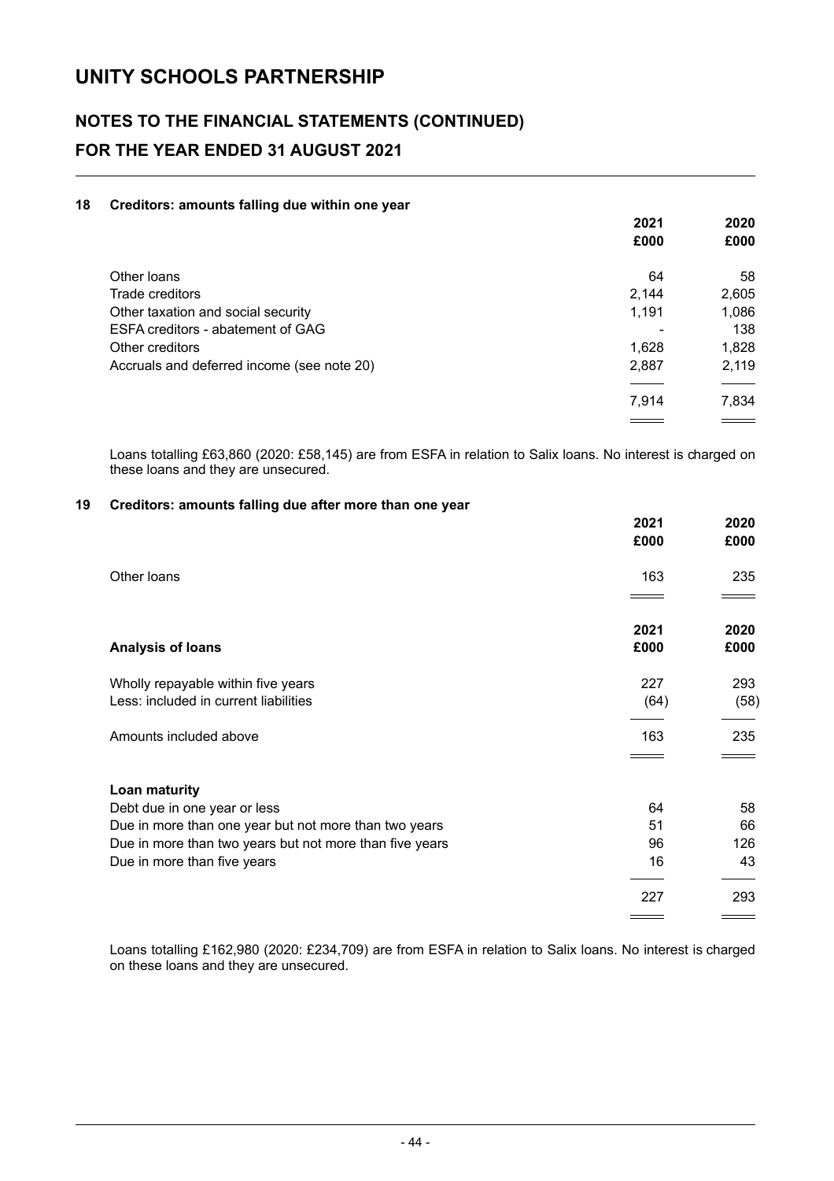# UNITY SCHOOLS PARTNERSHIP

## NOTES TO THE FINANCIAL STATEMENTS (CONTINUED)
## FOR THE YEAR ENDED 31 AUGUST 2021

### 18 Creditors: amounts falling due within one year

| | 2021<br>£000 | 2020<br>£000 |
|---|---|---|
| Other loans | 64 | 58 |
| Trade creditors | 2,144 | 2,605 |
| Other taxation and social security | 1,191 | 1,086 |
| ESFA creditors - abatement of GAG | - | 138 |
| Other creditors | 1,628 | 1,828 |
| Accruals and deferred income (see note 20) | 2,887 | 2,119 |
| | 7,914 | 7,834 |

Loans totalling £63,860 (2020: £58,145) are from ESFA in relation to Salix loans. No interest is charged on these loans and they are unsecured.

### 19 Creditors: amounts falling due after more than one year

| | 2021<br>£000 | 2020<br>£000 |
|---|---|---|
| Other loans | 163 | 235 |

| **Analysis of loans** | 2021<br>£000 | 2020<br>£000 |
|---|---|---|
| Wholly repayable within five years | 227 | 293 |
| Less: included in current liabilities | (64) | (58) |
| Amounts included above | 163 | 235 |
| **Loan maturity** | | |
| Debt due in one year or less | 64 | 58 |
| Due in more than one year but not more than two years | 51 | 66 |
| Due in more than two years but not more than five years | 96 | 126 |
| Due in more than five years | 16 | 43 |
| | 227 | 293 |

Loans totalling £162,980 (2020: £234,709) are from ESFA in relation to Salix loans. No interest is charged on these loans and they are unsecured.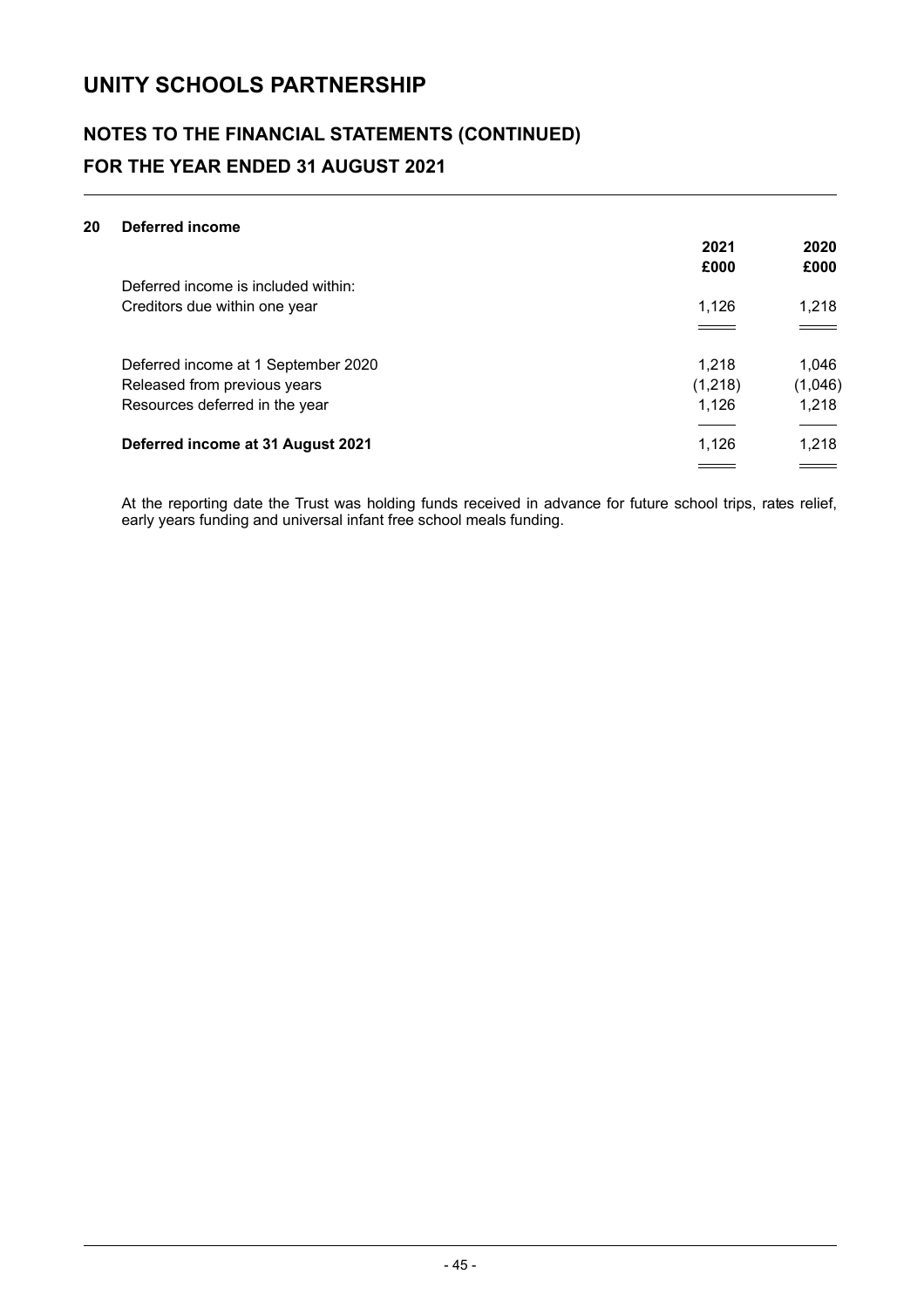# UNITY SCHOOLS PARTNERSHIP

## NOTES TO THE FINANCIAL STATEMENTS (CONTINUED)
## FOR THE YEAR ENDED 31 AUGUST 2021

### 20 Deferred income

| | 2021 | 2020 |
|---|---|---|
| | £000 | £000 |
| Deferred income is included within: | | |
| Creditors due within one year | 1,126 | 1,218 |
| | | |
| Deferred income at 1 September 2020 | 1,218 | 1,046 |
| Released from previous years | (1,218) | (1,046) |
| Resources deferred in the year | 1,126 | 1,218 |
| **Deferred income at 31 August 2021** | 1,126 | 1,218 |

At the reporting date the Trust was holding funds received in advance for future school trips, rates relief, early years funding and universal infant free school meals funding.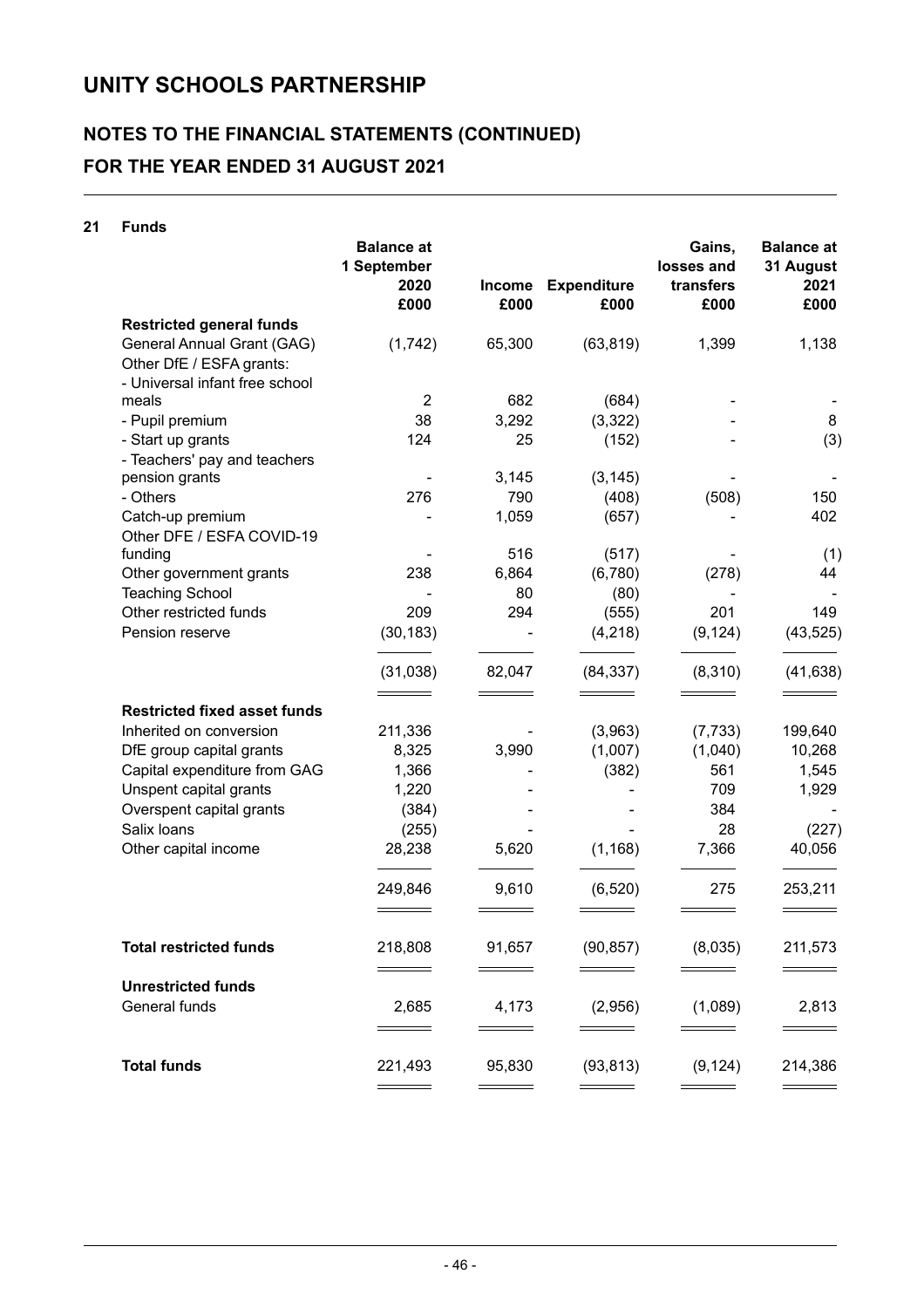# UNITY SCHOOLS PARTNERSHIP

## NOTES TO THE FINANCIAL STATEMENTS (CONTINUED)

## FOR THE YEAR ENDED 31 AUGUST 2021

### 21 Funds

| | Balance at 1 September 2020 £000 | Income £000 | Expenditure £000 | Gains, losses and transfers £000 | Balance at 31 August 2021 £000 |
|---|---|---|---|---|---|
| **Restricted general funds** | | | | | |
| General Annual Grant (GAG) | (1,742) | 65,300 | (63,819) | 1,399 | 1,138 |
| Other DfE / ESFA grants: | | | | | |
| - Universal infant free school meals | 2 | 682 | (684) | - | - |
| - Pupil premium | 38 | 3,292 | (3,322) | - | 8 |
| - Start up grants | 124 | 25 | (152) | - | (3) |
| - Teachers' pay and teachers pension grants | - | 3,145 | (3,145) | - | - |
| - Others | 276 | 790 | (408) | (508) | 150 |
| Catch-up premium | - | 1,059 | (657) | - | 402 |
| Other DFE / ESFA COVID-19 funding | - | 516 | (517) | - | (1) |
| Other government grants | 238 | 6,864 | (6,780) | (278) | 44 |
| Teaching School | - | 80 | (80) | - | - |
| Other restricted funds | 209 | 294 | (555) | 201 | 149 |
| Pension reserve | (30,183) | - | (4,218) | (9,124) | (43,525) |
| | (31,038) | 82,047 | (84,337) | (8,310) | (41,638) |
| **Restricted fixed asset funds** | | | | | |
| Inherited on conversion | 211,336 | - | (3,963) | (7,733) | 199,640 |
| DfE group capital grants | 8,325 | 3,990 | (1,007) | (1,040) | 10,268 |
| Capital expenditure from GAG | 1,366 | - | (382) | 561 | 1,545 |
| Unspent capital grants | 1,220 | - | - | 709 | 1,929 |
| Overspent capital grants | (384) | - | - | 384 | - |
| Salix loans | (255) | - | - | 28 | (227) |
| Other capital income | 28,238 | 5,620 | (1,168) | 7,366 | 40,056 |
| | 249,846 | 9,610 | (6,520) | 275 | 253,211 |
| **Total restricted funds** | 218,808 | 91,657 | (90,857) | (8,035) | 211,573 |
| **Unrestricted funds** | | | | | |
| General funds | 2,685 | 4,173 | (2,956) | (1,089) | 2,813 |
| **Total funds** | 221,493 | 95,830 | (93,813) | (9,124) | 214,386 |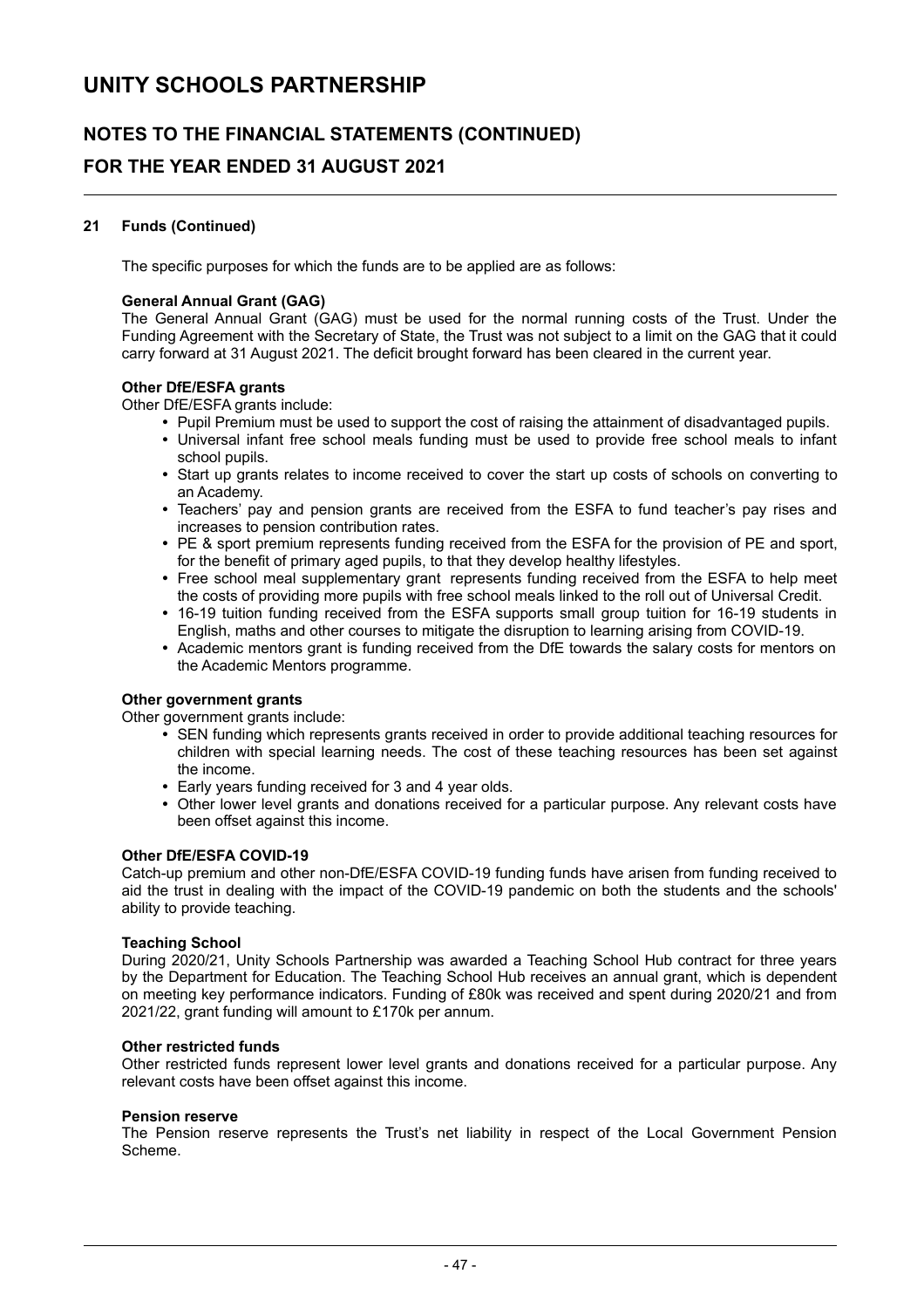## 21 Funds (Continued)

The specific purposes for which the funds are to be applied are as follows:

**General Annual Grant (GAG)**
The General Annual Grant (GAG) must be used for the normal running costs of the Trust. Under the Funding Agreement with the Secretary of State, the Trust was not subject to a limit on the GAG that it could carry forward at 31 August 2021. The deficit brought forward has been cleared in the current year.

**Other DfE/ESFA grants**
Other DfE/ESFA grants include:

- Pupil Premium must be used to support the cost of raising the attainment of disadvantaged pupils.
- Universal infant free school meals funding must be used to provide free school meals to infant school pupils.
- Start up grants relates to income received to cover the start up costs of schools on converting to an Academy.
- Teachers' pay and pension grants are received from the ESFA to fund teacher's pay rises and increases to pension contribution rates.
- PE & sport premium represents funding received from the ESFA for the provision of PE and sport, for the benefit of primary aged pupils, to that they develop healthy lifestyles.
- Free school meal supplementary grant represents funding received from the ESFA to help meet the costs of providing more pupils with free school meals linked to the roll out of Universal Credit.
- 16-19 tuition funding received from the ESFA supports small group tuition for 16-19 students in English, maths and other courses to mitigate the disruption to learning arising from COVID-19.
- Academic mentors grant is funding received from the DfE towards the salary costs for mentors on the Academic Mentors programme.

**Other government grants**
Other government grants include:

- SEN funding which represents grants received in order to provide additional teaching resources for children with special learning needs. The cost of these teaching resources has been set against the income.
- Early years funding received for 3 and 4 year olds.
- Other lower level grants and donations received for a particular purpose. Any relevant costs have been offset against this income.

**Other DfE/ESFA COVID-19**
Catch-up premium and other non-DfE/ESFA COVID-19 funding funds have arisen from funding received to aid the trust in dealing with the impact of the COVID-19 pandemic on both the students and the schools' ability to provide teaching.

**Teaching School**
During 2020/21, Unity Schools Partnership was awarded a Teaching School Hub contract for three years by the Department for Education. The Teaching School Hub receives an annual grant, which is dependent on meeting key performance indicators. Funding of £80k was received and spent during 2020/21 and from 2021/22, grant funding will amount to £170k per annum.

**Other restricted funds**
Other restricted funds represent lower level grants and donations received for a particular purpose. Any relevant costs have been offset against this income.

**Pension reserve**
The Pension reserve represents the Trust's net liability in respect of the Local Government Pension Scheme.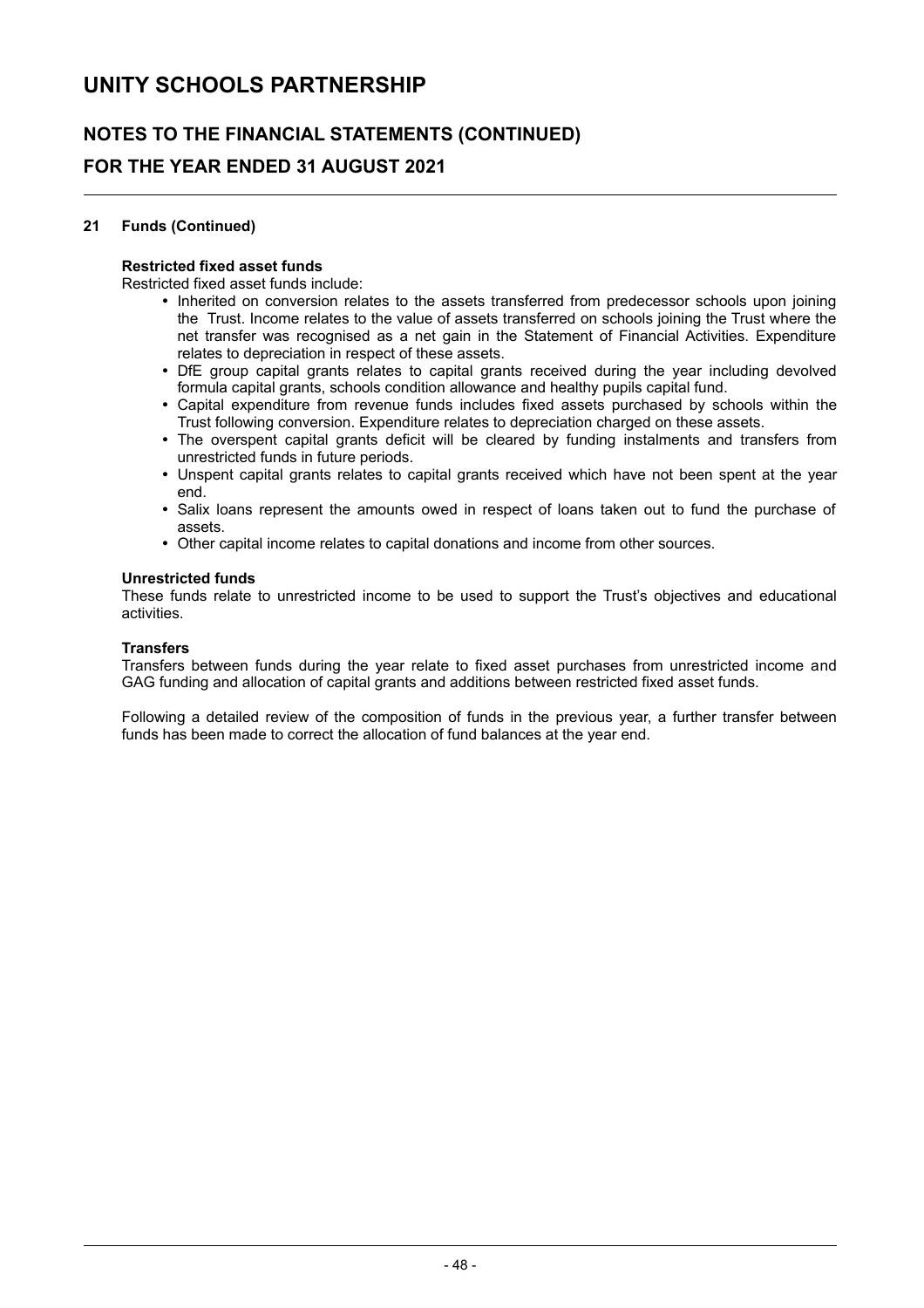## 21 Funds (Continued)

**Restricted fixed asset funds**

Restricted fixed asset funds include:

- Inherited on conversion relates to the assets transferred from predecessor schools upon joining the Trust. Income relates to the value of assets transferred on schools joining the Trust where the net transfer was recognised as a net gain in the Statement of Financial Activities. Expenditure relates to depreciation in respect of these assets.
- DfE group capital grants relates to capital grants received during the year including devolved formula capital grants, schools condition allowance and healthy pupils capital fund.
- Capital expenditure from revenue funds includes fixed assets purchased by schools within the Trust following conversion. Expenditure relates to depreciation charged on these assets.
- The overspent capital grants deficit will be cleared by funding instalments and transfers from unrestricted funds in future periods.
- Unspent capital grants relates to capital grants received which have not been spent at the year end.
- Salix loans represent the amounts owed in respect of loans taken out to fund the purchase of assets.
- Other capital income relates to capital donations and income from other sources.

**Unrestricted funds**

These funds relate to unrestricted income to be used to support the Trust's objectives and educational activities.

**Transfers**

Transfers between funds during the year relate to fixed asset purchases from unrestricted income and GAG funding and allocation of capital grants and additions between restricted fixed asset funds.

Following a detailed review of the composition of funds in the previous year, a further transfer between funds has been made to correct the allocation of fund balances at the year end.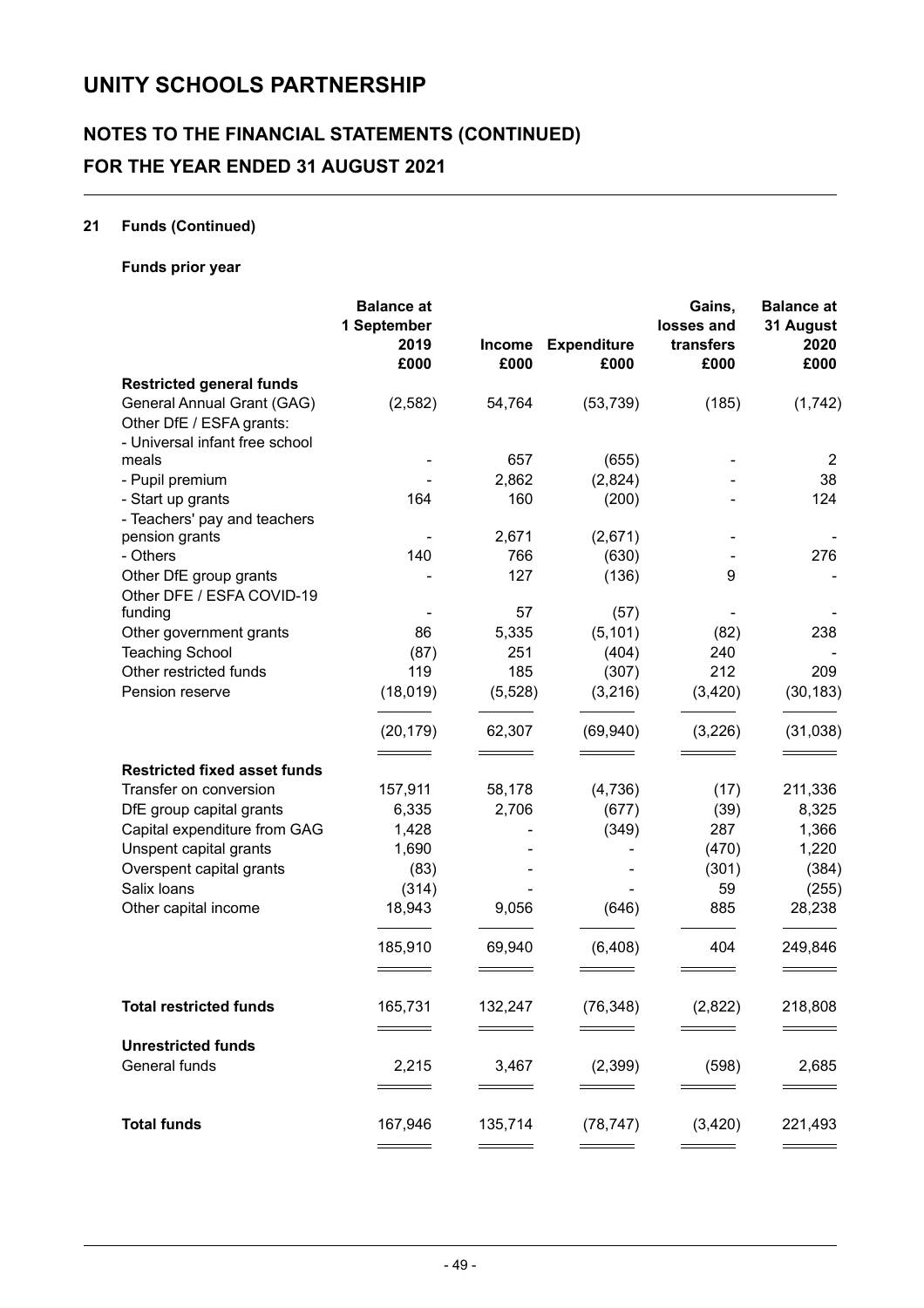# UNITY SCHOOLS PARTNERSHIP

## NOTES TO THE FINANCIAL STATEMENTS (CONTINUED)
## FOR THE YEAR ENDED 31 AUGUST 2021

### 21 Funds (Continued)

**Funds prior year**

| | Balance at 1 September 2019 £000 | Income £000 | Expenditure £000 | Gains, losses and transfers £000 | Balance at 31 August 2020 £000 |
|---|---|---|---|---|---|
| **Restricted general funds** | | | | | |
| General Annual Grant (GAG) | (2,582) | 54,764 | (53,739) | (185) | (1,742) |
| Other DfE / ESFA grants: | | | | | |
| - Universal infant free school meals | - | 657 | (655) | - | 2 |
| - Pupil premium | - | 2,862 | (2,824) | - | 38 |
| - Start up grants | 164 | 160 | (200) | - | 124 |
| - Teachers' pay and teachers pension grants | - | 2,671 | (2,671) | - | - |
| - Others | 140 | 766 | (630) | - | 276 |
| Other DfE group grants | - | 127 | (136) | 9 | - |
| Other DFE / ESFA COVID-19 funding | - | 57 | (57) | - | - |
| Other government grants | 86 | 5,335 | (5,101) | (82) | 238 |
| Teaching School | (87) | 251 | (404) | 240 | - |
| Other restricted funds | 119 | 185 | (307) | 212 | 209 |
| Pension reserve | (18,019) | (5,528) | (3,216) | (3,420) | (30,183) |
| | (20,179) | 62,307 | (69,940) | (3,226) | (31,038) |
| **Restricted fixed asset funds** | | | | | |
| Transfer on conversion | 157,911 | 58,178 | (4,736) | (17) | 211,336 |
| DfE group capital grants | 6,335 | 2,706 | (677) | (39) | 8,325 |
| Capital expenditure from GAG | 1,428 | - | (349) | 287 | 1,366 |
| Unspent capital grants | 1,690 | - | - | (470) | 1,220 |
| Overspent capital grants | (83) | - | - | (301) | (384) |
| Salix loans | (314) | - | - | 59 | (255) |
| Other capital income | 18,943 | 9,056 | (646) | 885 | 28,238 |
| | 185,910 | 69,940 | (6,408) | 404 | 249,846 |
| **Total restricted funds** | 165,731 | 132,247 | (76,348) | (2,822) | 218,808 |
| **Unrestricted funds** | | | | | |
| General funds | 2,215 | 3,467 | (2,399) | (598) | 2,685 |
| **Total funds** | 167,946 | 135,714 | (78,747) | (3,420) | 221,493 |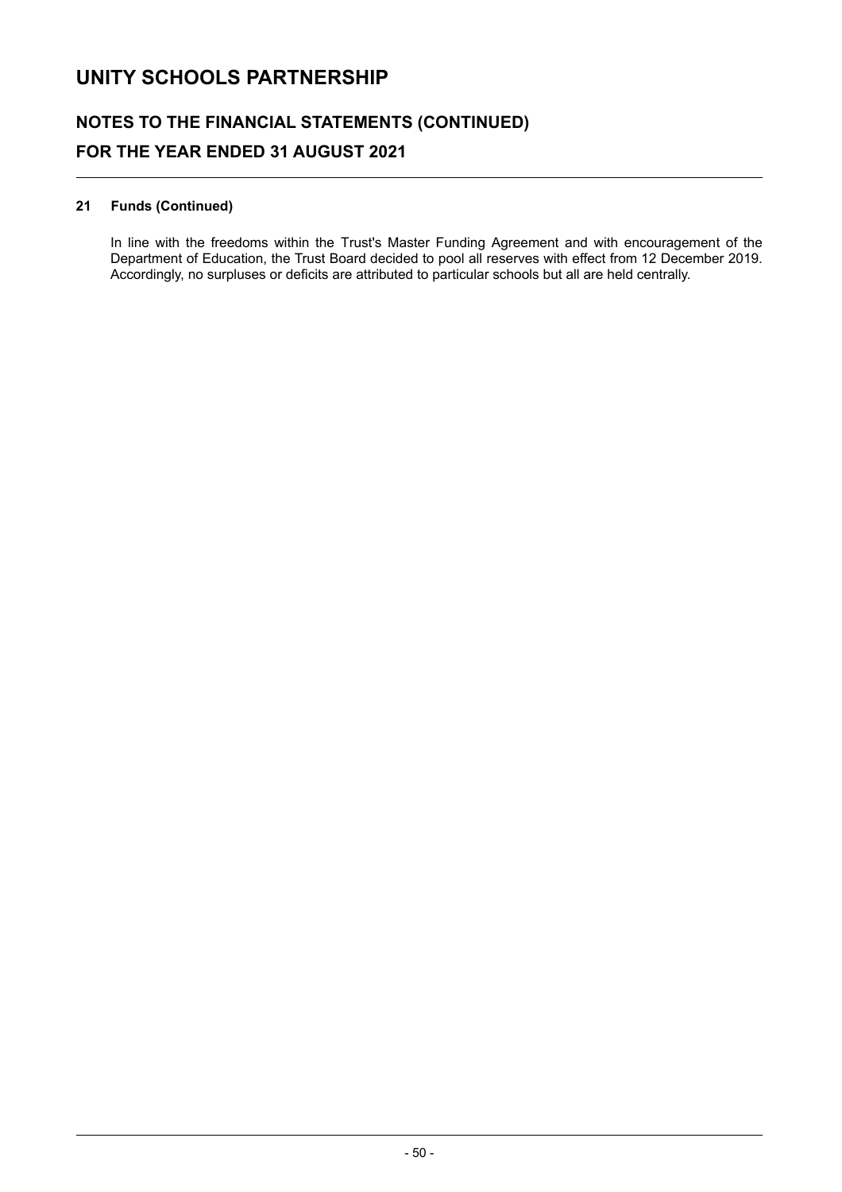## 21 Funds (Continued)

In line with the freedoms within the Trust's Master Funding Agreement and with encouragement of the Department of Education, the Trust Board decided to pool all reserves with effect from 12 December 2019. Accordingly, no surpluses or deficits are attributed to particular schools but all are held centrally.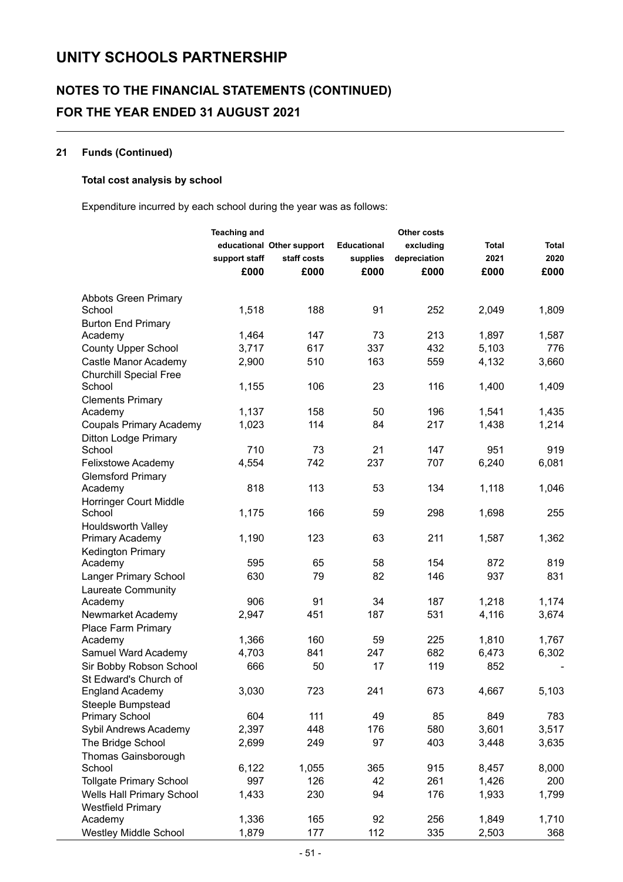# UNITY SCHOOLS PARTNERSHIP

## NOTES TO THE FINANCIAL STATEMENTS (CONTINUED)
## FOR THE YEAR ENDED 31 AUGUST 2021

### 21 Funds (Continued)

**Total cost analysis by school**

Expenditure incurred by each school during the year was as follows:

| | Teaching and educational support staff £000 | Other support staff costs £000 | Educational supplies £000 | Other costs excluding depreciation £000 | Total 2021 £000 | Total 2020 £000 |
|---|---|---|---|---|---|---|
| Abbots Green Primary School | 1,518 | 188 | 91 | 252 | 2,049 | 1,809 |
| Burton End Primary Academy | 1,464 | 147 | 73 | 213 | 1,897 | 1,587 |
| County Upper School | 3,717 | 617 | 337 | 432 | 5,103 | 776 |
| Castle Manor Academy | 2,900 | 510 | 163 | 559 | 4,132 | 3,660 |
| Churchill Special Free School | 1,155 | 106 | 23 | 116 | 1,400 | 1,409 |
| Clements Primary Academy | 1,137 | 158 | 50 | 196 | 1,541 | 1,435 |
| Coupals Primary Academy | 1,023 | 114 | 84 | 217 | 1,438 | 1,214 |
| Ditton Lodge Primary School | 710 | 73 | 21 | 147 | 951 | 919 |
| Felixstowe Academy | 4,554 | 742 | 237 | 707 | 6,240 | 6,081 |
| Glemsford Primary Academy | 818 | 113 | 53 | 134 | 1,118 | 1,046 |
| Horringer Court Middle School | 1,175 | 166 | 59 | 298 | 1,698 | 255 |
| Houldsworth Valley Primary Academy | 1,190 | 123 | 63 | 211 | 1,587 | 1,362 |
| Kedington Primary Academy | 595 | 65 | 58 | 154 | 872 | 819 |
| Langer Primary School | 630 | 79 | 82 | 146 | 937 | 831 |
| Laureate Community Academy | 906 | 91 | 34 | 187 | 1,218 | 1,174 |
| Newmarket Academy | 2,947 | 451 | 187 | 531 | 4,116 | 3,674 |
| Place Farm Primary Academy | 1,366 | 160 | 59 | 225 | 1,810 | 1,767 |
| Samuel Ward Academy | 4,703 | 841 | 247 | 682 | 6,473 | 6,302 |
| Sir Bobby Robson School | 666 | 50 | 17 | 119 | 852 | - |
| St Edward's Church of England Academy | 3,030 | 723 | 241 | 673 | 4,667 | 5,103 |
| Steeple Bumpstead Primary School | 604 | 111 | 49 | 85 | 849 | 783 |
| Sybil Andrews Academy | 2,397 | 448 | 176 | 580 | 3,601 | 3,517 |
| The Bridge School | 2,699 | 249 | 97 | 403 | 3,448 | 3,635 |
| Thomas Gainsborough School | 6,122 | 1,055 | 365 | 915 | 8,457 | 8,000 |
| Tollgate Primary School | 997 | 126 | 42 | 261 | 1,426 | 200 |
| Wells Hall Primary School | 1,433 | 230 | 94 | 176 | 1,933 | 1,799 |
| Westfield Primary Academy | 1,336 | 165 | 92 | 256 | 1,849 | 1,710 |
| Westley Middle School | 1,879 | 177 | 112 | 335 | 2,503 | 368 |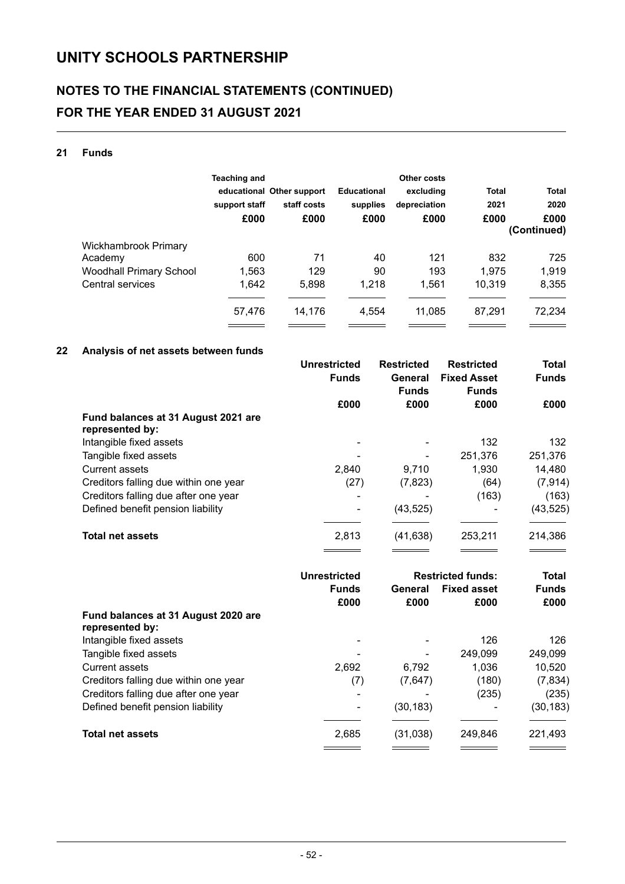# UNITY SCHOOLS PARTNERSHIP

## NOTES TO THE FINANCIAL STATEMENTS (CONTINUED)
## FOR THE YEAR ENDED 31 AUGUST 2021

### 21 Funds

| | Teaching and educational support staff £000 | Other support staff costs £000 | Educational supplies £000 | Other costs excluding depreciation £000 | Total 2021 £000 | Total 2020 £000 (Continued) |
|---|---|---|---|---|---|---|
| Wickhambrook Primary Academy | 600 | 71 | 40 | 121 | 832 | 725 |
| Woodhall Primary School | 1,563 | 129 | 90 | 193 | 1,975 | 1,919 |
| Central services | 1,642 | 5,898 | 1,218 | 1,561 | 10,319 | 8,355 |
| | 57,476 | 14,176 | 4,554 | 11,085 | 87,291 | 72,234 |

### 22 Analysis of net assets between funds

| | Unrestricted Funds £000 | Restricted General Funds £000 | Restricted Fixed Asset Funds £000 | Total Funds £000 |
|---|---|---|---|---|
| **Fund balances at 31 August 2021 are represented by:** | | | | |
| Intangible fixed assets | - | - | 132 | 132 |
| Tangible fixed assets | - | - | 251,376 | 251,376 |
| Current assets | 2,840 | 9,710 | 1,930 | 14,480 |
| Creditors falling due within one year | (27) | (7,823) | (64) | (7,914) |
| Creditors falling due after one year | - | - | (163) | (163) |
| Defined benefit pension liability | - | (43,525) | - | (43,525) |
| **Total net assets** | 2,813 | (41,638) | 253,211 | 214,386 |

| | Unrestricted Funds £000 | Restricted funds: General £000 | Fixed asset £000 | Total Funds £000 |
|---|---|---|---|---|
| **Fund balances at 31 August 2020 are represented by:** | | | | |
| Intangible fixed assets | - | - | 126 | 126 |
| Tangible fixed assets | - | - | 249,099 | 249,099 |
| Current assets | 2,692 | 6,792 | 1,036 | 10,520 |
| Creditors falling due within one year | (7) | (7,647) | (180) | (7,834) |
| Creditors falling due after one year | - | - | (235) | (235) |
| Defined benefit pension liability | - | (30,183) | - | (30,183) |
| **Total net assets** | 2,685 | (31,038) | 249,846 | 221,493 |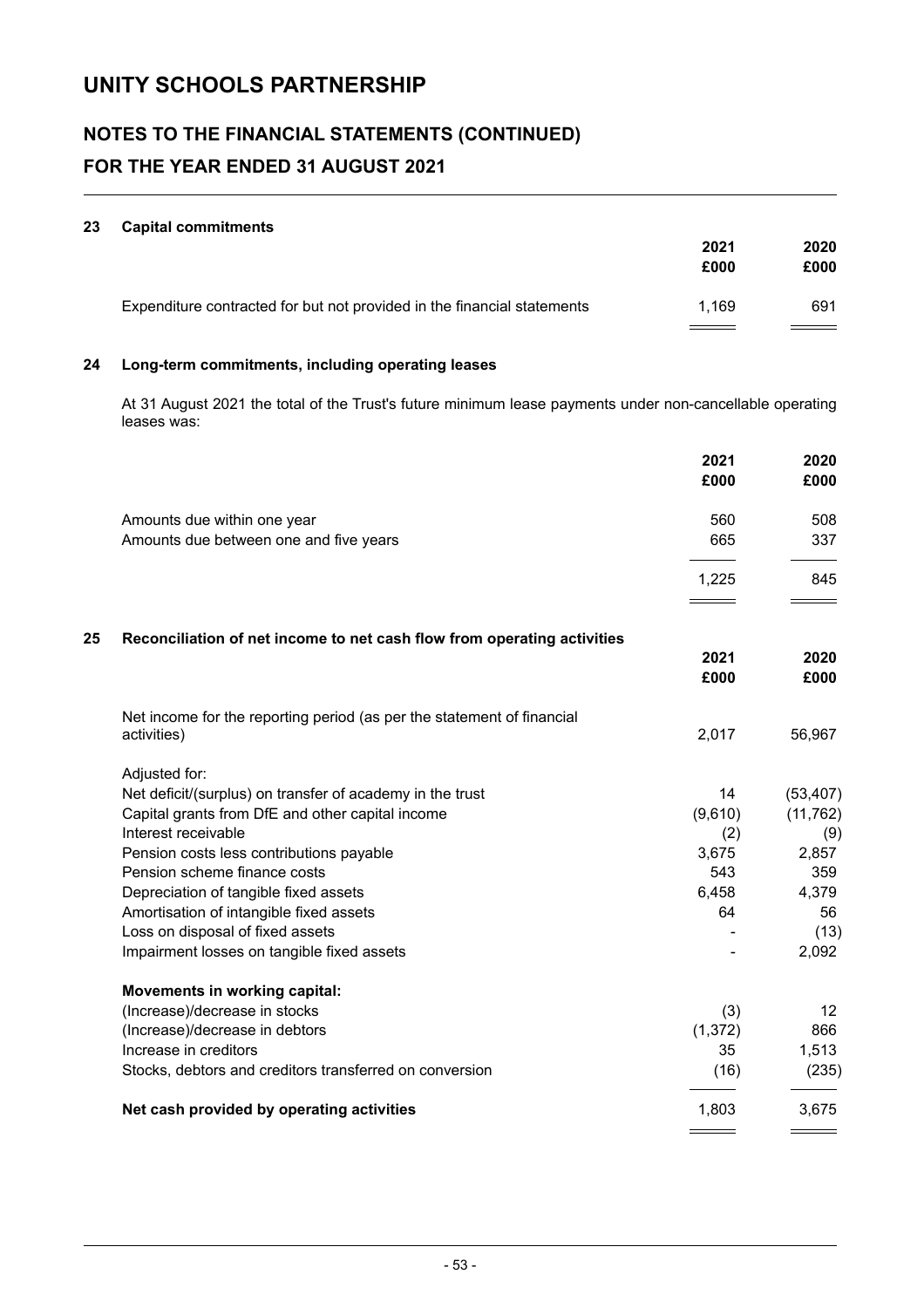# UNITY SCHOOLS PARTNERSHIP

## NOTES TO THE FINANCIAL STATEMENTS (CONTINUED)
## FOR THE YEAR ENDED 31 AUGUST 2021

### 23 Capital commitments

| | 2021 £000 | 2020 £000 |
|---|---|---|
| Expenditure contracted for but not provided in the financial statements | 1,169 | 691 |

### 24 Long-term commitments, including operating leases

At 31 August 2021 the total of the Trust's future minimum lease payments under non-cancellable operating leases was:

| | 2021 £000 | 2020 £000 |
|---|---|---|
| Amounts due within one year | 560 | 508 |
| Amounts due between one and five years | 665 | 337 |
| | 1,225 | 845 |

### 25 Reconciliation of net income to net cash flow from operating activities

| | 2021 £000 | 2020 £000 |
|---|---|---|
| Net income for the reporting period (as per the statement of financial activities) | 2,017 | 56,967 |
| Adjusted for: | | |
| Net deficit/(surplus) on transfer of academy in the trust | 14 | (53,407) |
| Capital grants from DfE and other capital income | (9,610) | (11,762) |
| Interest receivable | (2) | (9) |
| Pension costs less contributions payable | 3,675 | 2,857 |
| Pension scheme finance costs | 543 | 359 |
| Depreciation of tangible fixed assets | 6,458 | 4,379 |
| Amortisation of intangible fixed assets | 64 | 56 |
| Loss on disposal of fixed assets | - | (13) |
| Impairment losses on tangible fixed assets | - | 2,092 |
| **Movements in working capital:** | | |
| (Increase)/decrease in stocks | (3) | 12 |
| (Increase)/decrease in debtors | (1,372) | 866 |
| Increase in creditors | 35 | 1,513 |
| Stocks, debtors and creditors transferred on conversion | (16) | (235) |
| **Net cash provided by operating activities** | 1,803 | 3,675 |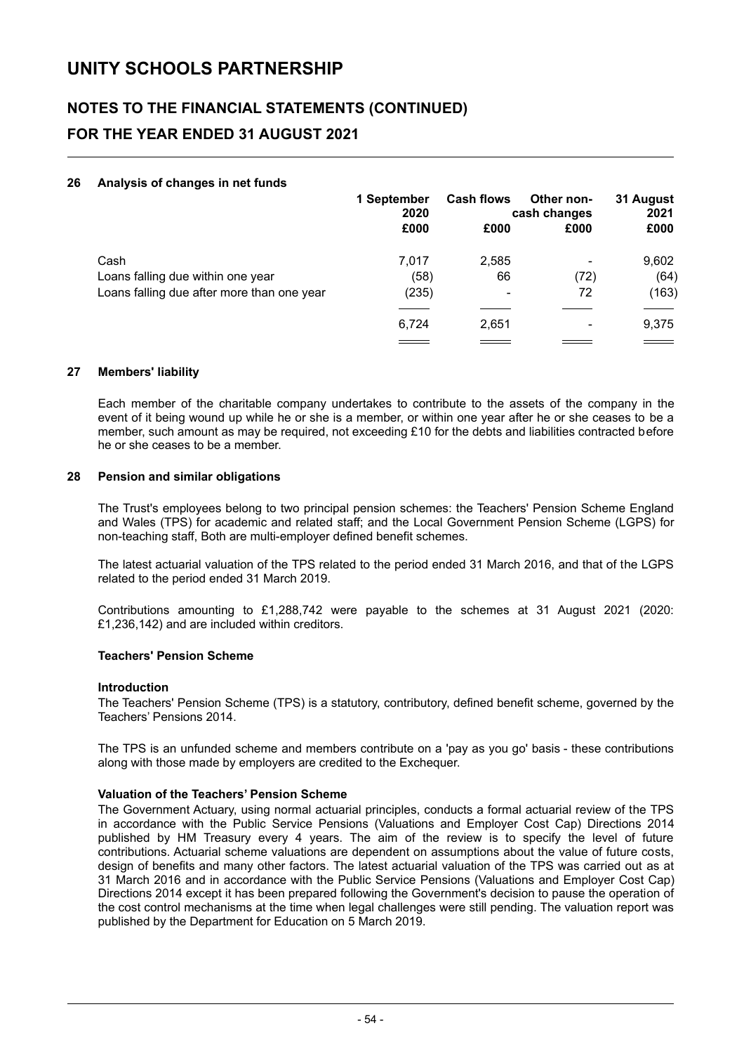## 26 Analysis of changes in net funds

| | 1 September 2020 | Cash flows | Other non-cash changes | 31 August 2021 |
|---|---|---|---|---|
| | £000 | £000 | £000 | £000 |
| Cash | 7,017 | 2,585 | - | 9,602 |
| Loans falling due within one year | (58) | 66 | (72) | (64) |
| Loans falling due after more than one year | (235) | - | 72 | (163) |
| | 6,724 | 2,651 | - | 9,375 |

## 27 Members' liability

Each member of the charitable company undertakes to contribute to the assets of the company in the event of it being wound up while he or she is a member, or within one year after he or she ceases to be a member, such amount as may be required, not exceeding £10 for the debts and liabilities contracted before he or she ceases to be a member.

## 28 Pension and similar obligations

The Trust's employees belong to two principal pension schemes: the Teachers' Pension Scheme England and Wales (TPS) for academic and related staff; and the Local Government Pension Scheme (LGPS) for non-teaching staff, Both are multi-employer defined benefit schemes.

The latest actuarial valuation of the TPS related to the period ended 31 March 2016, and that of the LGPS related to the period ended 31 March 2019.

Contributions amounting to £1,288,742 were payable to the schemes at 31 August 2021 (2020: £1,236,142) and are included within creditors.

### Teachers' Pension Scheme

**Introduction**

The Teachers' Pension Scheme (TPS) is a statutory, contributory, defined benefit scheme, governed by the Teachers' Pensions 2014.

The TPS is an unfunded scheme and members contribute on a 'pay as you go' basis - these contributions along with those made by employers are credited to the Exchequer.

**Valuation of the Teachers' Pension Scheme**

The Government Actuary, using normal actuarial principles, conducts a formal actuarial review of the TPS in accordance with the Public Service Pensions (Valuations and Employer Cost Cap) Directions 2014 published by HM Treasury every 4 years. The aim of the review is to specify the level of future contributions. Actuarial scheme valuations are dependent on assumptions about the value of future costs, design of benefits and many other factors. The latest actuarial valuation of the TPS was carried out as at 31 March 2016 and in accordance with the Public Service Pensions (Valuations and Employer Cost Cap) Directions 2014 except it has been prepared following the Government's decision to pause the operation of the cost control mechanisms at the time when legal challenges were still pending. The valuation report was published by the Department for Education on 5 March 2019.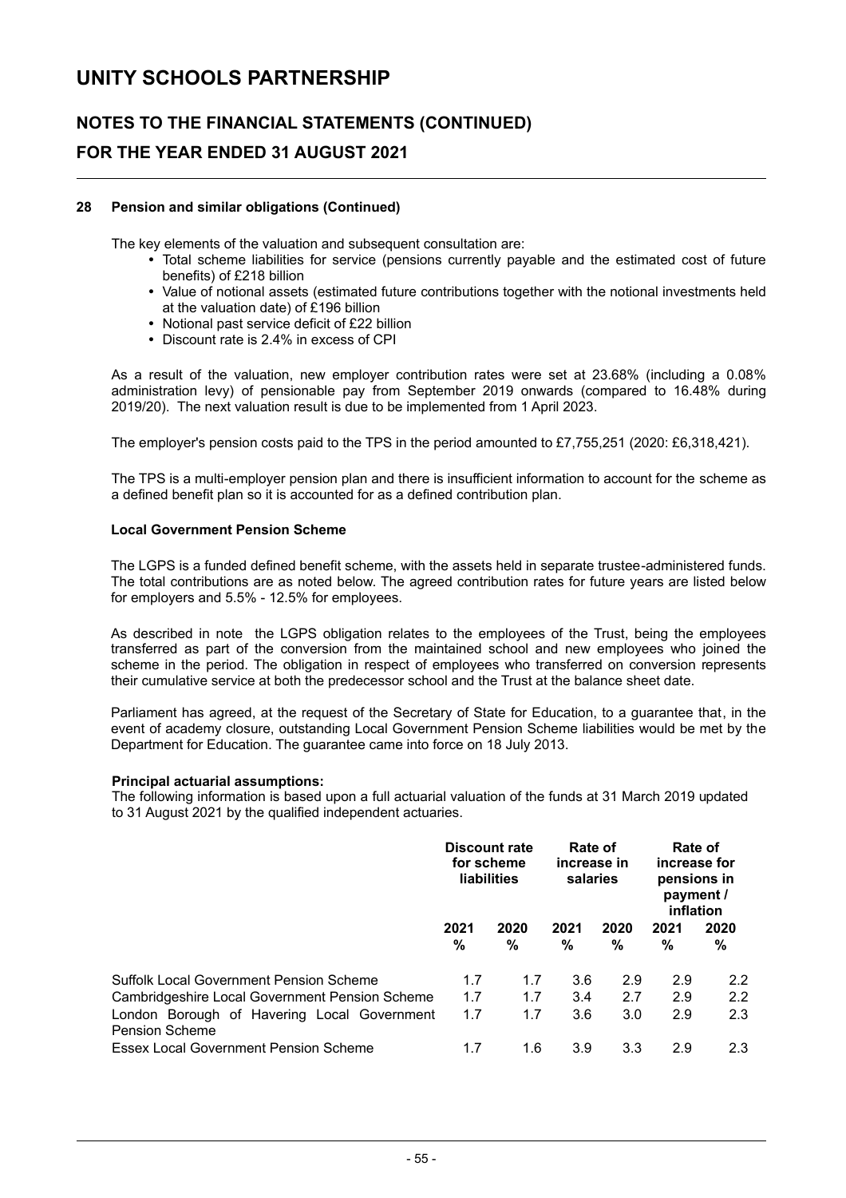# UNITY SCHOOLS PARTNERSHIP

## NOTES TO THE FINANCIAL STATEMENTS (CONTINUED)

## FOR THE YEAR ENDED 31 AUGUST 2021

### 28 Pension and similar obligations (Continued)

The key elements of the valuation and subsequent consultation are:

- Total scheme liabilities for service (pensions currently payable and the estimated cost of future benefits) of £218 billion
- Value of notional assets (estimated future contributions together with the notional investments held at the valuation date) of £196 billion
- Notional past service deficit of £22 billion
- Discount rate is 2.4% in excess of CPI

As a result of the valuation, new employer contribution rates were set at 23.68% (including a 0.08% administration levy) of pensionable pay from September 2019 onwards (compared to 16.48% during 2019/20). The next valuation result is due to be implemented from 1 April 2023.

The employer's pension costs paid to the TPS in the period amounted to £7,755,251 (2020: £6,318,421).

The TPS is a multi-employer pension plan and there is insufficient information to account for the scheme as a defined benefit plan so it is accounted for as a defined contribution plan.

**Local Government Pension Scheme**

The LGPS is a funded defined benefit scheme, with the assets held in separate trustee-administered funds. The total contributions are as noted below. The agreed contribution rates for future years are listed below for employers and 5.5% - 12.5% for employees.

As described in note the LGPS obligation relates to the employees of the Trust, being the employees transferred as part of the conversion from the maintained school and new employees who joined the scheme in the period. The obligation in respect of employees who transferred on conversion represents their cumulative service at both the predecessor school and the Trust at the balance sheet date.

Parliament has agreed, at the request of the Secretary of State for Education, to a guarantee that, in the event of academy closure, outstanding Local Government Pension Scheme liabilities would be met by the Department for Education. The guarantee came into force on 18 July 2013.

**Principal actuarial assumptions:**

The following information is based upon a full actuarial valuation of the funds at 31 March 2019 updated to 31 August 2021 by the qualified independent actuaries.

| | Discount rate for scheme liabilities | | Rate of increase in salaries | | Rate of increase for pensions in payment / inflation | |
|---|---|---|---|---|---|---|
| | 2021 % | 2020 % | 2021 % | 2020 % | 2021 % | 2020 % |
| Suffolk Local Government Pension Scheme | 1.7 | 1.7 | 3.6 | 2.9 | 2.9 | 2.2 |
| Cambridgeshire Local Government Pension Scheme | 1.7 | 1.7 | 3.4 | 2.7 | 2.9 | 2.2 |
| London Borough of Havering Local Government Pension Scheme | 1.7 | 1.7 | 3.6 | 3.0 | 2.9 | 2.3 |
| Essex Local Government Pension Scheme | 1.7 | 1.6 | 3.9 | 3.3 | 2.9 | 2.3 |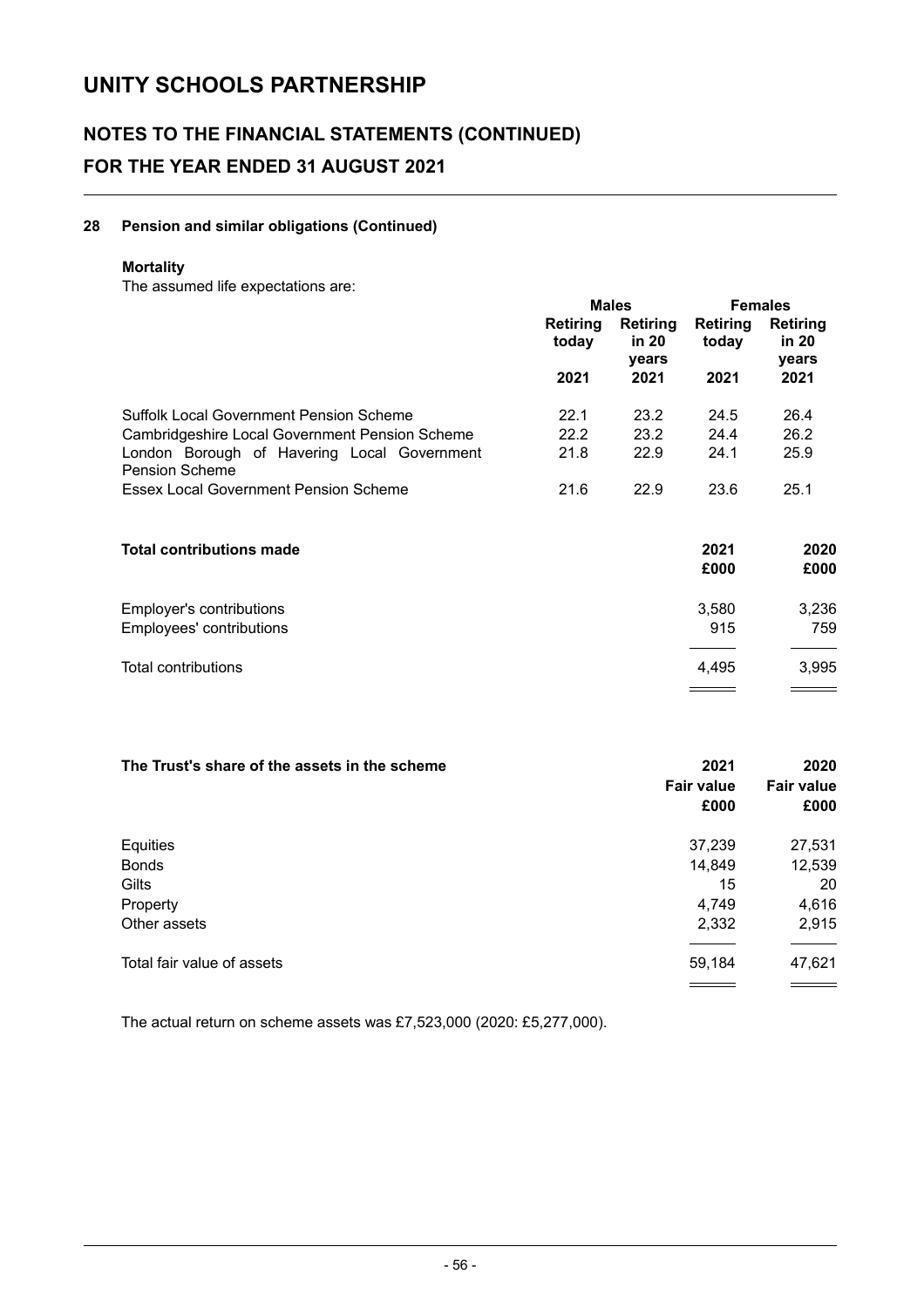# UNITY SCHOOLS PARTNERSHIP

## NOTES TO THE FINANCIAL STATEMENTS (CONTINUED)
## FOR THE YEAR ENDED 31 AUGUST 2021

### 28 Pension and similar obligations (Continued)

**Mortality**

The assumed life expectations are:

| | Males | | Females | |
|---|---|---|---|---|
| | **Retiring today** | **Retiring in 20 years** | **Retiring today** | **Retiring in 20 years** |
| | **2021** | **2021** | **2021** | **2021** |
| Suffolk Local Government Pension Scheme | 22.1 | 23.2 | 24.5 | 26.4 |
| Cambridgeshire Local Government Pension Scheme | 22.2 | 23.2 | 24.4 | 26.2 |
| London Borough of Havering Local Government Pension Scheme | 21.8 | 22.9 | 24.1 | 25.9 |
| Essex Local Government Pension Scheme | 21.6 | 22.9 | 23.6 | 25.1 |

| **Total contributions made** | **2021 £000** | **2020 £000** |
|---|---|---|
| Employer's contributions | 3,580 | 3,236 |
| Employees' contributions | 915 | 759 |
| Total contributions | 4,495 | 3,995 |

| **The Trust's share of the assets in the scheme** | **2021 Fair value £000** | **2020 Fair value £000** |
|---|---|---|
| Equities | 37,239 | 27,531 |
| Bonds | 14,849 | 12,539 |
| Gilts | 15 | 20 |
| Property | 4,749 | 4,616 |
| Other assets | 2,332 | 2,915 |
| Total fair value of assets | 59,184 | 47,621 |

The actual return on scheme assets was £7,523,000 (2020: £5,277,000).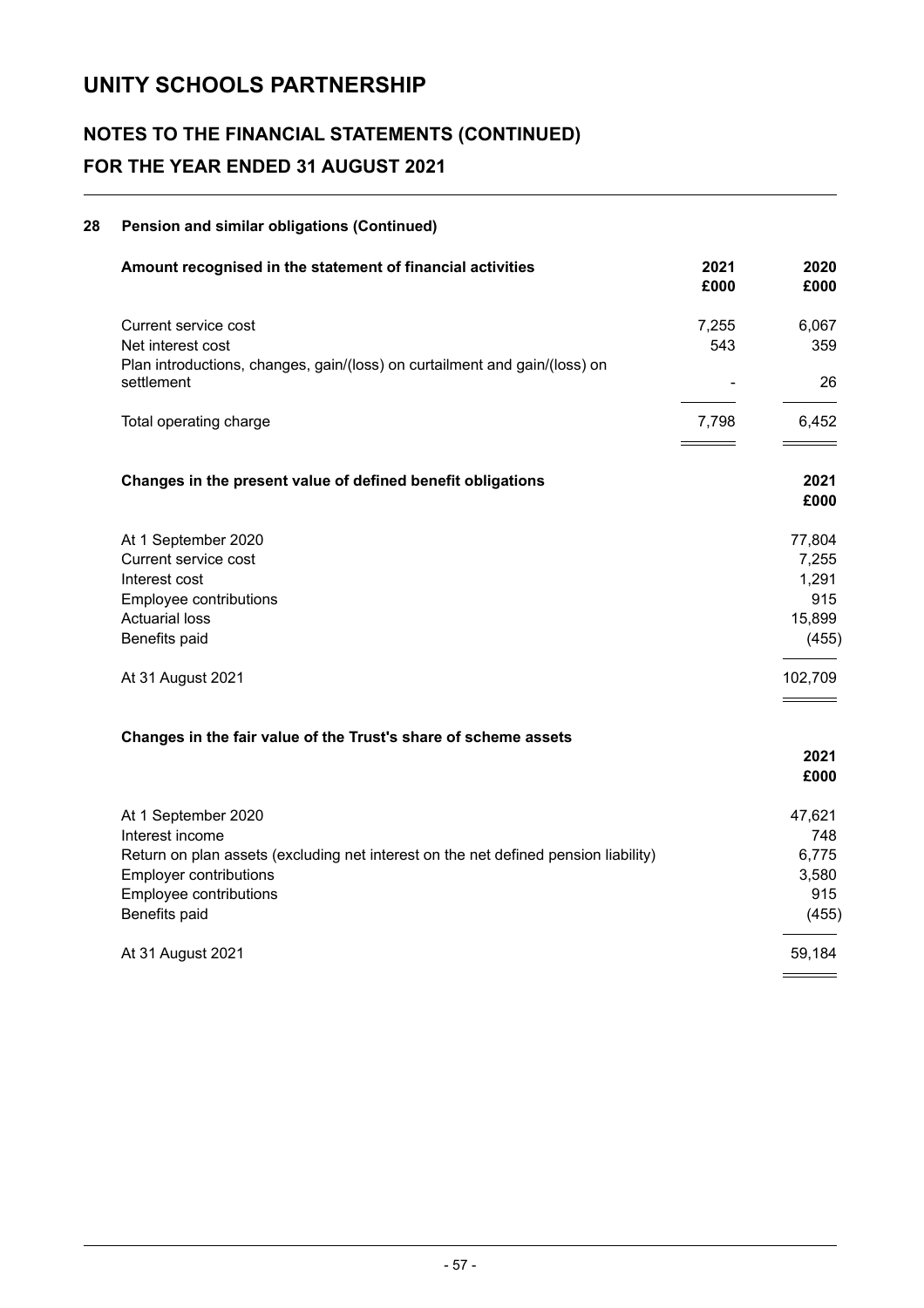# UNITY SCHOOLS PARTNERSHIP

## NOTES TO THE FINANCIAL STATEMENTS (CONTINUED)
## FOR THE YEAR ENDED 31 AUGUST 2021

### 28 Pension and similar obligations (Continued)

| Amount recognised in the statement of financial activities | 2021 £000 | 2020 £000 |
|---|---|---|
| Current service cost | 7,255 | 6,067 |
| Net interest cost | 543 | 359 |
| Plan introductions, changes, gain/(loss) on curtailment and gain/(loss) on settlement | - | 26 |
| Total operating charge | 7,798 | 6,452 |

| Changes in the present value of defined benefit obligations | 2021 £000 |
|---|---|
| At 1 September 2020 | 77,804 |
| Current service cost | 7,255 |
| Interest cost | 1,291 |
| Employee contributions | 915 |
| Actuarial loss | 15,899 |
| Benefits paid | (455) |
| At 31 August 2021 | 102,709 |

| Changes in the fair value of the Trust's share of scheme assets | 2021 £000 |
|---|---|
| At 1 September 2020 | 47,621 |
| Interest income | 748 |
| Return on plan assets (excluding net interest on the net defined pension liability) | 6,775 |
| Employer contributions | 3,580 |
| Employee contributions | 915 |
| Benefits paid | (455) |
| At 31 August 2021 | 59,184 |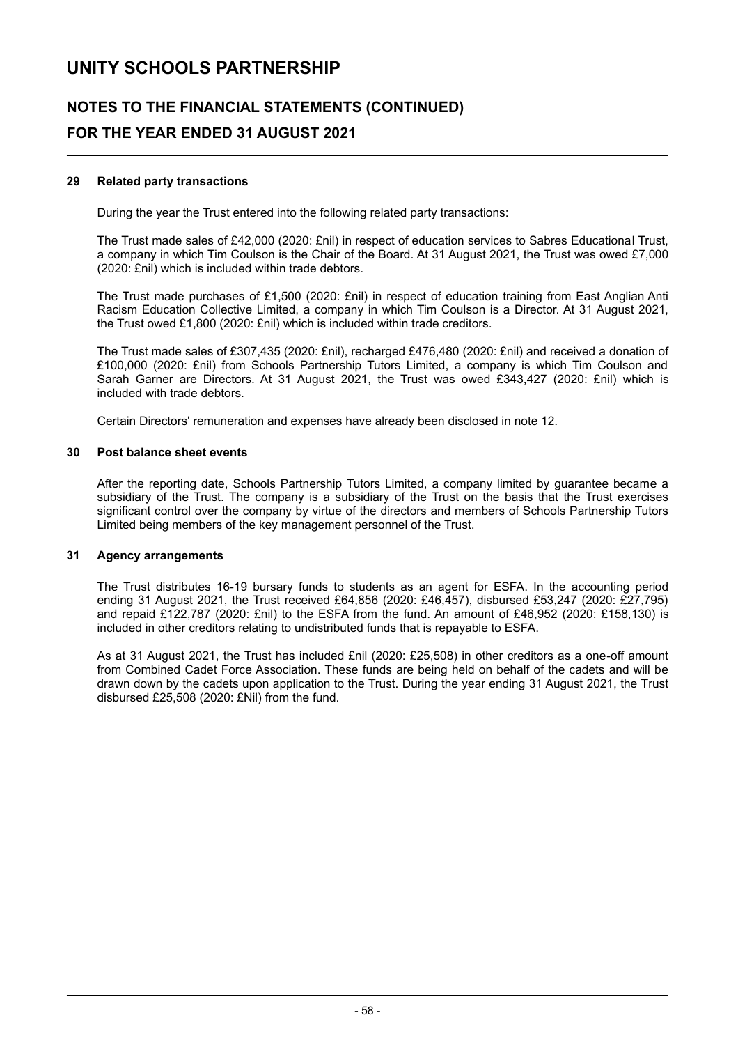# UNITY SCHOOLS PARTNERSHIP

## NOTES TO THE FINANCIAL STATEMENTS (CONTINUED)

## FOR THE YEAR ENDED 31 AUGUST 2021

### 29 Related party transactions

During the year the Trust entered into the following related party transactions:

The Trust made sales of £42,000 (2020: £nil) in respect of education services to Sabres Educational Trust, a company in which Tim Coulson is the Chair of the Board. At 31 August 2021, the Trust was owed £7,000 (2020: £nil) which is included within trade debtors.

The Trust made purchases of £1,500 (2020: £nil) in respect of education training from East Anglian Anti Racism Education Collective Limited, a company in which Tim Coulson is a Director. At 31 August 2021, the Trust owed £1,800 (2020: £nil) which is included within trade creditors.

The Trust made sales of £307,435 (2020: £nil), recharged £476,480 (2020: £nil) and received a donation of £100,000 (2020: £nil) from Schools Partnership Tutors Limited, a company is which Tim Coulson and Sarah Garner are Directors. At 31 August 2021, the Trust was owed £343,427 (2020: £nil) which is included with trade debtors.

Certain Directors' remuneration and expenses have already been disclosed in note 12.

### 30 Post balance sheet events

After the reporting date, Schools Partnership Tutors Limited, a company limited by guarantee became a subsidiary of the Trust. The company is a subsidiary of the Trust on the basis that the Trust exercises significant control over the company by virtue of the directors and members of Schools Partnership Tutors Limited being members of the key management personnel of the Trust.

### 31 Agency arrangements

The Trust distributes 16-19 bursary funds to students as an agent for ESFA. In the accounting period ending 31 August 2021, the Trust received £64,856 (2020: £46,457), disbursed £53,247 (2020: £27,795) and repaid £122,787 (2020: £nil) to the ESFA from the fund. An amount of £46,952 (2020: £158,130) is included in other creditors relating to undistributed funds that is repayable to ESFA.

As at 31 August 2021, the Trust has included £nil (2020: £25,508) in other creditors as a one-off amount from Combined Cadet Force Association. These funds are being held on behalf of the cadets and will be drawn down by the cadets upon application to the Trust. During the year ending 31 August 2021, the Trust disbursed £25,508 (2020: £Nil) from the fund.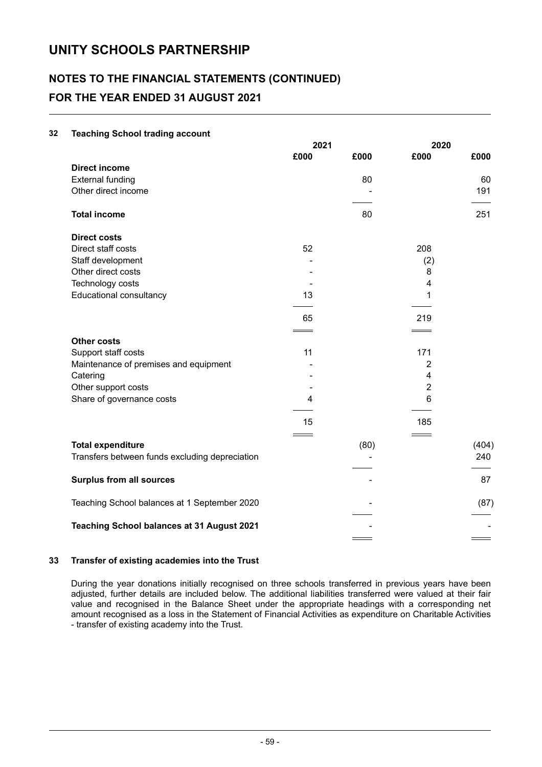# UNITY SCHOOLS PARTNERSHIP

## NOTES TO THE FINANCIAL STATEMENTS (CONTINUED)

## FOR THE YEAR ENDED 31 AUGUST 2021

### 32 Teaching School trading account

| | 2021 | | 2020 | |
|---|---|---|---|---|
| | £000 | £000 | £000 | £000 |
| **Direct income** | | | | |
| External funding | | 80 | | 60 |
| Other direct income | | - | | 191 |
| **Total income** | | 80 | | 251 |
| **Direct costs** | | | | |
| Direct staff costs | 52 | | 208 | |
| Staff development | - | | (2) | |
| Other direct costs | - | | 8 | |
| Technology costs | - | | 4 | |
| Educational consultancy | 13 | | 1 | |
| | 65 | | 219 | |
| **Other costs** | | | | |
| Support staff costs | 11 | | 171 | |
| Maintenance of premises and equipment | - | | 2 | |
| Catering | - | | 4 | |
| Other support costs | - | | 2 | |
| Share of governance costs | 4 | | 6 | |
| | 15 | | 185 | |
| **Total expenditure** | | (80) | | (404) |
| Transfers between funds excluding depreciation | | - | | 240 |
| **Surplus from all sources** | | - | | 87 |
| Teaching School balances at 1 September 2020 | | - | | (87) |
| **Teaching School balances at 31 August 2021** | | - | | - |

### 33 Transfer of existing academies into the Trust

During the year donations initially recognised on three schools transferred in previous years have been adjusted, further details are included below. The additional liabilities transferred were valued at their fair value and recognised in the Balance Sheet under the appropriate headings with a corresponding net amount recognised as a loss in the Statement of Financial Activities as expenditure on Charitable Activities - transfer of existing academy into the Trust.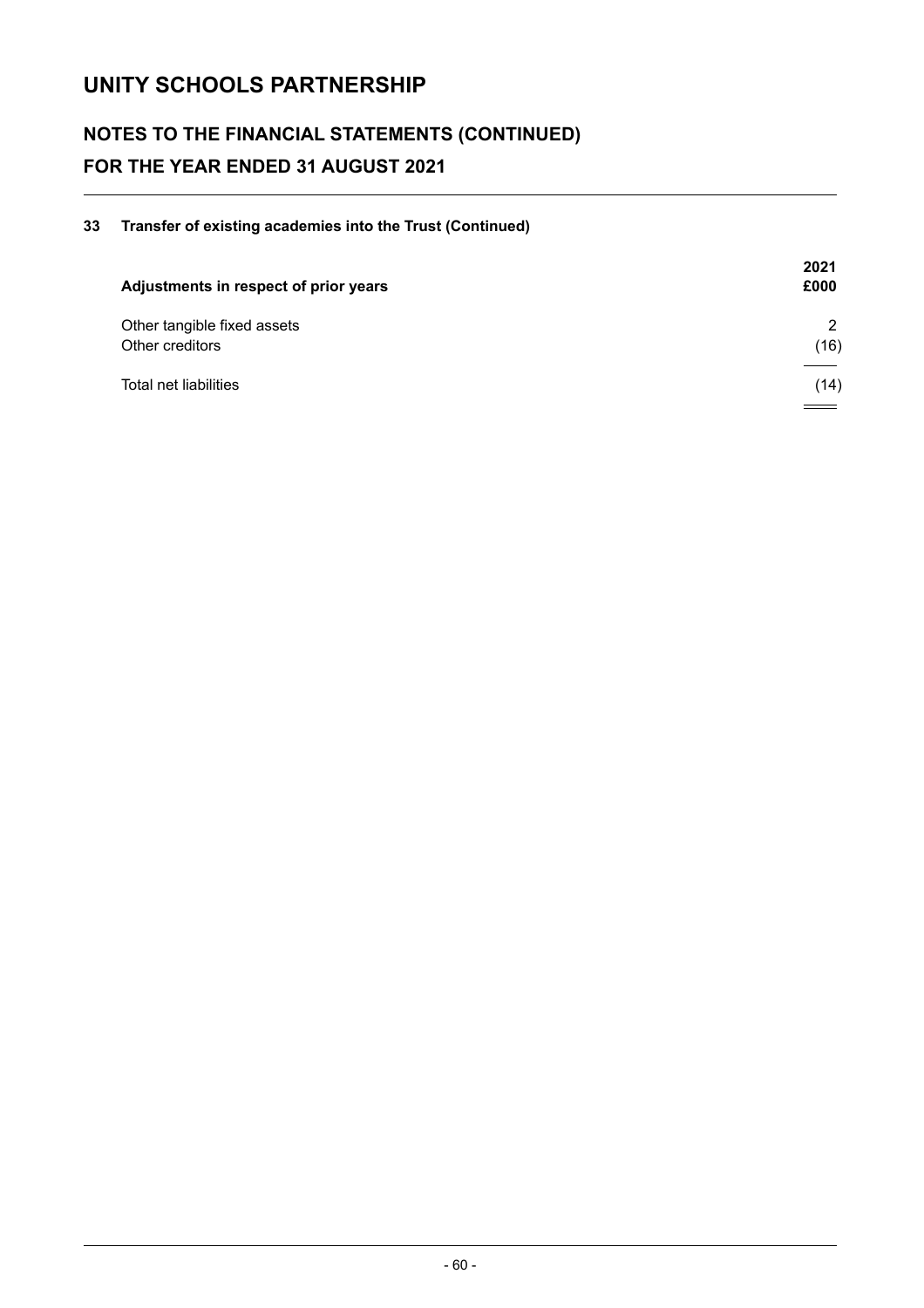# UNITY SCHOOLS PARTNERSHIP

## NOTES TO THE FINANCIAL STATEMENTS (CONTINUED)

## FOR THE YEAR ENDED 31 AUGUST 2021

### 33 Transfer of existing academies into the Trust (Continued)

| Adjustments in respect of prior years | 2021 £000 |
|---|---|
| Other tangible fixed assets | 2 |
| Other creditors | (16) |
| Total net liabilities | (14) |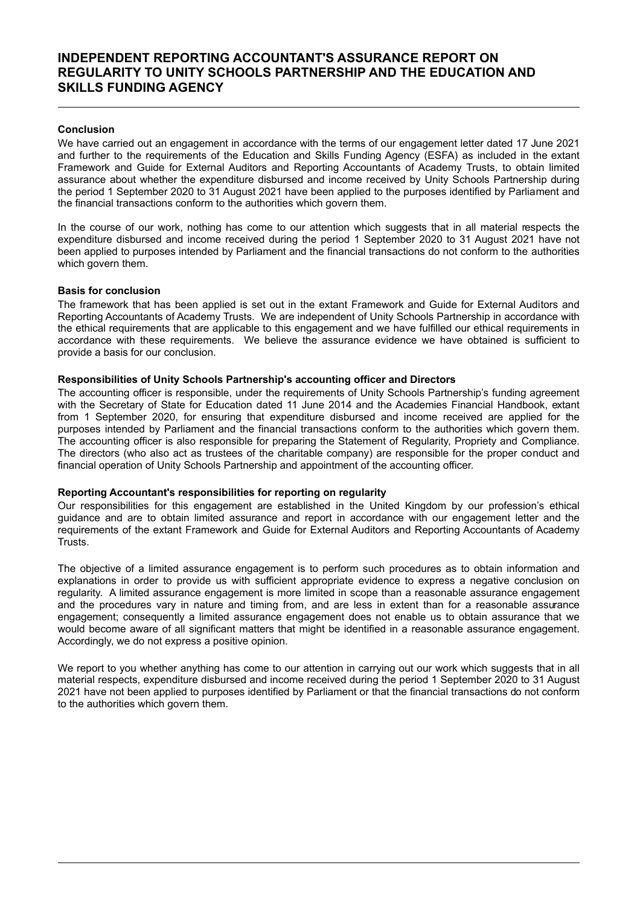# INDEPENDENT REPORTING ACCOUNTANT'S ASSURANCE REPORT ON REGULARITY TO UNITY SCHOOLS PARTNERSHIP AND THE EDUCATION AND SKILLS FUNDING AGENCY

**Conclusion**

We have carried out an engagement in accordance with the terms of our engagement letter dated 17 June 2021 and further to the requirements of the Education and Skills Funding Agency (ESFA) as included in the extant Framework and Guide for External Auditors and Reporting Accountants of Academy Trusts, to obtain limited assurance about whether the expenditure disbursed and income received by Unity Schools Partnership during the period 1 September 2020 to 31 August 2021 have been applied to the purposes identified by Parliament and the financial transactions conform to the authorities which govern them.

In the course of our work, nothing has come to our attention which suggests that in all material respects the expenditure disbursed and income received during the period 1 September 2020 to 31 August 2021 have not been applied to purposes intended by Parliament and the financial transactions do not conform to the authorities which govern them.

**Basis for conclusion**

The framework that has been applied is set out in the extant Framework and Guide for External Auditors and Reporting Accountants of Academy Trusts. We are independent of Unity Schools Partnership in accordance with the ethical requirements that are applicable to this engagement and we have fulfilled our ethical requirements in accordance with these requirements. We believe the assurance evidence we have obtained is sufficient to provide a basis for our conclusion.

**Responsibilities of Unity Schools Partnership's accounting officer and Directors**

The accounting officer is responsible, under the requirements of Unity Schools Partnership's funding agreement with the Secretary of State for Education dated 11 June 2014 and the Academies Financial Handbook, extant from 1 September 2020, for ensuring that expenditure disbursed and income received are applied for the purposes intended by Parliament and the financial transactions conform to the authorities which govern them. The accounting officer is also responsible for preparing the Statement of Regularity, Propriety and Compliance. The directors (who also act as trustees of the charitable company) are responsible for the proper conduct and financial operation of Unity Schools Partnership and appointment of the accounting officer.

**Reporting Accountant's responsibilities for reporting on regularity**

Our responsibilities for this engagement are established in the United Kingdom by our profession's ethical guidance and are to obtain limited assurance and report in accordance with our engagement letter and the requirements of the extant Framework and Guide for External Auditors and Reporting Accountants of Academy Trusts.

The objective of a limited assurance engagement is to perform such procedures as to obtain information and explanations in order to provide us with sufficient appropriate evidence to express a negative conclusion on regularity. A limited assurance engagement is more limited in scope than a reasonable assurance engagement and the procedures vary in nature and timing from, and are less in extent than for a reasonable assurance engagement; consequently a limited assurance engagement does not enable us to obtain assurance that we would become aware of all significant matters that might be identified in a reasonable assurance engagement. Accordingly, we do not express a positive opinion.

We report to you whether anything has come to our attention in carrying out our work which suggests that in all material respects, expenditure disbursed and income received during the period 1 September 2020 to 31 August 2021 have not been applied to purposes identified by Parliament or that the financial transactions do not conform to the authorities which govern them.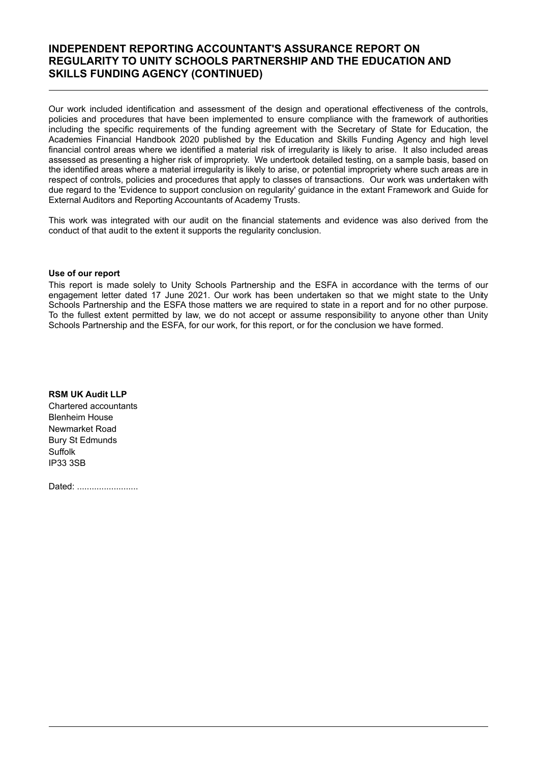## INDEPENDENT REPORTING ACCOUNTANT'S ASSURANCE REPORT ON REGULARITY TO UNITY SCHOOLS PARTNERSHIP AND THE EDUCATION AND SKILLS FUNDING AGENCY (CONTINUED)

Our work included identification and assessment of the design and operational effectiveness of the controls, policies and procedures that have been implemented to ensure compliance with the framework of authorities including the specific requirements of the funding agreement with the Secretary of State for Education, the Academies Financial Handbook 2020 published by the Education and Skills Funding Agency and high level financial control areas where we identified a material risk of irregularity is likely to arise. It also included areas assessed as presenting a higher risk of impropriety. We undertook detailed testing, on a sample basis, based on the identified areas where a material irregularity is likely to arise, or potential impropriety where such areas are in respect of controls, policies and procedures that apply to classes of transactions. Our work was undertaken with due regard to the 'Evidence to support conclusion on regularity' guidance in the extant Framework and Guide for External Auditors and Reporting Accountants of Academy Trusts.

This work was integrated with our audit on the financial statements and evidence was also derived from the conduct of that audit to the extent it supports the regularity conclusion.

**Use of our report**

This report is made solely to Unity Schools Partnership and the ESFA in accordance with the terms of our engagement letter dated 17 June 2021. Our work has been undertaken so that we might state to the Unity Schools Partnership and the ESFA those matters we are required to state in a report and for no other purpose. To the fullest extent permitted by law, we do not accept or assume responsibility to anyone other than Unity Schools Partnership and the ESFA, for our work, for this report, or for the conclusion we have formed.

**RSM UK Audit LLP**
Chartered accountants
Blenheim House
Newmarket Road
Bury St Edmunds
Suffolk
IP33 3SB

Dated: .........................